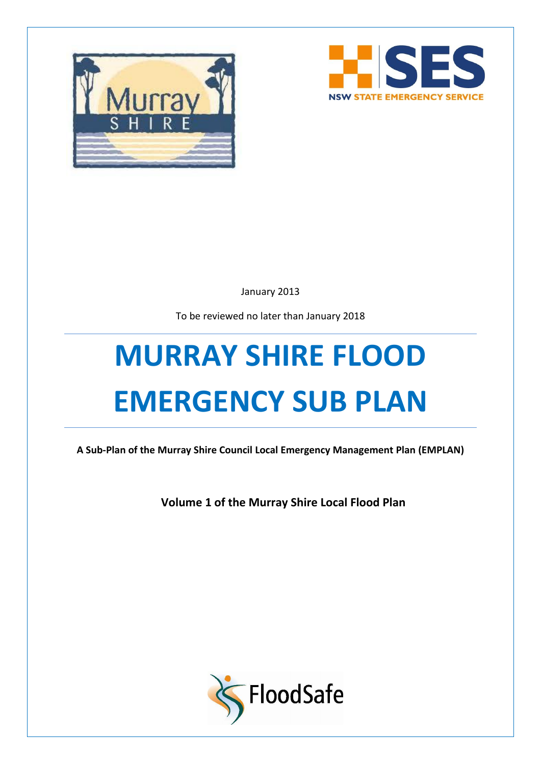January 2013

To be reviewed no later than January 2018

# MURRAY SHIRE FLOOD EMERGENCY SUB PLAN

**A Sub-Plan of the Murray Shire Council Local Emergency Management Plan (EMPLAN)**

**Volume 1 of the Murray Shire Local Flood Plan**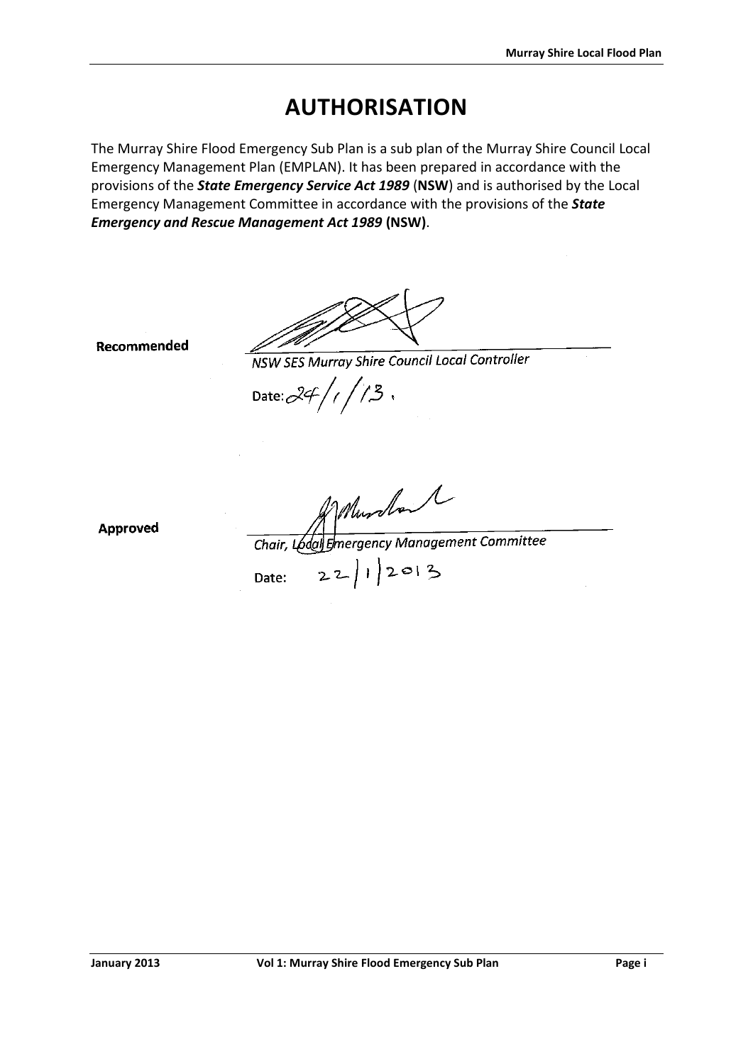# AUTHORISATION

The Murray Shire Flood Emergency Sub Plan is a sub plan of the Murray Shire Council Local Emergency Management Plan (EMPLAN). It has been prepared in accordance with the provisions of the ***State Emergency Service Act 1989*** (**NSW**) and is authorised by the Local Emergency Management Committee in accordance with the provisions of the ***State Emergency and Rescue Management Act 1989*** **(NSW)**.

**Recommended**

*NSW SES Murray Shire Council Local Controller*

Date: 24/1/13.

**Approved**

*Chair, Local Emergency Management Committee*

Date: 22/1/2013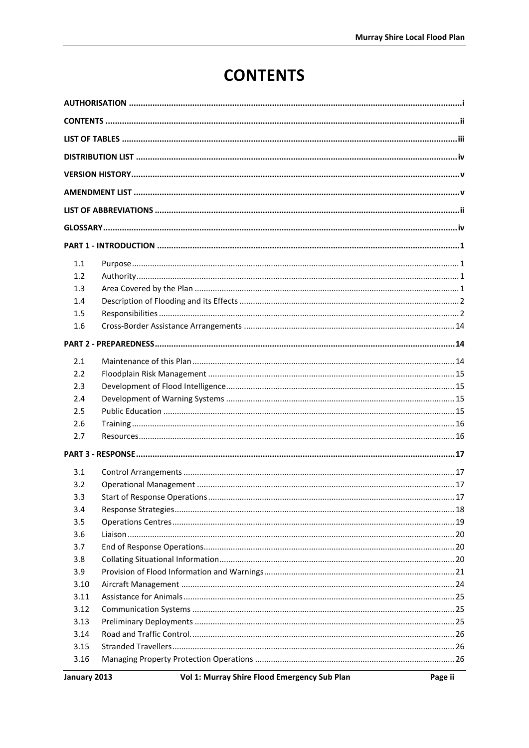# CONTENTS

| | | |
|---|---|---|
| **AUTHORISATION** | | **i** |
| **CONTENTS** | | **ii** |
| **LIST OF TABLES** | | **iii** |
| **DISTRIBUTION LIST** | | **iv** |
| **VERSION HISTORY** | | **v** |
| **AMENDMENT LIST** | | **v** |
| **LIST OF ABBREVIATIONS** | | **ii** |
| **GLOSSARY** | | **iv** |
| **PART 1 - INTRODUCTION** | | **1** |
| 1.1 | Purpose | 1 |
| 1.2 | Authority | 1 |
| 1.3 | Area Covered by the Plan | 1 |
| 1.4 | Description of Flooding and its Effects | 2 |
| 1.5 | Responsibilities | 2 |
| 1.6 | Cross-Border Assistance Arrangements | 14 |
| **PART 2 - PREPAREDNESS** | | **14** |
| 2.1 | Maintenance of this Plan | 14 |
| 2.2 | Floodplain Risk Management | 15 |
| 2.3 | Development of Flood Intelligence | 15 |
| 2.4 | Development of Warning Systems | 15 |
| 2.5 | Public Education | 15 |
| 2.6 | Training | 16 |
| 2.7 | Resources | 16 |
| **PART 3 - RESPONSE** | | **17** |
| 3.1 | Control Arrangements | 17 |
| 3.2 | Operational Management | 17 |
| 3.3 | Start of Response Operations | 17 |
| 3.4 | Response Strategies | 18 |
| 3.5 | Operations Centres | 19 |
| 3.6 | Liaison | 20 |
| 3.7 | End of Response Operations | 20 |
| 3.8 | Collating Situational Information | 20 |
| 3.9 | Provision of Flood Information and Warnings | 21 |
| 3.10 | Aircraft Management | 24 |
| 3.11 | Assistance for Animals | 25 |
| 3.12 | Communication Systems | 25 |
| 3.13 | Preliminary Deployments | 25 |
| 3.14 | Road and Traffic Control. | 26 |
| 3.15 | Stranded Travellers | 26 |
| 3.16 | Managing Property Protection Operations | 26 |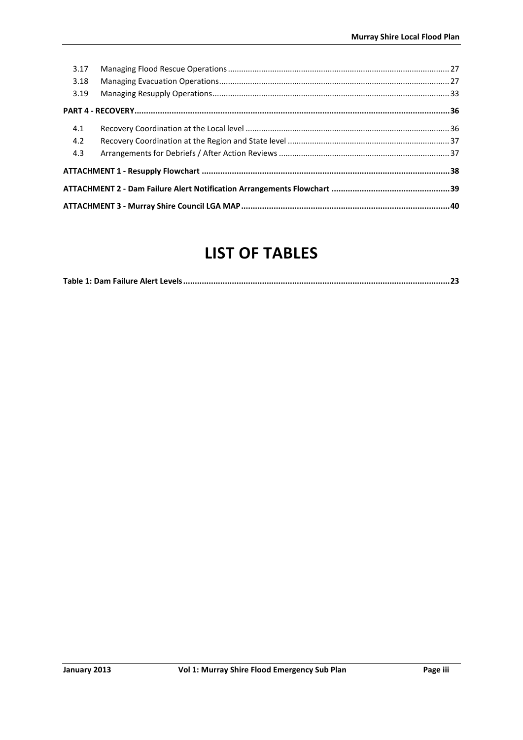| | | |
|---|---|---|
| 3.17 | Managing Flood Rescue Operations | 27 |
| 3.18 | Managing Evacuation Operations | 27 |
| 3.19 | Managing Resupply Operations | 33 |
| **PART 4 - RECOVERY** | | **36** |
| 4.1 | Recovery Coordination at the Local level | 36 |
| 4.2 | Recovery Coordination at the Region and State level | 37 |
| 4.3 | Arrangements for Debriefs / After Action Reviews | 37 |
| **ATTACHMENT 1 - Resupply Flowchart** | | **38** |
| **ATTACHMENT 2 - Dam Failure Alert Notification Arrangements Flowchart** | | **39** |
| **ATTACHMENT 3 - Murray Shire Council LGA MAP** | | **40** |

# LIST OF TABLES

**Table 1: Dam Failure Alert Levels** .......... **23**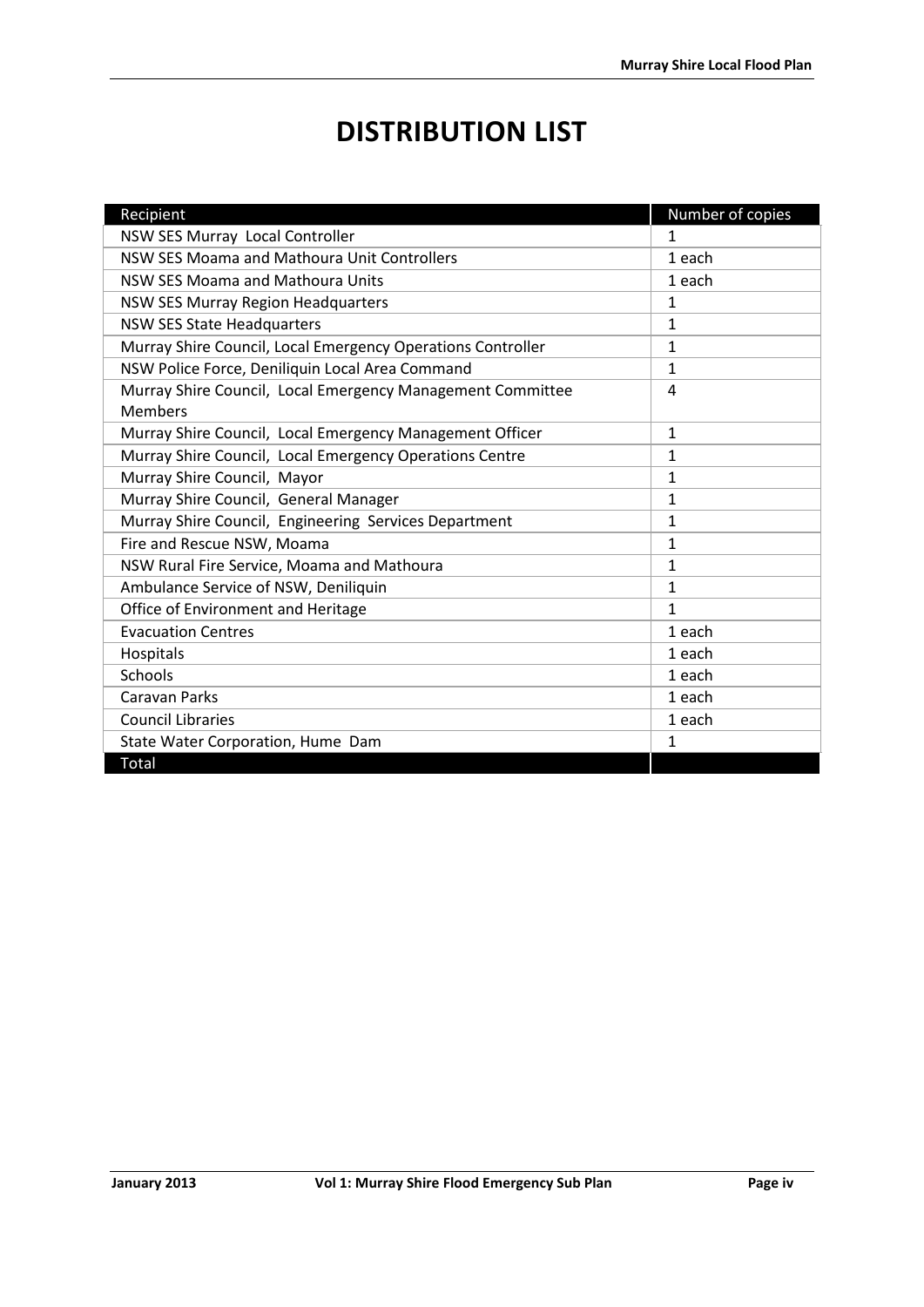# DISTRIBUTION LIST

| Recipient | Number of copies |
|---|---|
| NSW SES Murray Local Controller | 1 |
| NSW SES Moama and Mathoura Unit Controllers | 1 each |
| NSW SES Moama and Mathoura Units | 1 each |
| NSW SES Murray Region Headquarters | 1 |
| NSW SES State Headquarters | 1 |
| Murray Shire Council, Local Emergency Operations Controller | 1 |
| NSW Police Force, Deniliquin Local Area Command | 1 |
| Murray Shire Council, Local Emergency Management Committee Members | 4 |
| Murray Shire Council, Local Emergency Management Officer | 1 |
| Murray Shire Council, Local Emergency Operations Centre | 1 |
| Murray Shire Council, Mayor | 1 |
| Murray Shire Council, General Manager | 1 |
| Murray Shire Council, Engineering Services Department | 1 |
| Fire and Rescue NSW, Moama | 1 |
| NSW Rural Fire Service, Moama and Mathoura | 1 |
| Ambulance Service of NSW, Deniliquin | 1 |
| Office of Environment and Heritage | 1 |
| Evacuation Centres | 1 each |
| Hospitals | 1 each |
| Schools | 1 each |
| Caravan Parks | 1 each |
| Council Libraries | 1 each |
| State Water Corporation, Hume Dam | 1 |
| Total | |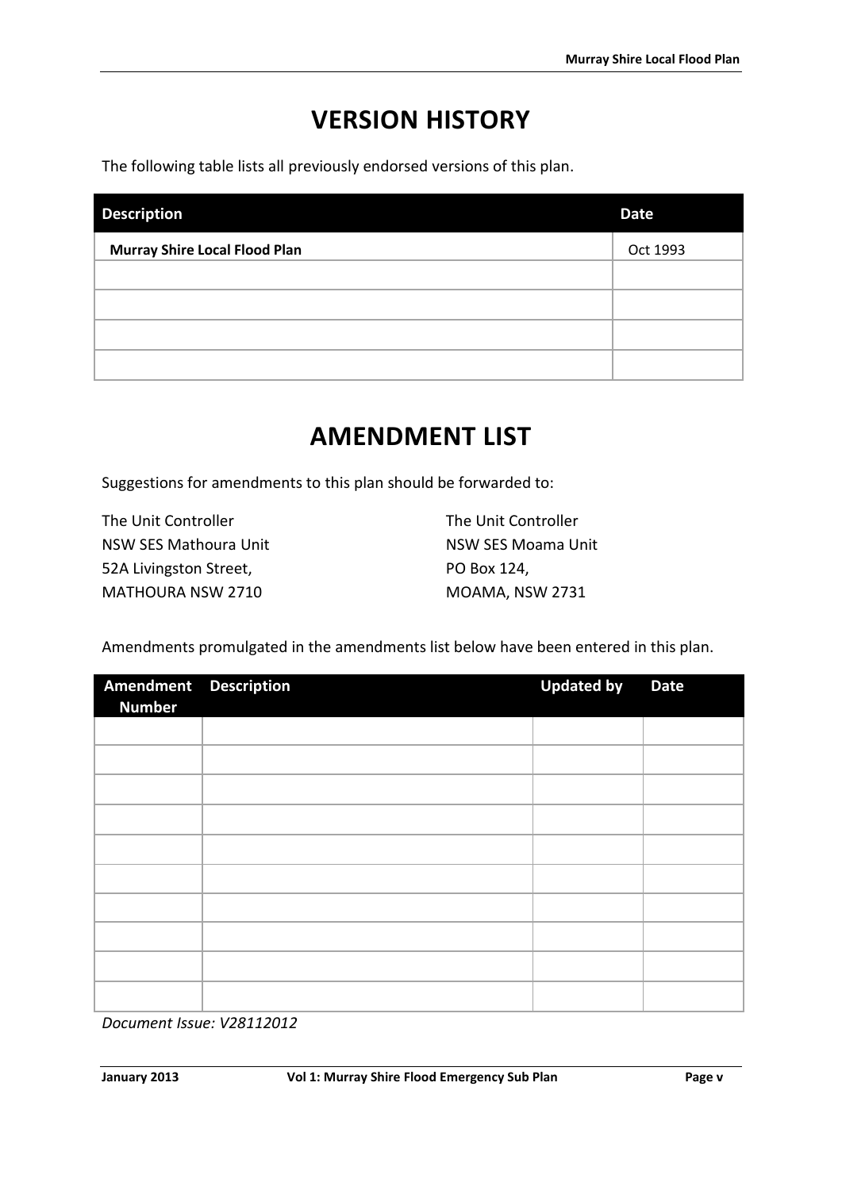# VERSION HISTORY

The following table lists all previously endorsed versions of this plan.

| Description | Date |
|---|---|
| **Murray Shire Local Flood Plan** | Oct 1993 |
| | |
| | |
| | |
| | |

# AMENDMENT LIST

Suggestions for amendments to this plan should be forwarded to:

The Unit Controller
NSW SES Mathoura Unit
52A Livingston Street,
MATHOURA NSW 2710

The Unit Controller
NSW SES Moama Unit
PO Box 124,
MOAMA, NSW 2731

Amendments promulgated in the amendments list below have been entered in this plan.

| Amendment Number | Description | Updated by | Date |
|---|---|---|---|
| | | | |
| | | | |
| | | | |
| | | | |
| | | | |
| | | | |
| | | | |
| | | | |
| | | | |
| | | | |

*Document Issue: V28112012*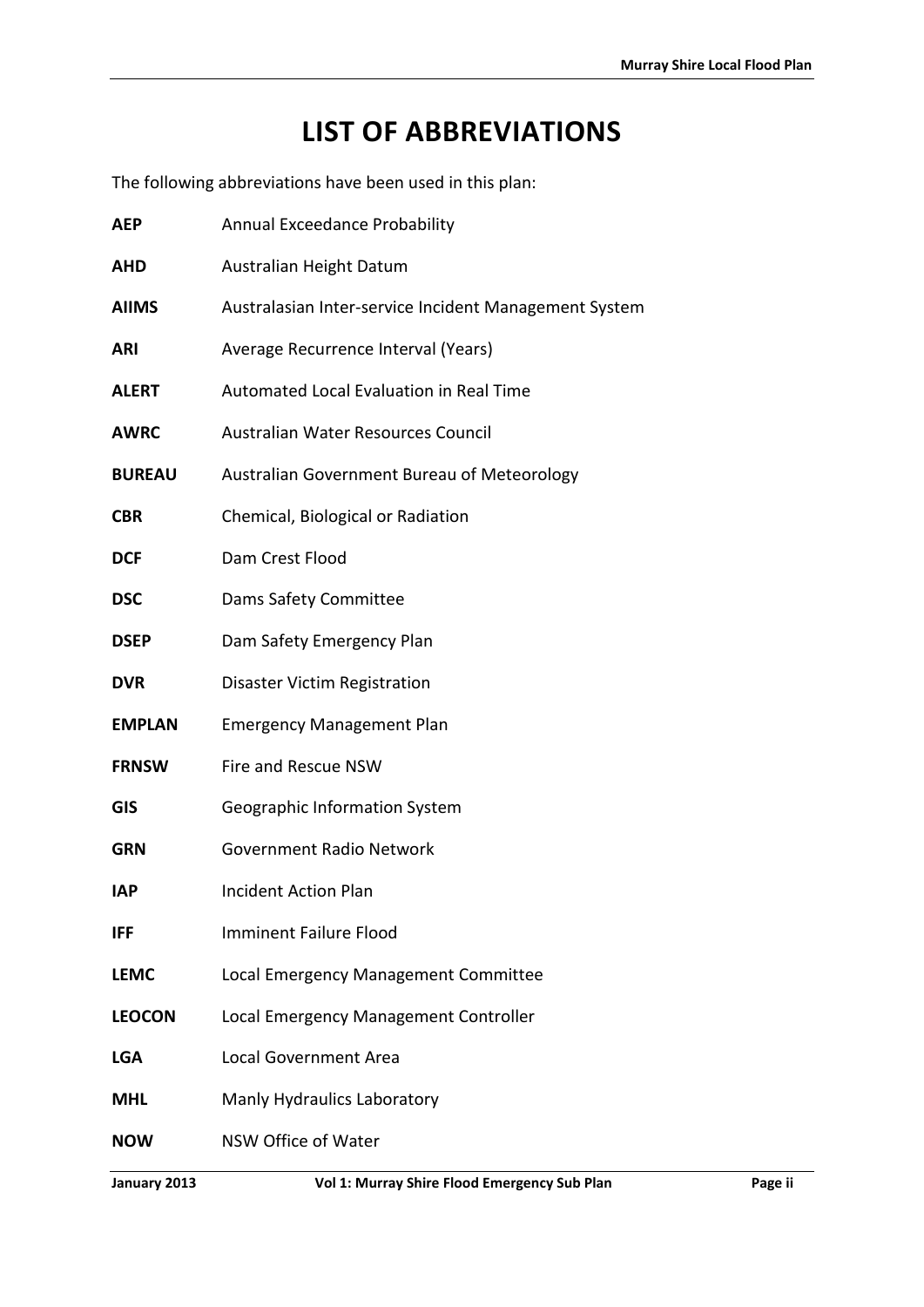# LIST OF ABBREVIATIONS

The following abbreviations have been used in this plan:

| | |
|---|---|
| **AEP** | Annual Exceedance Probability |
| **AHD** | Australian Height Datum |
| **AIIMS** | Australasian Inter-service Incident Management System |
| **ARI** | Average Recurrence Interval (Years) |
| **ALERT** | Automated Local Evaluation in Real Time |
| **AWRC** | Australian Water Resources Council |
| **BUREAU** | Australian Government Bureau of Meteorology |
| **CBR** | Chemical, Biological or Radiation |
| **DCF** | Dam Crest Flood |
| **DSC** | Dams Safety Committee |
| **DSEP** | Dam Safety Emergency Plan |
| **DVR** | Disaster Victim Registration |
| **EMPLAN** | Emergency Management Plan |
| **FRNSW** | Fire and Rescue NSW |
| **GIS** | Geographic Information System |
| **GRN** | Government Radio Network |
| **IAP** | Incident Action Plan |
| **IFF** | Imminent Failure Flood |
| **LEMC** | Local Emergency Management Committee |
| **LEOCON** | Local Emergency Management Controller |
| **LGA** | Local Government Area |
| **MHL** | Manly Hydraulics Laboratory |
| **NOW** | NSW Office of Water |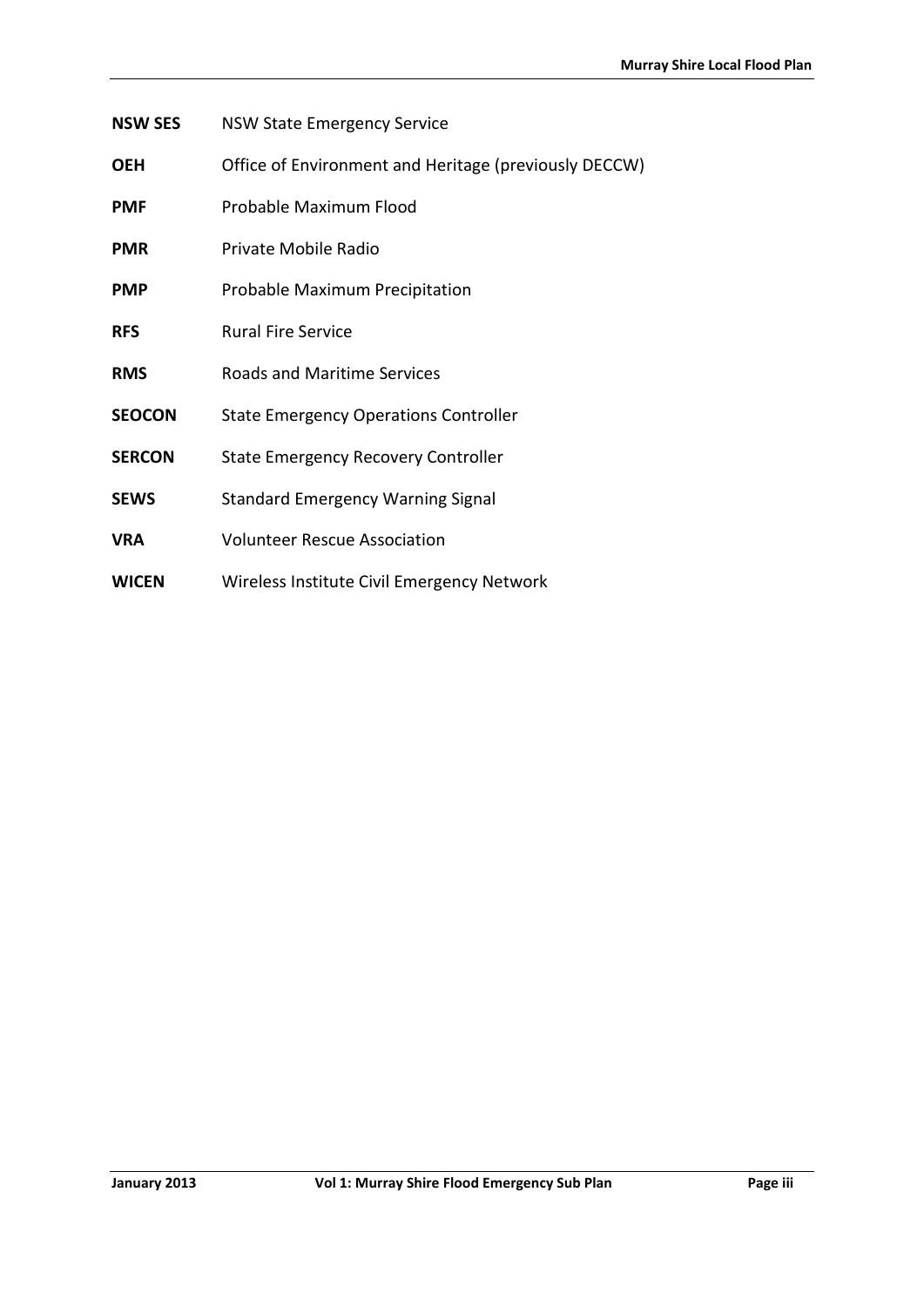**NSW SES** NSW State Emergency Service

**OEH** Office of Environment and Heritage (previously DECCW)

**PMF** Probable Maximum Flood

**PMR** Private Mobile Radio

**PMP** Probable Maximum Precipitation

**RFS** Rural Fire Service

**RMS** Roads and Maritime Services

**SEOCON** State Emergency Operations Controller

**SERCON** State Emergency Recovery Controller

**SEWS** Standard Emergency Warning Signal

**VRA** Volunteer Rescue Association

**WICEN** Wireless Institute Civil Emergency Network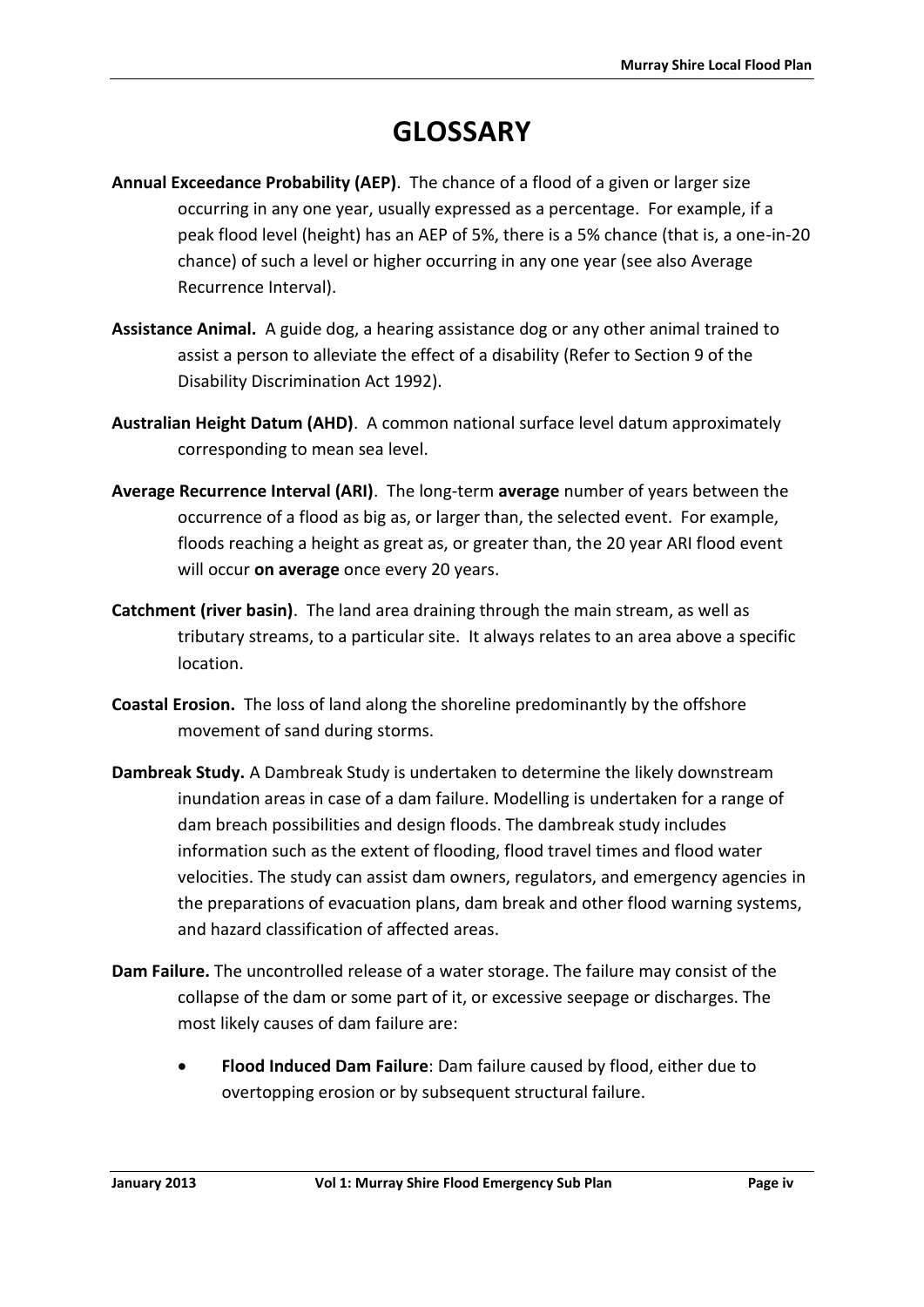# GLOSSARY

**Annual Exceedance Probability (AEP)**. The chance of a flood of a given or larger size occurring in any one year, usually expressed as a percentage. For example, if a peak flood level (height) has an AEP of 5%, there is a 5% chance (that is, a one-in-20 chance) of such a level or higher occurring in any one year (see also Average Recurrence Interval).

**Assistance Animal.** A guide dog, a hearing assistance dog or any other animal trained to assist a person to alleviate the effect of a disability (Refer to Section 9 of the Disability Discrimination Act 1992).

**Australian Height Datum (AHD)**. A common national surface level datum approximately corresponding to mean sea level.

**Average Recurrence Interval (ARI)**. The long-term **average** number of years between the occurrence of a flood as big as, or larger than, the selected event. For example, floods reaching a height as great as, or greater than, the 20 year ARI flood event will occur **on average** once every 20 years.

**Catchment (river basin)**. The land area draining through the main stream, as well as tributary streams, to a particular site. It always relates to an area above a specific location.

**Coastal Erosion.** The loss of land along the shoreline predominantly by the offshore movement of sand during storms.

**Dambreak Study.** A Dambreak Study is undertaken to determine the likely downstream inundation areas in case of a dam failure. Modelling is undertaken for a range of dam breach possibilities and design floods. The dambreak study includes information such as the extent of flooding, flood travel times and flood water velocities. The study can assist dam owners, regulators, and emergency agencies in the preparations of evacuation plans, dam break and other flood warning systems, and hazard classification of affected areas.

**Dam Failure.** The uncontrolled release of a water storage. The failure may consist of the collapse of the dam or some part of it, or excessive seepage or discharges. The most likely causes of dam failure are:

- **Flood Induced Dam Failure**: Dam failure caused by flood, either due to overtopping erosion or by subsequent structural failure.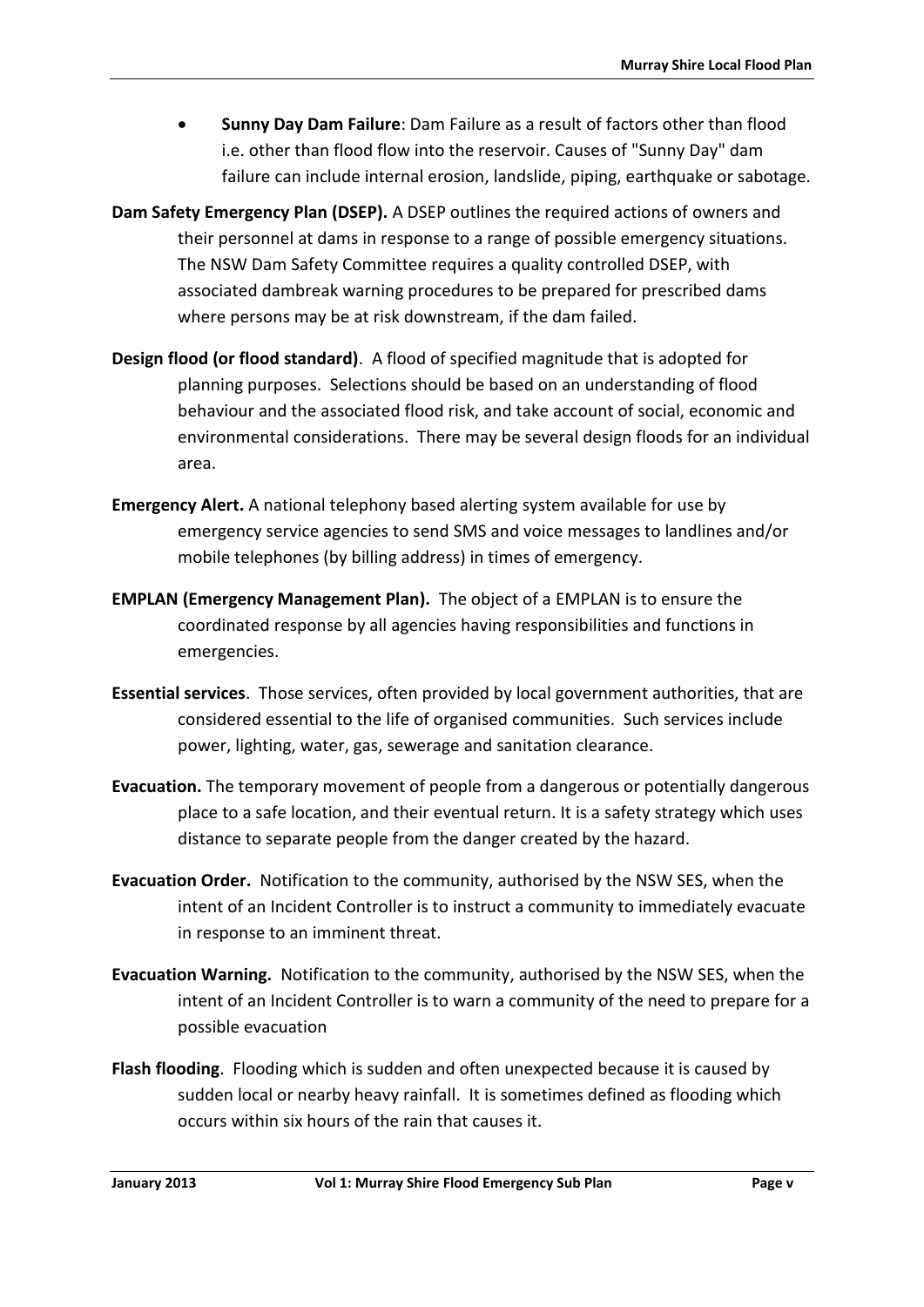- **Sunny Day Dam Failure**: Dam Failure as a result of factors other than flood i.e. other than flood flow into the reservoir. Causes of "Sunny Day" dam failure can include internal erosion, landslide, piping, earthquake or sabotage.

**Dam Safety Emergency Plan (DSEP).** A DSEP outlines the required actions of owners and their personnel at dams in response to a range of possible emergency situations. The NSW Dam Safety Committee requires a quality controlled DSEP, with associated dambreak warning procedures to be prepared for prescribed dams where persons may be at risk downstream, if the dam failed.

**Design flood (or flood standard)**. A flood of specified magnitude that is adopted for planning purposes. Selections should be based on an understanding of flood behaviour and the associated flood risk, and take account of social, economic and environmental considerations. There may be several design floods for an individual area.

**Emergency Alert.** A national telephony based alerting system available for use by emergency service agencies to send SMS and voice messages to landlines and/or mobile telephones (by billing address) in times of emergency.

**EMPLAN (Emergency Management Plan).** The object of a EMPLAN is to ensure the coordinated response by all agencies having responsibilities and functions in emergencies.

**Essential services**. Those services, often provided by local government authorities, that are considered essential to the life of organised communities. Such services include power, lighting, water, gas, sewerage and sanitation clearance.

**Evacuation.** The temporary movement of people from a dangerous or potentially dangerous place to a safe location, and their eventual return. It is a safety strategy which uses distance to separate people from the danger created by the hazard.

**Evacuation Order.** Notification to the community, authorised by the NSW SES, when the intent of an Incident Controller is to instruct a community to immediately evacuate in response to an imminent threat.

**Evacuation Warning.** Notification to the community, authorised by the NSW SES, when the intent of an Incident Controller is to warn a community of the need to prepare for a possible evacuation

**Flash flooding**. Flooding which is sudden and often unexpected because it is caused by sudden local or nearby heavy rainfall. It is sometimes defined as flooding which occurs within six hours of the rain that causes it.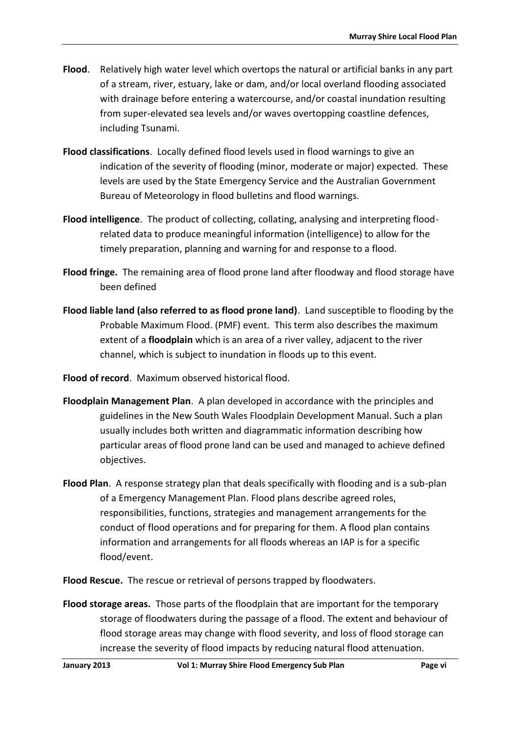**Flood**. Relatively high water level which overtops the natural or artificial banks in any part of a stream, river, estuary, lake or dam, and/or local overland flooding associated with drainage before entering a watercourse, and/or coastal inundation resulting from super-elevated sea levels and/or waves overtopping coastline defences, including Tsunami.

**Flood classifications**. Locally defined flood levels used in flood warnings to give an indication of the severity of flooding (minor, moderate or major) expected. These levels are used by the State Emergency Service and the Australian Government Bureau of Meteorology in flood bulletins and flood warnings.

**Flood intelligence**. The product of collecting, collating, analysing and interpreting flood-related data to produce meaningful information (intelligence) to allow for the timely preparation, planning and warning for and response to a flood.

**Flood fringe.** The remaining area of flood prone land after floodway and flood storage have been defined

**Flood liable land (also referred to as flood prone land)**. Land susceptible to flooding by the Probable Maximum Flood. (PMF) event. This term also describes the maximum extent of a **floodplain** which is an area of a river valley, adjacent to the river channel, which is subject to inundation in floods up to this event.

**Flood of record**. Maximum observed historical flood.

**Floodplain Management Plan**. A plan developed in accordance with the principles and guidelines in the New South Wales Floodplain Development Manual. Such a plan usually includes both written and diagrammatic information describing how particular areas of flood prone land can be used and managed to achieve defined objectives.

**Flood Plan**. A response strategy plan that deals specifically with flooding and is a sub-plan of a Emergency Management Plan. Flood plans describe agreed roles, responsibilities, functions, strategies and management arrangements for the conduct of flood operations and for preparing for them. A flood plan contains information and arrangements for all floods whereas an IAP is for a specific flood/event.

**Flood Rescue.** The rescue or retrieval of persons trapped by floodwaters.

**Flood storage areas.** Those parts of the floodplain that are important for the temporary storage of floodwaters during the passage of a flood. The extent and behaviour of flood storage areas may change with flood severity, and loss of flood storage can increase the severity of flood impacts by reducing natural flood attenuation.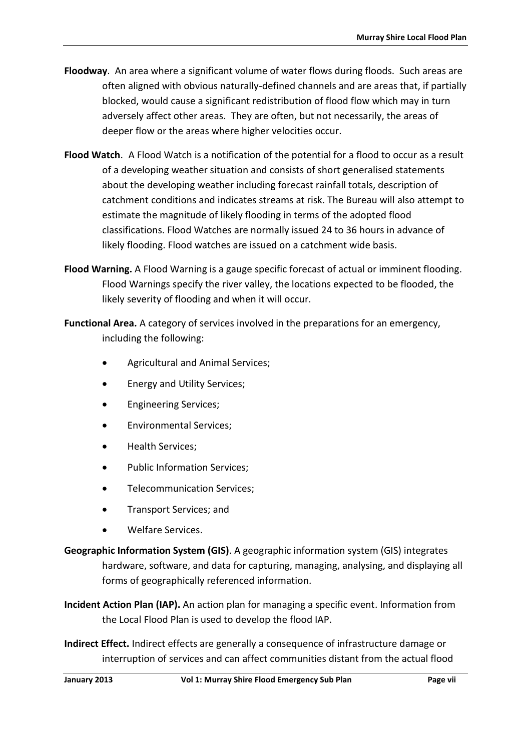**Floodway**. An area where a significant volume of water flows during floods. Such areas are often aligned with obvious naturally-defined channels and are areas that, if partially blocked, would cause a significant redistribution of flood flow which may in turn adversely affect other areas. They are often, but not necessarily, the areas of deeper flow or the areas where higher velocities occur.

**Flood Watch**. A Flood Watch is a notification of the potential for a flood to occur as a result of a developing weather situation and consists of short generalised statements about the developing weather including forecast rainfall totals, description of catchment conditions and indicates streams at risk. The Bureau will also attempt to estimate the magnitude of likely flooding in terms of the adopted flood classifications. Flood Watches are normally issued 24 to 36 hours in advance of likely flooding. Flood watches are issued on a catchment wide basis.

**Flood Warning.** A Flood Warning is a gauge specific forecast of actual or imminent flooding. Flood Warnings specify the river valley, the locations expected to be flooded, the likely severity of flooding and when it will occur.

**Functional Area.** A category of services involved in the preparations for an emergency, including the following:

- Agricultural and Animal Services;
- Energy and Utility Services;
- Engineering Services;
- Environmental Services;
- Health Services;
- Public Information Services;
- Telecommunication Services;
- Transport Services; and
- Welfare Services.

**Geographic Information System (GIS)**. A geographic information system (GIS) integrates hardware, software, and data for capturing, managing, analysing, and displaying all forms of geographically referenced information.

**Incident Action Plan (IAP).** An action plan for managing a specific event. Information from the Local Flood Plan is used to develop the flood IAP.

**Indirect Effect.** Indirect effects are generally a consequence of infrastructure damage or interruption of services and can affect communities distant from the actual flood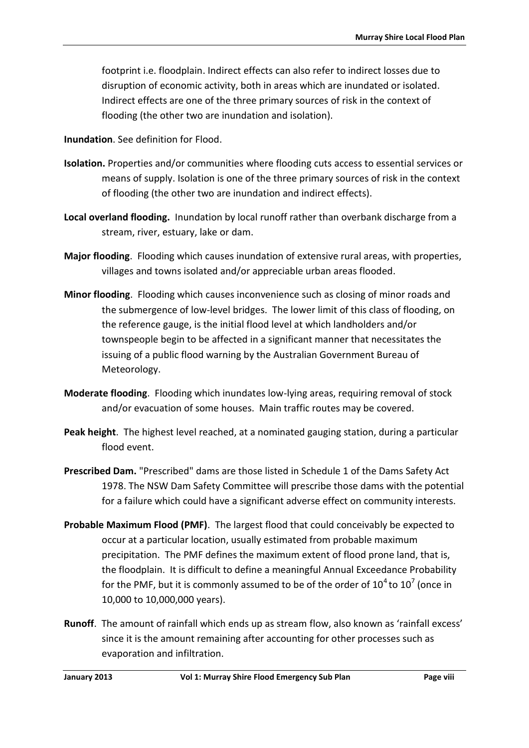footprint i.e. floodplain. Indirect effects can also refer to indirect losses due to disruption of economic activity, both in areas which are inundated or isolated. Indirect effects are one of the three primary sources of risk in the context of flooding (the other two are inundation and isolation).

**Inundation**. See definition for Flood.

**Isolation.** Properties and/or communities where flooding cuts access to essential services or means of supply. Isolation is one of the three primary sources of risk in the context of flooding (the other two are inundation and indirect effects).

**Local overland flooding.** Inundation by local runoff rather than overbank discharge from a stream, river, estuary, lake or dam.

**Major flooding**. Flooding which causes inundation of extensive rural areas, with properties, villages and towns isolated and/or appreciable urban areas flooded.

**Minor flooding**. Flooding which causes inconvenience such as closing of minor roads and the submergence of low-level bridges. The lower limit of this class of flooding, on the reference gauge, is the initial flood level at which landholders and/or townspeople begin to be affected in a significant manner that necessitates the issuing of a public flood warning by the Australian Government Bureau of Meteorology.

**Moderate flooding**. Flooding which inundates low-lying areas, requiring removal of stock and/or evacuation of some houses. Main traffic routes may be covered.

**Peak height**. The highest level reached, at a nominated gauging station, during a particular flood event.

**Prescribed Dam.** "Prescribed" dams are those listed in Schedule 1 of the Dams Safety Act 1978. The NSW Dam Safety Committee will prescribe those dams with the potential for a failure which could have a significant adverse effect on community interests.

**Probable Maximum Flood (PMF)**. The largest flood that could conceivably be expected to occur at a particular location, usually estimated from probable maximum precipitation. The PMF defines the maximum extent of flood prone land, that is, the floodplain. It is difficult to define a meaningful Annual Exceedance Probability for the PMF, but it is commonly assumed to be of the order of $10^4$ to $10^7$ (once in 10,000 to 10,000,000 years).

**Runoff**. The amount of rainfall which ends up as stream flow, also known as 'rainfall excess' since it is the amount remaining after accounting for other processes such as evaporation and infiltration.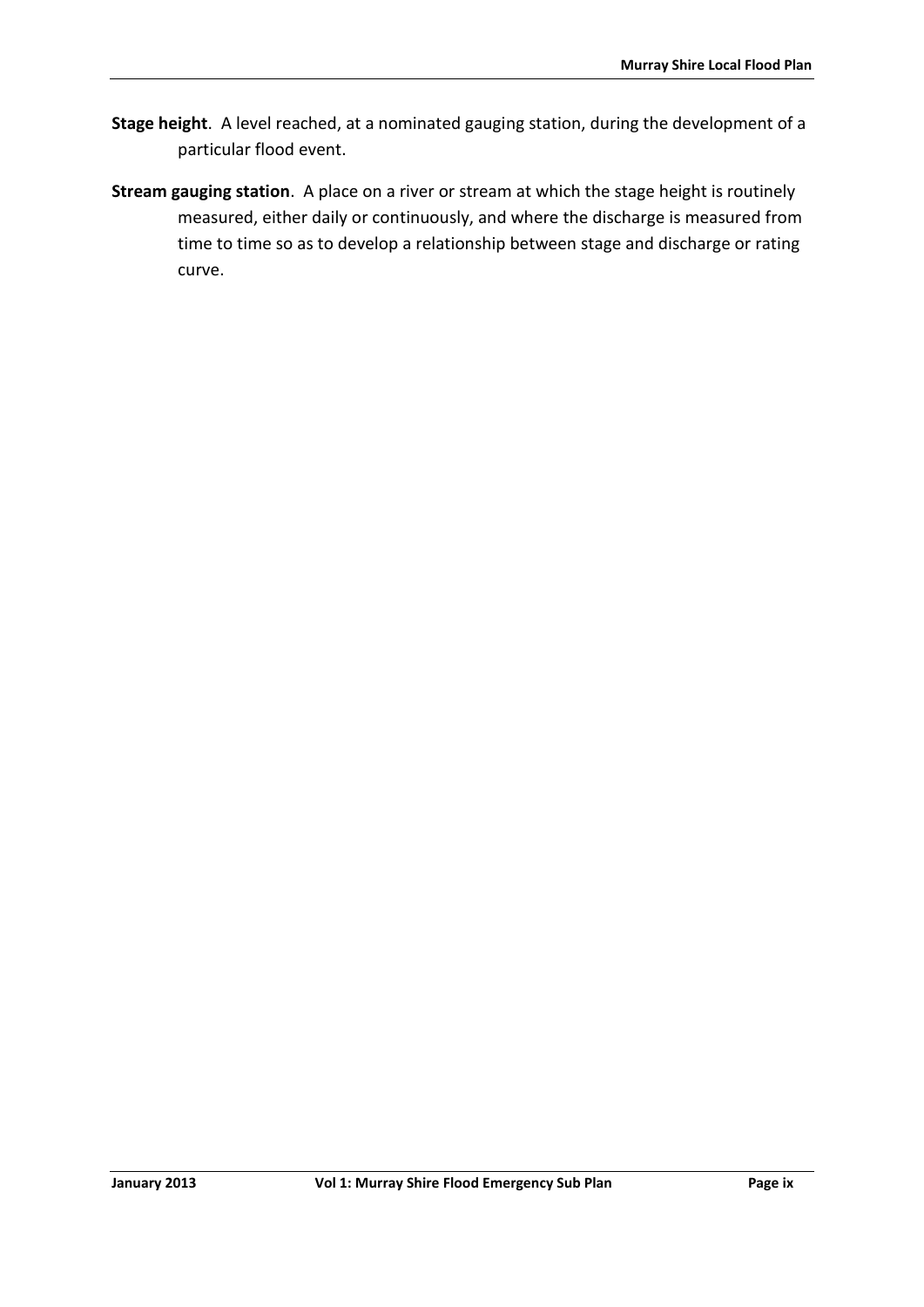**Stage height**. A level reached, at a nominated gauging station, during the development of a particular flood event.

**Stream gauging station**. A place on a river or stream at which the stage height is routinely measured, either daily or continuously, and where the discharge is measured from time to time so as to develop a relationship between stage and discharge or rating curve.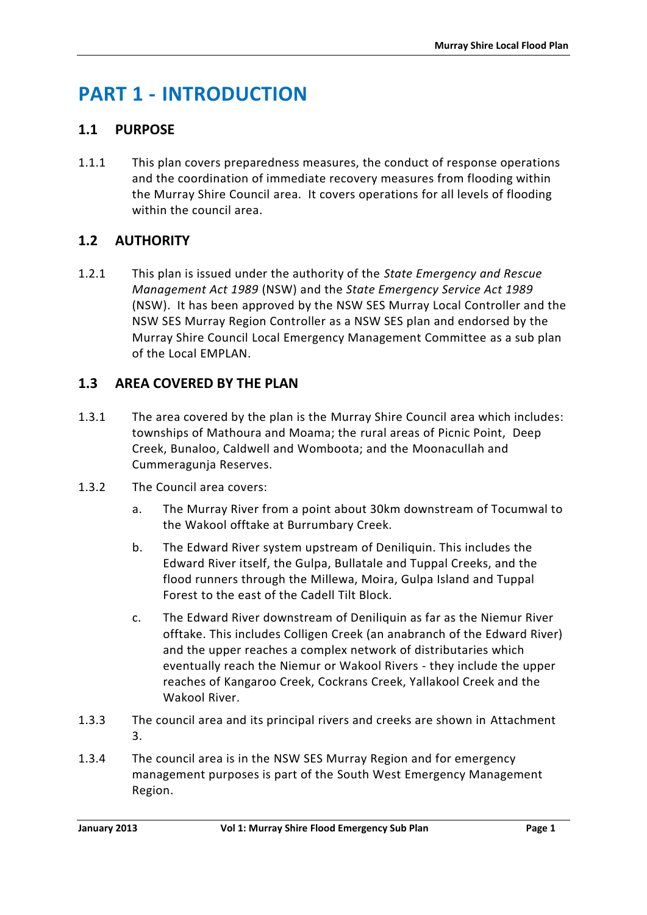# PART 1 - INTRODUCTION

## 1.1 PURPOSE

1.1.1 This plan covers preparedness measures, the conduct of response operations and the coordination of immediate recovery measures from flooding within the Murray Shire Council area. It covers operations for all levels of flooding within the council area.

## 1.2 AUTHORITY

1.2.1 This plan is issued under the authority of the *State Emergency and Rescue Management Act 1989* (NSW) and the *State Emergency Service Act 1989* (NSW). It has been approved by the NSW SES Murray Local Controller and the NSW SES Murray Region Controller as a NSW SES plan and endorsed by the Murray Shire Council Local Emergency Management Committee as a sub plan of the Local EMPLAN.

## 1.3 AREA COVERED BY THE PLAN

1.3.1 The area covered by the plan is the Murray Shire Council area which includes: townships of Mathoura and Moama; the rural areas of Picnic Point, Deep Creek, Bunaloo, Caldwell and Womboota; and the Moonacullah and Cummeragunja Reserves.

1.3.2 The Council area covers:

a. The Murray River from a point about 30km downstream of Tocumwal to the Wakool offtake at Burrumbary Creek.

b. The Edward River system upstream of Deniliquin. This includes the Edward River itself, the Gulpa, Bullatale and Tuppal Creeks, and the flood runners through the Millewa, Moira, Gulpa Island and Tuppal Forest to the east of the Cadell Tilt Block.

c. The Edward River downstream of Deniliquin as far as the Niemur River offtake. This includes Colligen Creek (an anabranch of the Edward River) and the upper reaches a complex network of distributaries which eventually reach the Niemur or Wakool Rivers - they include the upper reaches of Kangaroo Creek, Cockrans Creek, Yallakool Creek and the Wakool River.

1.3.3 The council area and its principal rivers and creeks are shown in Attachment 3.

1.3.4 The council area is in the NSW SES Murray Region and for emergency management purposes is part of the South West Emergency Management Region.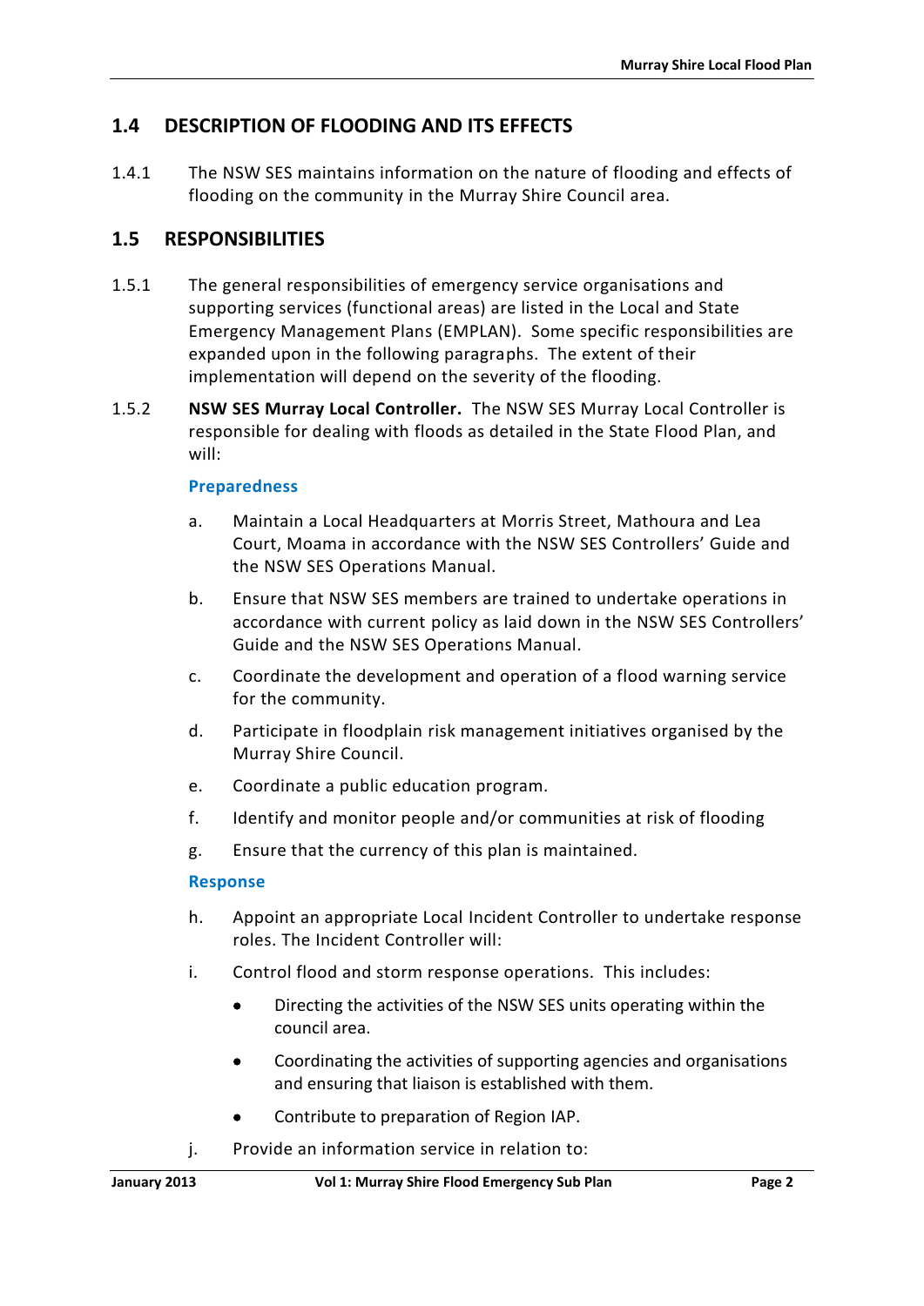## 1.4 DESCRIPTION OF FLOODING AND ITS EFFECTS

1.4.1 The NSW SES maintains information on the nature of flooding and effects of flooding on the community in the Murray Shire Council area.

## 1.5 RESPONSIBILITIES

1.5.1 The general responsibilities of emergency service organisations and supporting services (functional areas) are listed in the Local and State Emergency Management Plans (EMPLAN). Some specific responsibilities are expanded upon in the following paragraphs. The extent of their implementation will depend on the severity of the flooding.

1.5.2 **NSW SES Murray Local Controller.** The NSW SES Murray Local Controller is responsible for dealing with floods as detailed in the State Flood Plan, and will:

**Preparedness**

a. Maintain a Local Headquarters at Morris Street, Mathoura and Lea Court, Moama in accordance with the NSW SES Controllers' Guide and the NSW SES Operations Manual.

b. Ensure that NSW SES members are trained to undertake operations in accordance with current policy as laid down in the NSW SES Controllers' Guide and the NSW SES Operations Manual.

c. Coordinate the development and operation of a flood warning service for the community.

d. Participate in floodplain risk management initiatives organised by the Murray Shire Council.

e. Coordinate a public education program.

f. Identify and monitor people and/or communities at risk of flooding

g. Ensure that the currency of this plan is maintained.

**Response**

h. Appoint an appropriate Local Incident Controller to undertake response roles. The Incident Controller will:

i. Control flood and storm response operations. This includes:

- Directing the activities of the NSW SES units operating within the council area.
- Coordinating the activities of supporting agencies and organisations and ensuring that liaison is established with them.
- Contribute to preparation of Region IAP.

j. Provide an information service in relation to: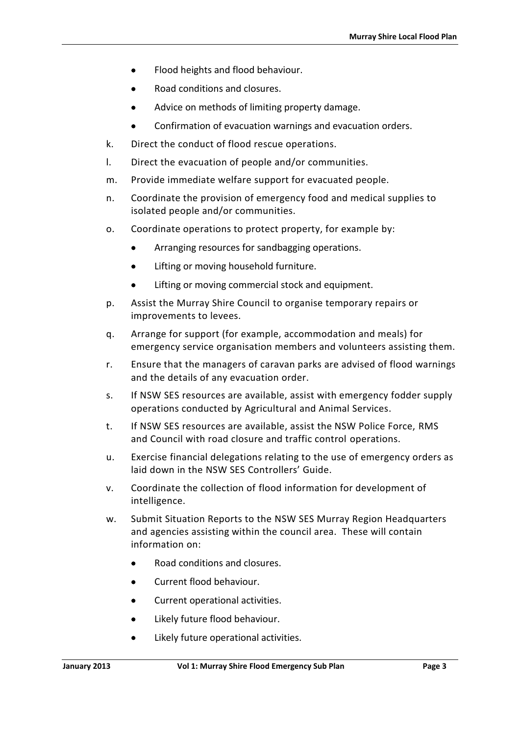- Flood heights and flood behaviour.
- Road conditions and closures.
- Advice on methods of limiting property damage.
- Confirmation of evacuation warnings and evacuation orders.

k. Direct the conduct of flood rescue operations.

l. Direct the evacuation of people and/or communities.

m. Provide immediate welfare support for evacuated people.

n. Coordinate the provision of emergency food and medical supplies to isolated people and/or communities.

o. Coordinate operations to protect property, for example by:
   - Arranging resources for sandbagging operations.
   - Lifting or moving household furniture.
   - Lifting or moving commercial stock and equipment.

p. Assist the Murray Shire Council to organise temporary repairs or improvements to levees.

q. Arrange for support (for example, accommodation and meals) for emergency service organisation members and volunteers assisting them.

r. Ensure that the managers of caravan parks are advised of flood warnings and the details of any evacuation order.

s. If NSW SES resources are available, assist with emergency fodder supply operations conducted by Agricultural and Animal Services.

t. If NSW SES resources are available, assist the NSW Police Force, RMS and Council with road closure and traffic control operations.

u. Exercise financial delegations relating to the use of emergency orders as laid down in the NSW SES Controllers' Guide.

v. Coordinate the collection of flood information for development of intelligence.

w. Submit Situation Reports to the NSW SES Murray Region Headquarters and agencies assisting within the council area. These will contain information on:
   - Road conditions and closures.
   - Current flood behaviour.
   - Current operational activities.
   - Likely future flood behaviour.
   - Likely future operational activities.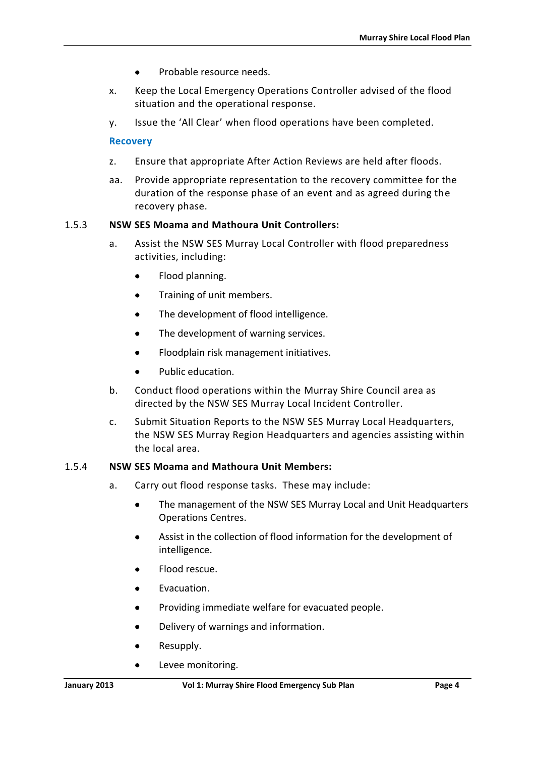- Probable resource needs.

x. Keep the Local Emergency Operations Controller advised of the flood situation and the operational response.

y. Issue the 'All Clear' when flood operations have been completed.

**Recovery**

z. Ensure that appropriate After Action Reviews are held after floods.

aa. Provide appropriate representation to the recovery committee for the duration of the response phase of an event and as agreed during the recovery phase.

### 1.5.3 NSW SES Moama and Mathoura Unit Controllers:

a. Assist the NSW SES Murray Local Controller with flood preparedness activities, including:

- Flood planning.
- Training of unit members.
- The development of flood intelligence.
- The development of warning services.
- Floodplain risk management initiatives.
- Public education.

b. Conduct flood operations within the Murray Shire Council area as directed by the NSW SES Murray Local Incident Controller.

c. Submit Situation Reports to the NSW SES Murray Local Headquarters, the NSW SES Murray Region Headquarters and agencies assisting within the local area.

### 1.5.4 NSW SES Moama and Mathoura Unit Members:

a. Carry out flood response tasks. These may include:

- The management of the NSW SES Murray Local and Unit Headquarters Operations Centres.
- Assist in the collection of flood information for the development of intelligence.
- Flood rescue.
- Evacuation.
- Providing immediate welfare for evacuated people.
- Delivery of warnings and information.
- Resupply.
- Levee monitoring.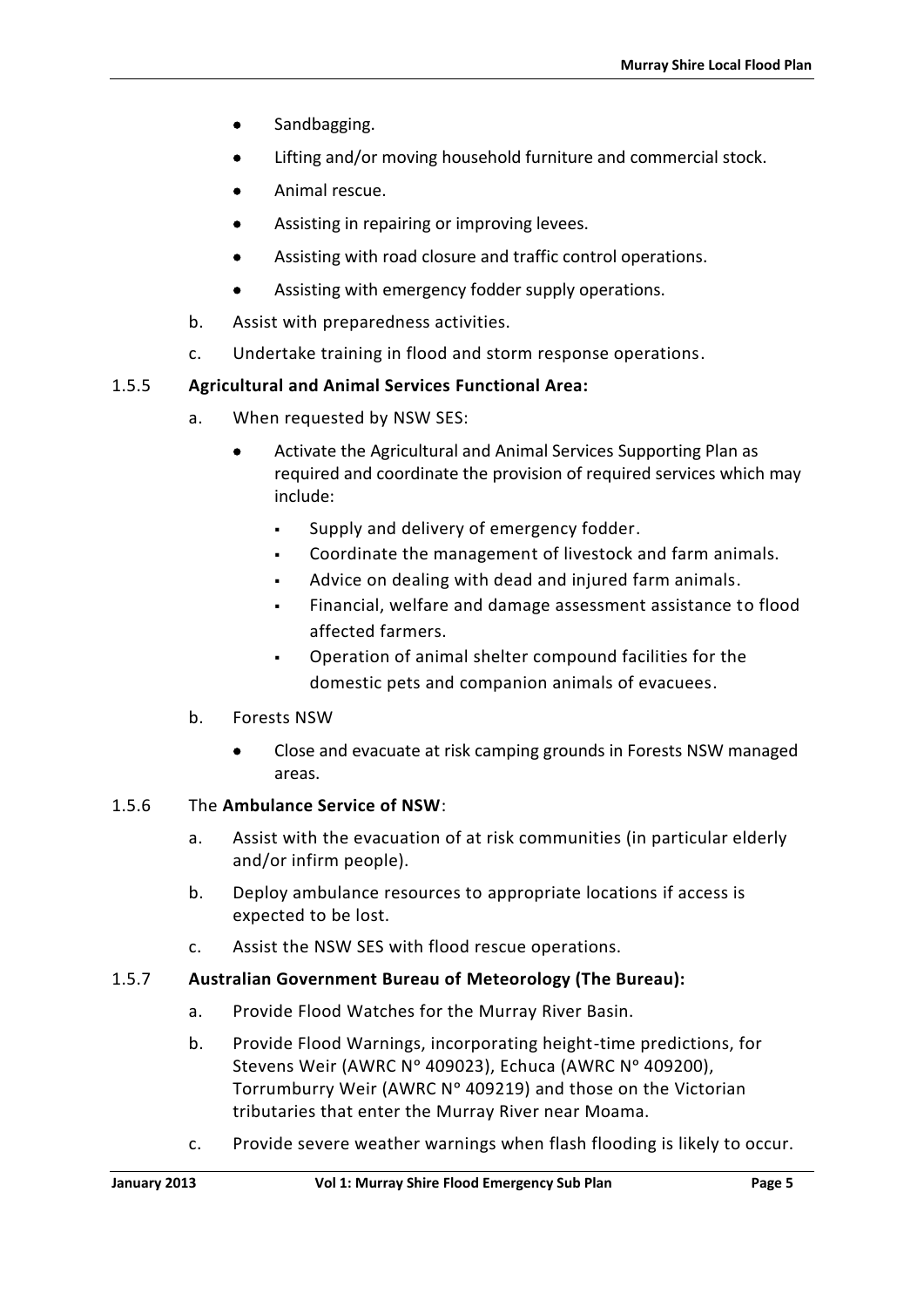- Sandbagging.
- Lifting and/or moving household furniture and commercial stock.
- Animal rescue.
- Assisting in repairing or improving levees.
- Assisting with road closure and traffic control operations.
- Assisting with emergency fodder supply operations.

b. Assist with preparedness activities.

c. Undertake training in flood and storm response operations.

1.5.5 **Agricultural and Animal Services Functional Area:**

a. When requested by NSW SES:

- Activate the Agricultural and Animal Services Supporting Plan as required and coordinate the provision of required services which may include:
  - Supply and delivery of emergency fodder.
  - Coordinate the management of livestock and farm animals.
  - Advice on dealing with dead and injured farm animals.
  - Financial, welfare and damage assessment assistance to flood affected farmers.
  - Operation of animal shelter compound facilities for the domestic pets and companion animals of evacuees.

b. Forests NSW

- Close and evacuate at risk camping grounds in Forests NSW managed areas.

1.5.6 The **Ambulance Service of NSW**:

a. Assist with the evacuation of at risk communities (in particular elderly and/or infirm people).

b. Deploy ambulance resources to appropriate locations if access is expected to be lost.

c. Assist the NSW SES with flood rescue operations.

1.5.7 **Australian Government Bureau of Meteorology (The Bureau):**

a. Provide Flood Watches for the Murray River Basin.

b. Provide Flood Warnings, incorporating height-time predictions, for Stevens Weir (AWRC N° 409023), Echuca (AWRC N° 409200), Torrumburry Weir (AWRC N° 409219) and those on the Victorian tributaries that enter the Murray River near Moama.

c. Provide severe weather warnings when flash flooding is likely to occur.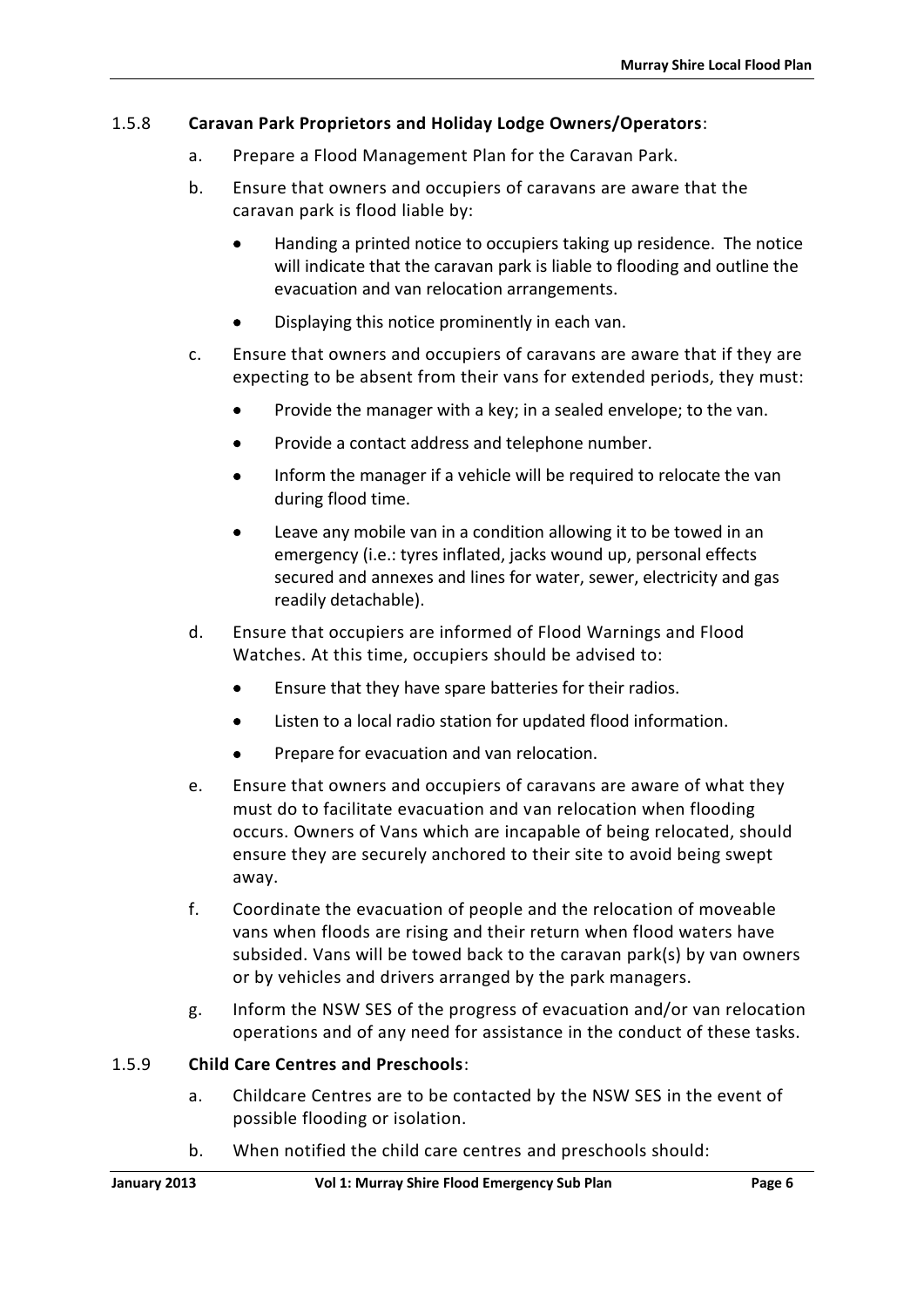### 1.5.8 **Caravan Park Proprietors and Holiday Lodge Owners/Operators**:

a. Prepare a Flood Management Plan for the Caravan Park.

b. Ensure that owners and occupiers of caravans are aware that the caravan park is flood liable by:

   - Handing a printed notice to occupiers taking up residence. The notice will indicate that the caravan park is liable to flooding and outline the evacuation and van relocation arrangements.
   - Displaying this notice prominently in each van.

c. Ensure that owners and occupiers of caravans are aware that if they are expecting to be absent from their vans for extended periods, they must:

   - Provide the manager with a key; in a sealed envelope; to the van.
   - Provide a contact address and telephone number.
   - Inform the manager if a vehicle will be required to relocate the van during flood time.
   - Leave any mobile van in a condition allowing it to be towed in an emergency (i.e.: tyres inflated, jacks wound up, personal effects secured and annexes and lines for water, sewer, electricity and gas readily detachable).

d. Ensure that occupiers are informed of Flood Warnings and Flood Watches. At this time, occupiers should be advised to:

   - Ensure that they have spare batteries for their radios.
   - Listen to a local radio station for updated flood information.
   - Prepare for evacuation and van relocation.

e. Ensure that owners and occupiers of caravans are aware of what they must do to facilitate evacuation and van relocation when flooding occurs. Owners of Vans which are incapable of being relocated, should ensure they are securely anchored to their site to avoid being swept away.

f. Coordinate the evacuation of people and the relocation of moveable vans when floods are rising and their return when flood waters have subsided. Vans will be towed back to the caravan park(s) by van owners or by vehicles and drivers arranged by the park managers.

g. Inform the NSW SES of the progress of evacuation and/or van relocation operations and of any need for assistance in the conduct of these tasks.

### 1.5.9 **Child Care Centres and Preschools**:

a. Childcare Centres are to be contacted by the NSW SES in the event of possible flooding or isolation.

b. When notified the child care centres and preschools should: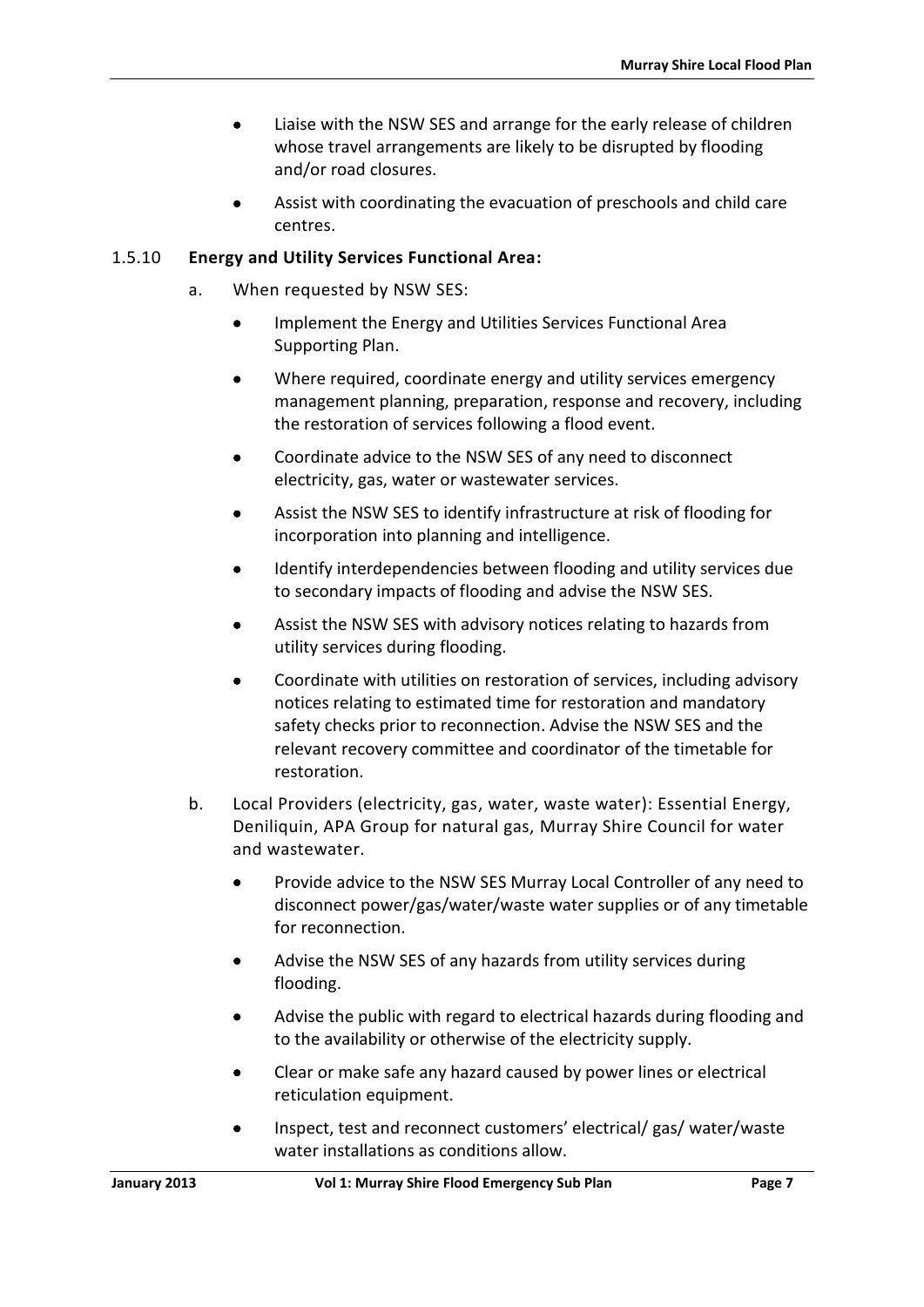- Liaise with the NSW SES and arrange for the early release of children whose travel arrangements are likely to be disrupted by flooding and/or road closures.
- Assist with coordinating the evacuation of preschools and child care centres.

1.5.10 **Energy and Utility Services Functional Area:**

a. When requested by NSW SES:

- Implement the Energy and Utilities Services Functional Area Supporting Plan.
- Where required, coordinate energy and utility services emergency management planning, preparation, response and recovery, including the restoration of services following a flood event.
- Coordinate advice to the NSW SES of any need to disconnect electricity, gas, water or wastewater services.
- Assist the NSW SES to identify infrastructure at risk of flooding for incorporation into planning and intelligence.
- Identify interdependencies between flooding and utility services due to secondary impacts of flooding and advise the NSW SES.
- Assist the NSW SES with advisory notices relating to hazards from utility services during flooding.
- Coordinate with utilities on restoration of services, including advisory notices relating to estimated time for restoration and mandatory safety checks prior to reconnection. Advise the NSW SES and the relevant recovery committee and coordinator of the timetable for restoration.

b. Local Providers (electricity, gas, water, waste water): Essential Energy, Deniliquin, APA Group for natural gas, Murray Shire Council for water and wastewater.

- Provide advice to the NSW SES Murray Local Controller of any need to disconnect power/gas/water/waste water supplies or of any timetable for reconnection.
- Advise the NSW SES of any hazards from utility services during flooding.
- Advise the public with regard to electrical hazards during flooding and to the availability or otherwise of the electricity supply.
- Clear or make safe any hazard caused by power lines or electrical reticulation equipment.
- Inspect, test and reconnect customers' electrical/ gas/ water/waste water installations as conditions allow.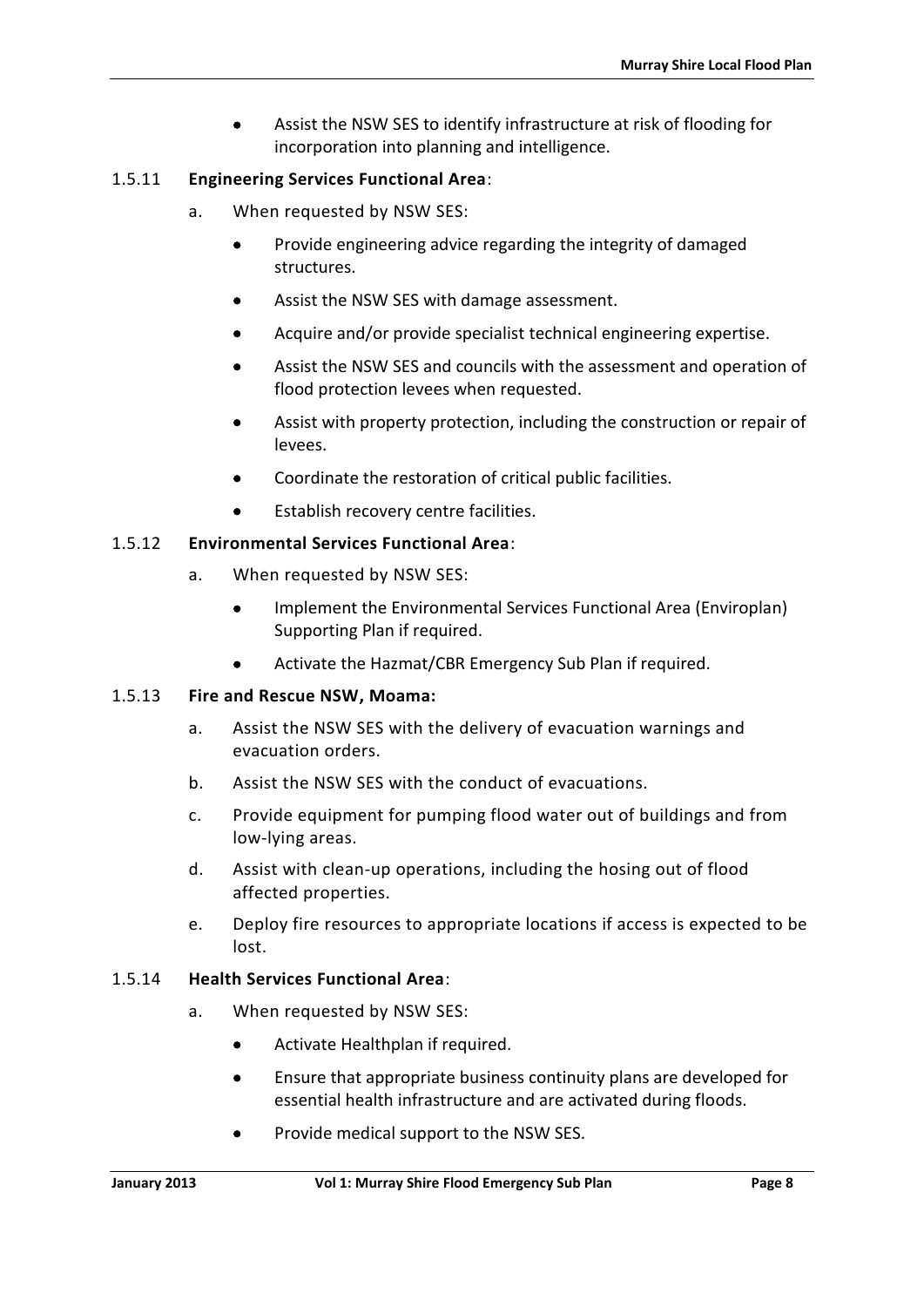- Assist the NSW SES to identify infrastructure at risk of flooding for incorporation into planning and intelligence.

1.5.11 **Engineering Services Functional Area**:

a. When requested by NSW SES:

- Provide engineering advice regarding the integrity of damaged structures.
- Assist the NSW SES with damage assessment.
- Acquire and/or provide specialist technical engineering expertise.
- Assist the NSW SES and councils with the assessment and operation of flood protection levees when requested.
- Assist with property protection, including the construction or repair of levees.
- Coordinate the restoration of critical public facilities.
- Establish recovery centre facilities.

1.5.12 **Environmental Services Functional Area**:

a. When requested by NSW SES:

- Implement the Environmental Services Functional Area (Enviroplan) Supporting Plan if required.
- Activate the Hazmat/CBR Emergency Sub Plan if required.

1.5.13 **Fire and Rescue NSW, Moama:**

a. Assist the NSW SES with the delivery of evacuation warnings and evacuation orders.

b. Assist the NSW SES with the conduct of evacuations.

c. Provide equipment for pumping flood water out of buildings and from low-lying areas.

d. Assist with clean-up operations, including the hosing out of flood affected properties.

e. Deploy fire resources to appropriate locations if access is expected to be lost.

1.5.14 **Health Services Functional Area**:

a. When requested by NSW SES:

- Activate Healthplan if required.
- Ensure that appropriate business continuity plans are developed for essential health infrastructure and are activated during floods.
- Provide medical support to the NSW SES.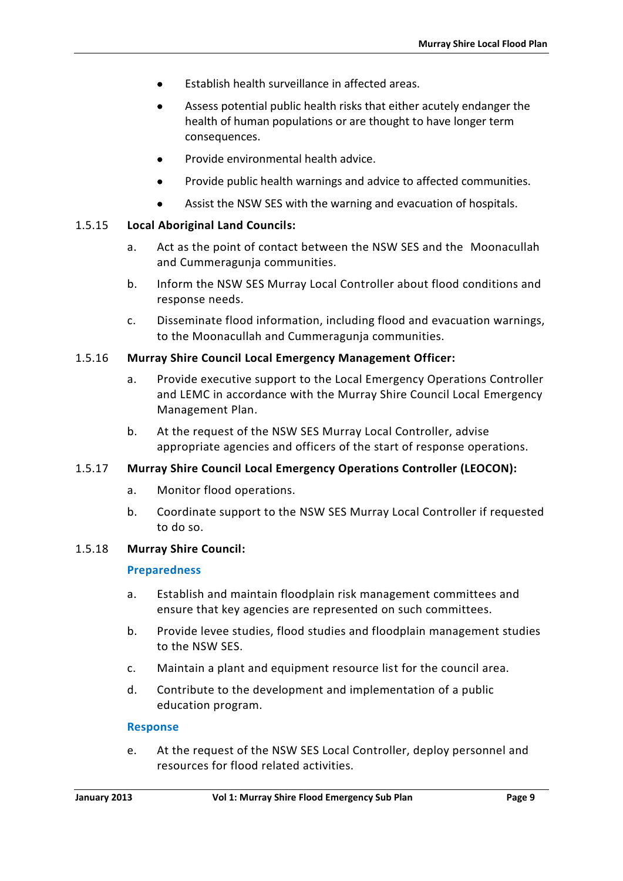- Establish health surveillance in affected areas.
- Assess potential public health risks that either acutely endanger the health of human populations or are thought to have longer term consequences.
- Provide environmental health advice.
- Provide public health warnings and advice to affected communities.
- Assist the NSW SES with the warning and evacuation of hospitals.

1.5.15 **Local Aboriginal Land Councils:**

a. Act as the point of contact between the NSW SES and the Moonacullah and Cummeragunja communities.

b. Inform the NSW SES Murray Local Controller about flood conditions and response needs.

c. Disseminate flood information, including flood and evacuation warnings, to the Moonacullah and Cummeragunja communities.

1.5.16 **Murray Shire Council Local Emergency Management Officer:**

a. Provide executive support to the Local Emergency Operations Controller and LEMC in accordance with the Murray Shire Council Local Emergency Management Plan.

b. At the request of the NSW SES Murray Local Controller, advise appropriate agencies and officers of the start of response operations.

1.5.17 **Murray Shire Council Local Emergency Operations Controller (LEOCON):**

a. Monitor flood operations.

b. Coordinate support to the NSW SES Murray Local Controller if requested to do so.

1.5.18 **Murray Shire Council:**

**Preparedness**

a. Establish and maintain floodplain risk management committees and ensure that key agencies are represented on such committees.

b. Provide levee studies, flood studies and floodplain management studies to the NSW SES.

c. Maintain a plant and equipment resource list for the council area.

d. Contribute to the development and implementation of a public education program.

**Response**

e. At the request of the NSW SES Local Controller, deploy personnel and resources for flood related activities.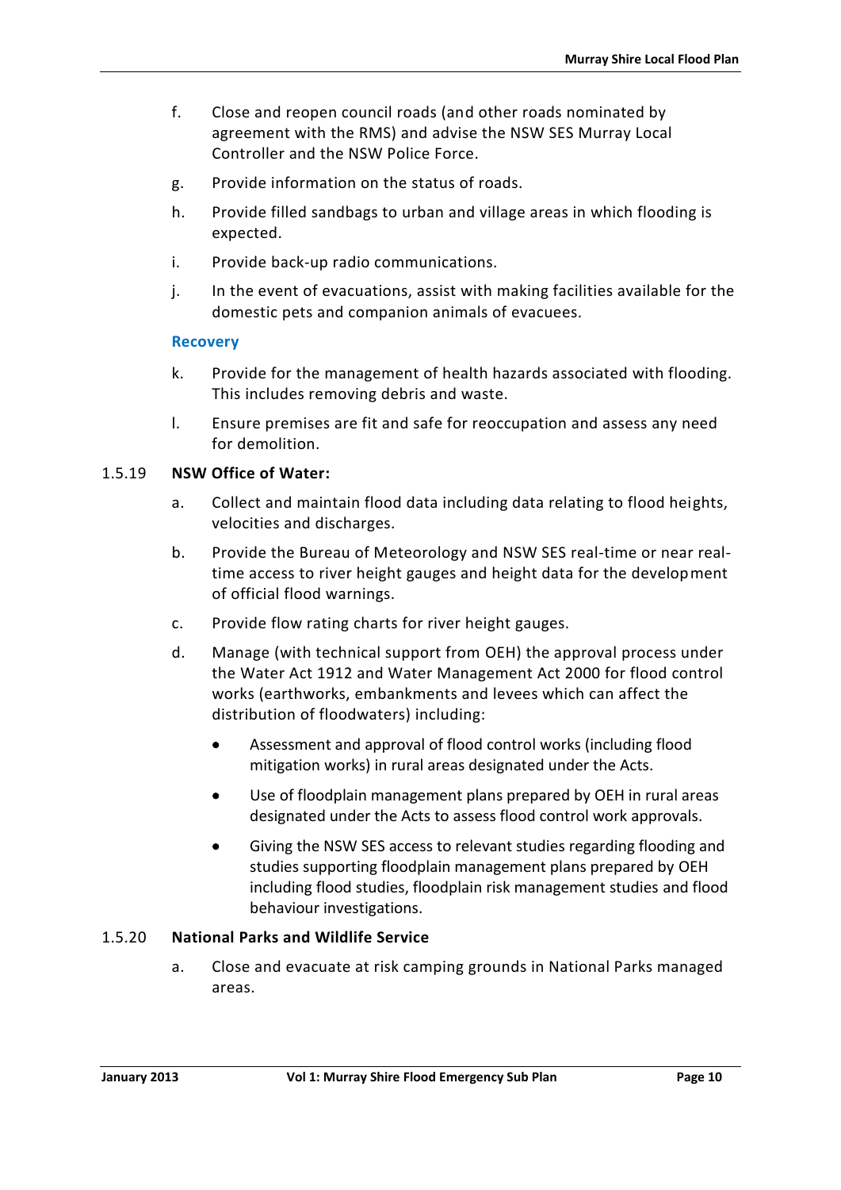f. Close and reopen council roads (and other roads nominated by agreement with the RMS) and advise the NSW SES Murray Local Controller and the NSW Police Force.

g. Provide information on the status of roads.

h. Provide filled sandbags to urban and village areas in which flooding is expected.

i. Provide back-up radio communications.

j. In the event of evacuations, assist with making facilities available for the domestic pets and companion animals of evacuees.

**Recovery**

k. Provide for the management of health hazards associated with flooding. This includes removing debris and waste.

l. Ensure premises are fit and safe for reoccupation and assess any need for demolition.

1.5.19 **NSW Office of Water:**

a. Collect and maintain flood data including data relating to flood heights, velocities and discharges.

b. Provide the Bureau of Meteorology and NSW SES real-time or near real-time access to river height gauges and height data for the development of official flood warnings.

c. Provide flow rating charts for river height gauges.

d. Manage (with technical support from OEH) the approval process under the Water Act 1912 and Water Management Act 2000 for flood control works (earthworks, embankments and levees which can affect the distribution of floodwaters) including:

- Assessment and approval of flood control works (including flood mitigation works) in rural areas designated under the Acts.
- Use of floodplain management plans prepared by OEH in rural areas designated under the Acts to assess flood control work approvals.
- Giving the NSW SES access to relevant studies regarding flooding and studies supporting floodplain management plans prepared by OEH including flood studies, floodplain risk management studies and flood behaviour investigations.

1.5.20 **National Parks and Wildlife Service**

a. Close and evacuate at risk camping grounds in National Parks managed areas.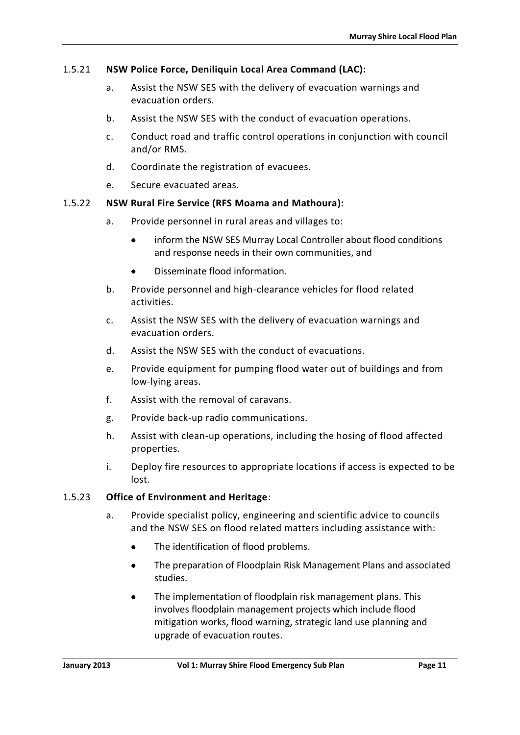1.5.21 **NSW Police Force, Deniliquin Local Area Command (LAC):**

a. Assist the NSW SES with the delivery of evacuation warnings and evacuation orders.

b. Assist the NSW SES with the conduct of evacuation operations.

c. Conduct road and traffic control operations in conjunction with council and/or RMS.

d. Coordinate the registration of evacuees.

e. Secure evacuated areas.

1.5.22 **NSW Rural Fire Service (RFS Moama and Mathoura):**

a. Provide personnel in rural areas and villages to:

- inform the NSW SES Murray Local Controller about flood conditions and response needs in their own communities, and
- Disseminate flood information.

b. Provide personnel and high-clearance vehicles for flood related activities.

c. Assist the NSW SES with the delivery of evacuation warnings and evacuation orders.

d. Assist the NSW SES with the conduct of evacuations.

e. Provide equipment for pumping flood water out of buildings and from low-lying areas.

f. Assist with the removal of caravans.

g. Provide back-up radio communications.

h. Assist with clean-up operations, including the hosing of flood affected properties.

i. Deploy fire resources to appropriate locations if access is expected to be lost.

1.5.23 **Office of Environment and Heritage**:

a. Provide specialist policy, engineering and scientific advice to councils and the NSW SES on flood related matters including assistance with:

- The identification of flood problems.
- The preparation of Floodplain Risk Management Plans and associated studies.
- The implementation of floodplain risk management plans. This involves floodplain management projects which include flood mitigation works, flood warning, strategic land use planning and upgrade of evacuation routes.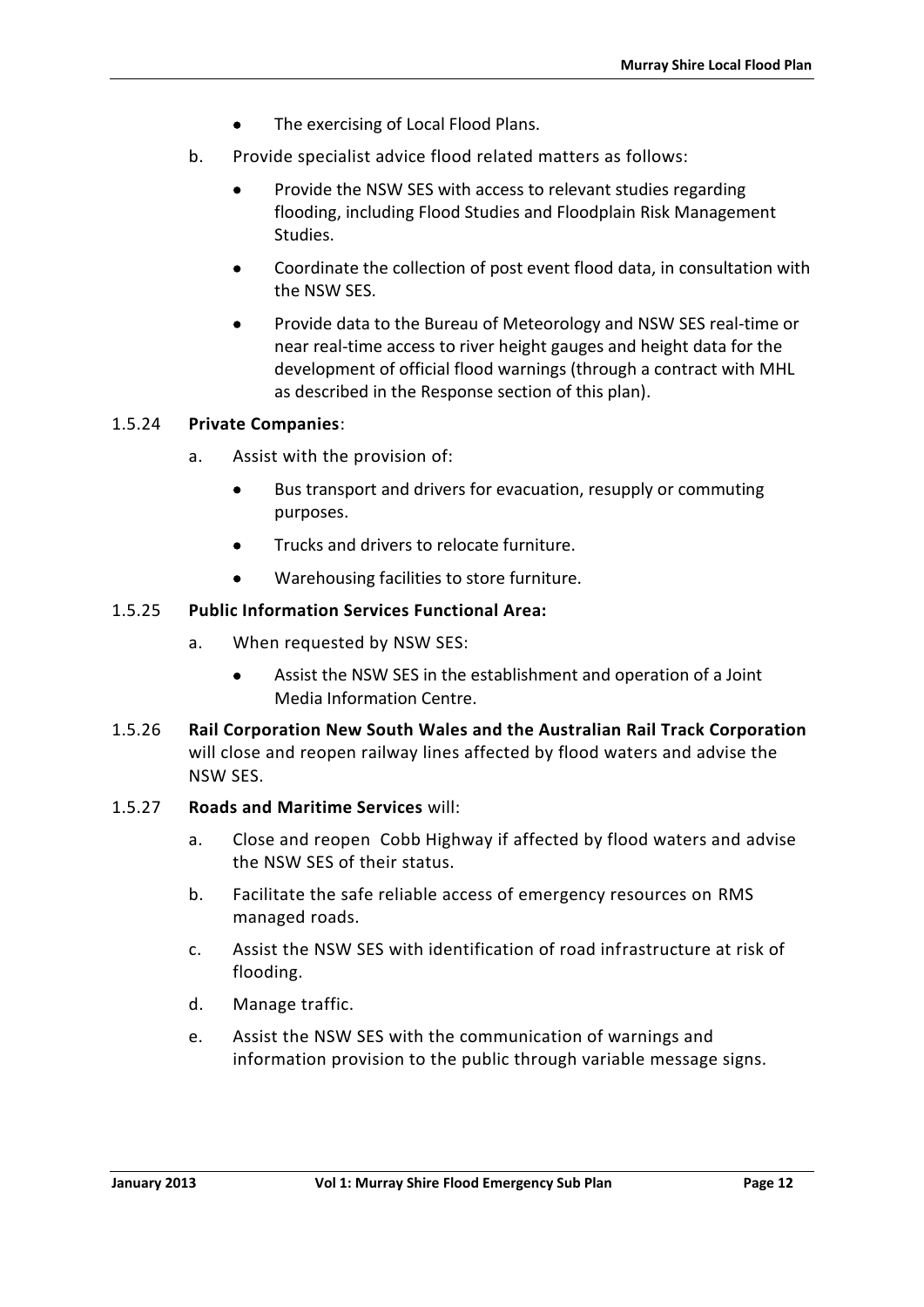- The exercising of Local Flood Plans.

b. Provide specialist advice flood related matters as follows:

- Provide the NSW SES with access to relevant studies regarding flooding, including Flood Studies and Floodplain Risk Management Studies.
- Coordinate the collection of post event flood data, in consultation with the NSW SES.
- Provide data to the Bureau of Meteorology and NSW SES real-time or near real-time access to river height gauges and height data for the development of official flood warnings (through a contract with MHL as described in the Response section of this plan).

1.5.24 **Private Companies**:

a. Assist with the provision of:

- Bus transport and drivers for evacuation, resupply or commuting purposes.
- Trucks and drivers to relocate furniture.
- Warehousing facilities to store furniture.

1.5.25 **Public Information Services Functional Area:**

a. When requested by NSW SES:

- Assist the NSW SES in the establishment and operation of a Joint Media Information Centre.

1.5.26 **Rail Corporation New South Wales and the Australian Rail Track Corporation** will close and reopen railway lines affected by flood waters and advise the NSW SES.

1.5.27 **Roads and Maritime Services** will:

a. Close and reopen Cobb Highway if affected by flood waters and advise the NSW SES of their status.

b. Facilitate the safe reliable access of emergency resources on RMS managed roads.

c. Assist the NSW SES with identification of road infrastructure at risk of flooding.

d. Manage traffic.

e. Assist the NSW SES with the communication of warnings and information provision to the public through variable message signs.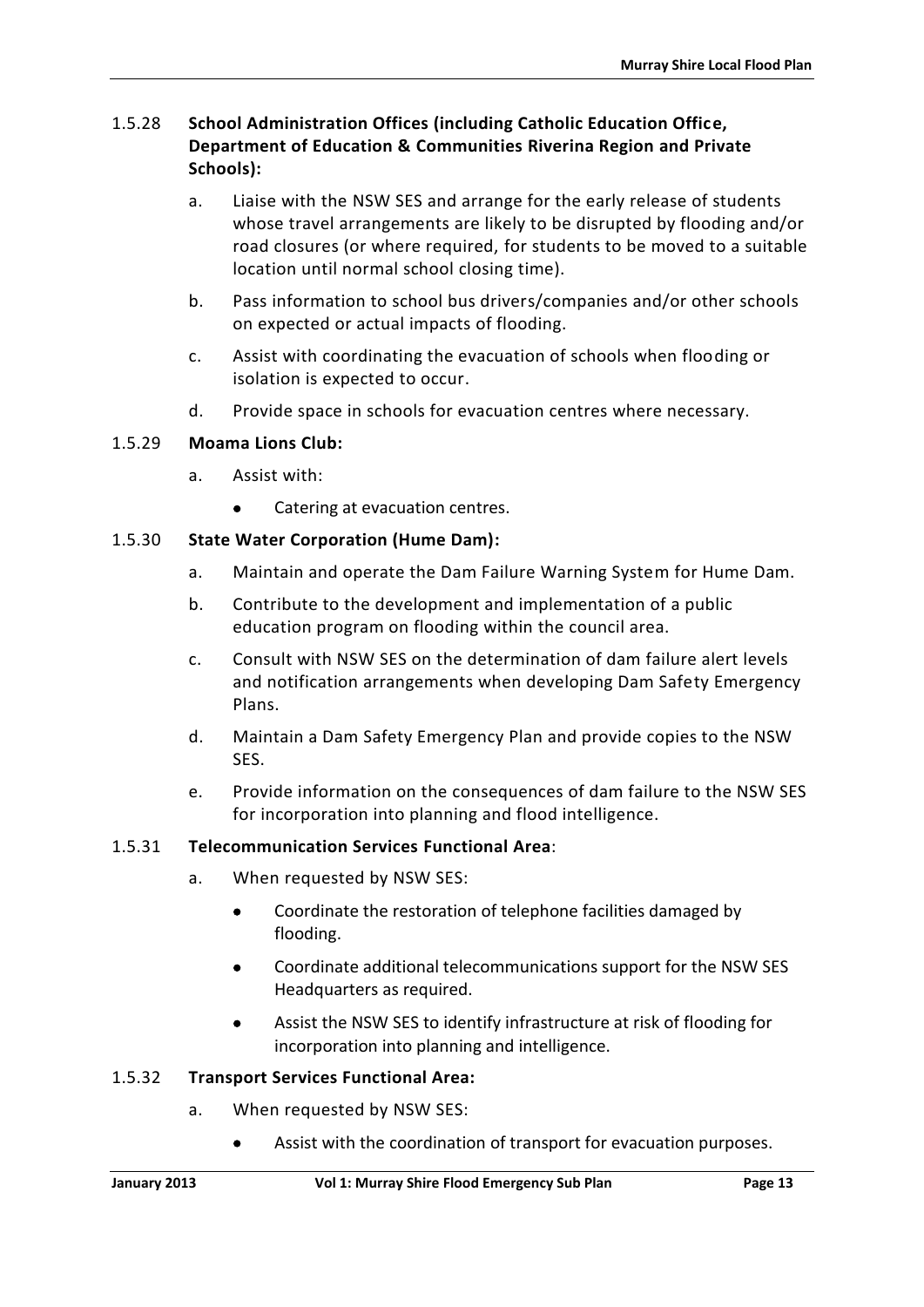1.5.28 **School Administration Offices (including Catholic Education Office, Department of Education & Communities Riverina Region and Private Schools):**

a. Liaise with the NSW SES and arrange for the early release of students whose travel arrangements are likely to be disrupted by flooding and/or road closures (or where required, for students to be moved to a suitable location until normal school closing time).

b. Pass information to school bus drivers/companies and/or other schools on expected or actual impacts of flooding.

c. Assist with coordinating the evacuation of schools when flooding or isolation is expected to occur.

d. Provide space in schools for evacuation centres where necessary.

1.5.29 **Moama Lions Club:**

a. Assist with:

- Catering at evacuation centres.

1.5.30 **State Water Corporation (Hume Dam):**

a. Maintain and operate the Dam Failure Warning System for Hume Dam.

b. Contribute to the development and implementation of a public education program on flooding within the council area.

c. Consult with NSW SES on the determination of dam failure alert levels and notification arrangements when developing Dam Safety Emergency Plans.

d. Maintain a Dam Safety Emergency Plan and provide copies to the NSW SES.

e. Provide information on the consequences of dam failure to the NSW SES for incorporation into planning and flood intelligence.

1.5.31 **Telecommunication Services Functional Area**:

a. When requested by NSW SES:

- Coordinate the restoration of telephone facilities damaged by flooding.
- Coordinate additional telecommunications support for the NSW SES Headquarters as required.
- Assist the NSW SES to identify infrastructure at risk of flooding for incorporation into planning and intelligence.

1.5.32 **Transport Services Functional Area:**

a. When requested by NSW SES:

- Assist with the coordination of transport for evacuation purposes.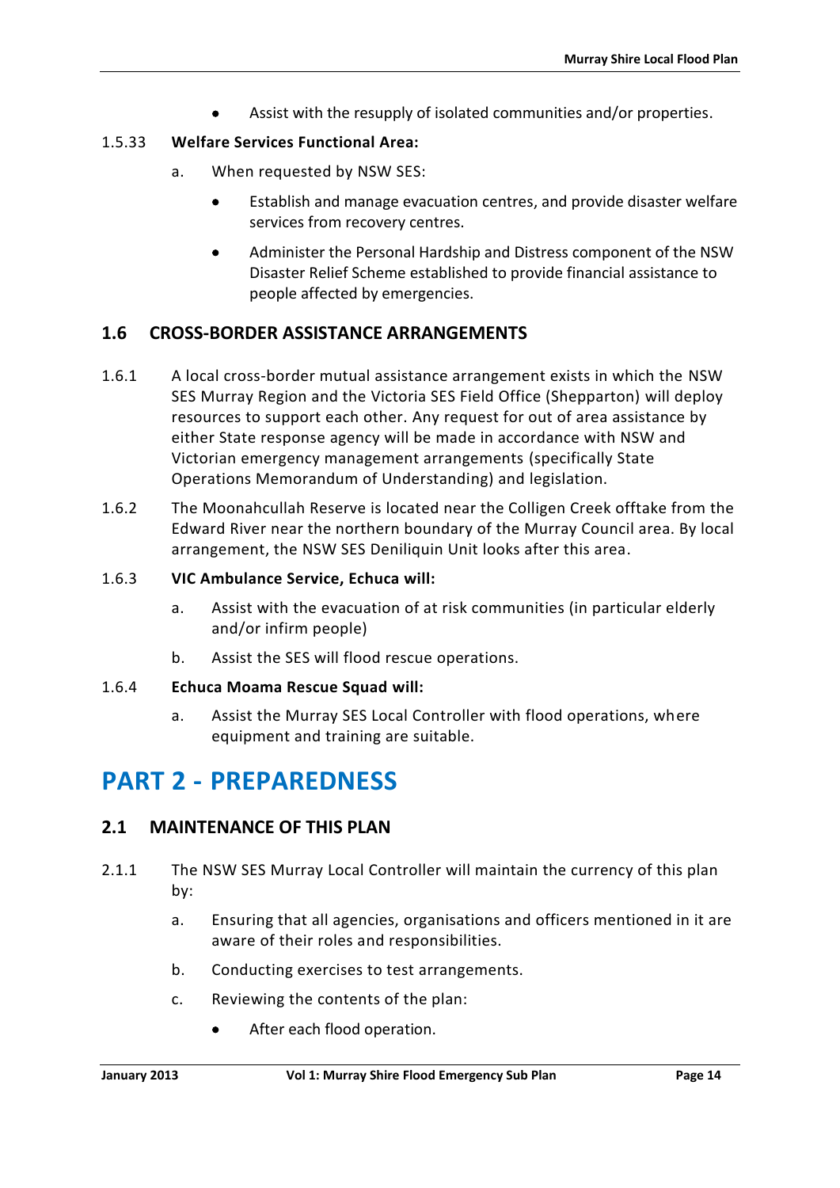- Assist with the resupply of isolated communities and/or properties.

1.5.33 **Welfare Services Functional Area:**

a. When requested by NSW SES:

- Establish and manage evacuation centres, and provide disaster welfare services from recovery centres.
- Administer the Personal Hardship and Distress component of the NSW Disaster Relief Scheme established to provide financial assistance to people affected by emergencies.

## 1.6 CROSS-BORDER ASSISTANCE ARRANGEMENTS

1.6.1 A local cross-border mutual assistance arrangement exists in which the NSW SES Murray Region and the Victoria SES Field Office (Shepparton) will deploy resources to support each other. Any request for out of area assistance by either State response agency will be made in accordance with NSW and Victorian emergency management arrangements (specifically State Operations Memorandum of Understanding) and legislation.

1.6.2 The Moonahcullah Reserve is located near the Colligen Creek offtake from the Edward River near the northern boundary of the Murray Council area. By local arrangement, the NSW SES Deniliquin Unit looks after this area.

1.6.3 **VIC Ambulance Service, Echuca will:**

a. Assist with the evacuation of at risk communities (in particular elderly and/or infirm people)

b. Assist the SES will flood rescue operations.

1.6.4 **Echuca Moama Rescue Squad will:**

a. Assist the Murray SES Local Controller with flood operations, where equipment and training are suitable.

# PART 2 - PREPAREDNESS

## 2.1 MAINTENANCE OF THIS PLAN

2.1.1 The NSW SES Murray Local Controller will maintain the currency of this plan by:

a. Ensuring that all agencies, organisations and officers mentioned in it are aware of their roles and responsibilities.

b. Conducting exercises to test arrangements.

c. Reviewing the contents of the plan:

- After each flood operation.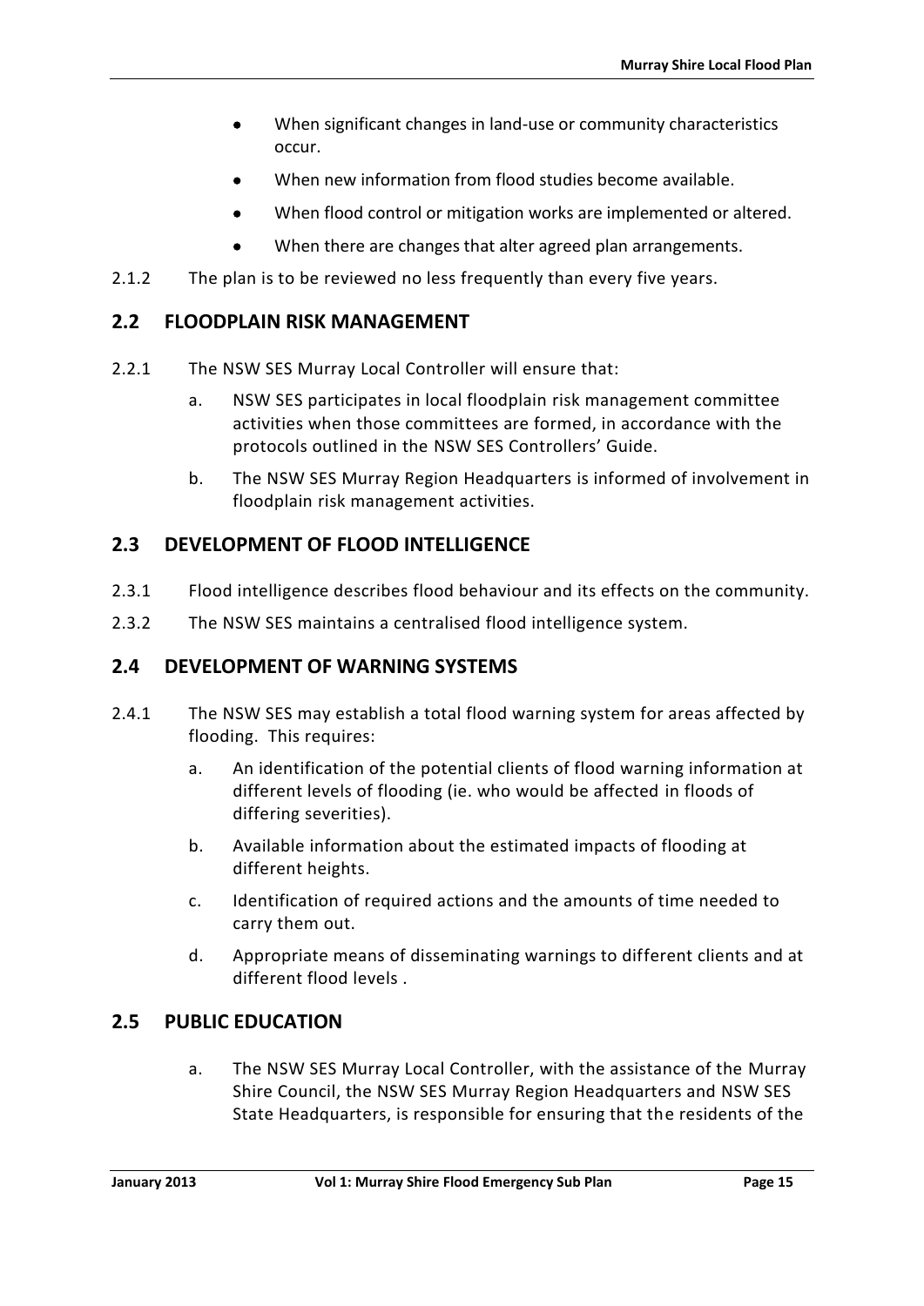- When significant changes in land-use or community characteristics occur.
- When new information from flood studies become available.
- When flood control or mitigation works are implemented or altered.
- When there are changes that alter agreed plan arrangements.

2.1.2 The plan is to be reviewed no less frequently than every five years.

## 2.2 FLOODPLAIN RISK MANAGEMENT

2.2.1 The NSW SES Murray Local Controller will ensure that:

a. NSW SES participates in local floodplain risk management committee activities when those committees are formed, in accordance with the protocols outlined in the NSW SES Controllers' Guide.

b. The NSW SES Murray Region Headquarters is informed of involvement in floodplain risk management activities.

## 2.3 DEVELOPMENT OF FLOOD INTELLIGENCE

2.3.1 Flood intelligence describes flood behaviour and its effects on the community.

2.3.2 The NSW SES maintains a centralised flood intelligence system.

## 2.4 DEVELOPMENT OF WARNING SYSTEMS

2.4.1 The NSW SES may establish a total flood warning system for areas affected by flooding. This requires:

a. An identification of the potential clients of flood warning information at different levels of flooding (ie. who would be affected in floods of differing severities).

b. Available information about the estimated impacts of flooding at different heights.

c. Identification of required actions and the amounts of time needed to carry them out.

d. Appropriate means of disseminating warnings to different clients and at different flood levels .

## 2.5 PUBLIC EDUCATION

a. The NSW SES Murray Local Controller, with the assistance of the Murray Shire Council, the NSW SES Murray Region Headquarters and NSW SES State Headquarters, is responsible for ensuring that the residents of the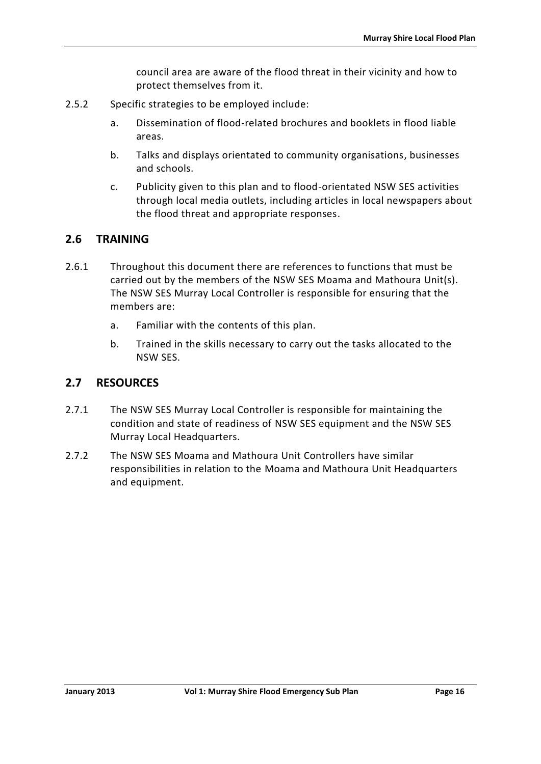council area are aware of the flood threat in their vicinity and how to protect themselves from it.

2.5.2 Specific strategies to be employed include:

a. Dissemination of flood-related brochures and booklets in flood liable areas.

b. Talks and displays orientated to community organisations, businesses and schools.

c. Publicity given to this plan and to flood-orientated NSW SES activities through local media outlets, including articles in local newspapers about the flood threat and appropriate responses.

## 2.6 TRAINING

2.6.1 Throughout this document there are references to functions that must be carried out by the members of the NSW SES Moama and Mathoura Unit(s). The NSW SES Murray Local Controller is responsible for ensuring that the members are:

a. Familiar with the contents of this plan.

b. Trained in the skills necessary to carry out the tasks allocated to the NSW SES.

## 2.7 RESOURCES

2.7.1 The NSW SES Murray Local Controller is responsible for maintaining the condition and state of readiness of NSW SES equipment and the NSW SES Murray Local Headquarters.

2.7.2 The NSW SES Moama and Mathoura Unit Controllers have similar responsibilities in relation to the Moama and Mathoura Unit Headquarters and equipment.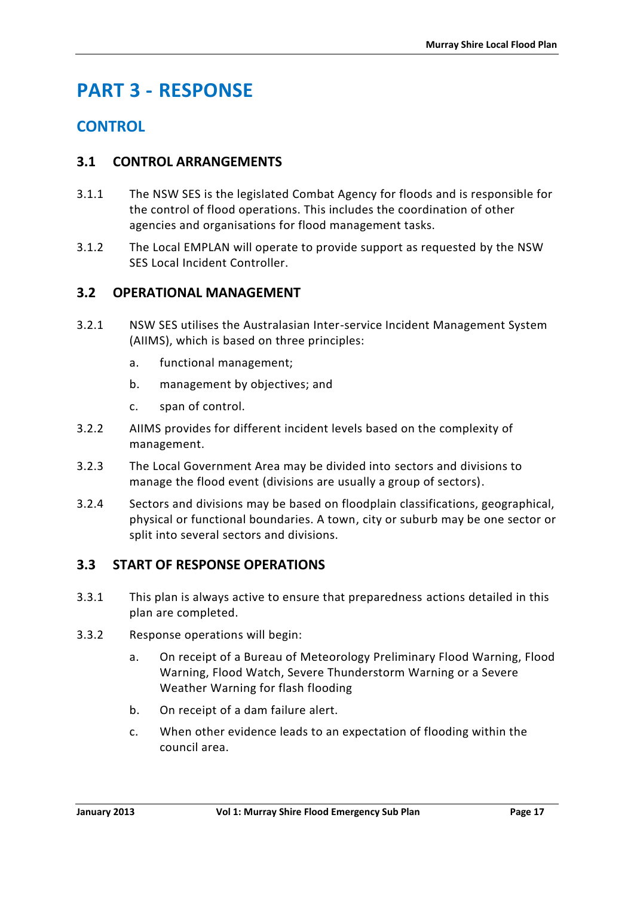# PART 3 - RESPONSE

## CONTROL

### 3.1 CONTROL ARRANGEMENTS

3.1.1 The NSW SES is the legislated Combat Agency for floods and is responsible for the control of flood operations. This includes the coordination of other agencies and organisations for flood management tasks.

3.1.2 The Local EMPLAN will operate to provide support as requested by the NSW SES Local Incident Controller.

### 3.2 OPERATIONAL MANAGEMENT

3.2.1 NSW SES utilises the Australasian Inter-service Incident Management System (AIIMS), which is based on three principles:

a. functional management;

b. management by objectives; and

c. span of control.

3.2.2 AIIMS provides for different incident levels based on the complexity of management.

3.2.3 The Local Government Area may be divided into sectors and divisions to manage the flood event (divisions are usually a group of sectors).

3.2.4 Sectors and divisions may be based on floodplain classifications, geographical, physical or functional boundaries. A town, city or suburb may be one sector or split into several sectors and divisions.

### 3.3 START OF RESPONSE OPERATIONS

3.3.1 This plan is always active to ensure that preparedness actions detailed in this plan are completed.

3.3.2 Response operations will begin:

a. On receipt of a Bureau of Meteorology Preliminary Flood Warning, Flood Warning, Flood Watch, Severe Thunderstorm Warning or a Severe Weather Warning for flash flooding

b. On receipt of a dam failure alert.

c. When other evidence leads to an expectation of flooding within the council area.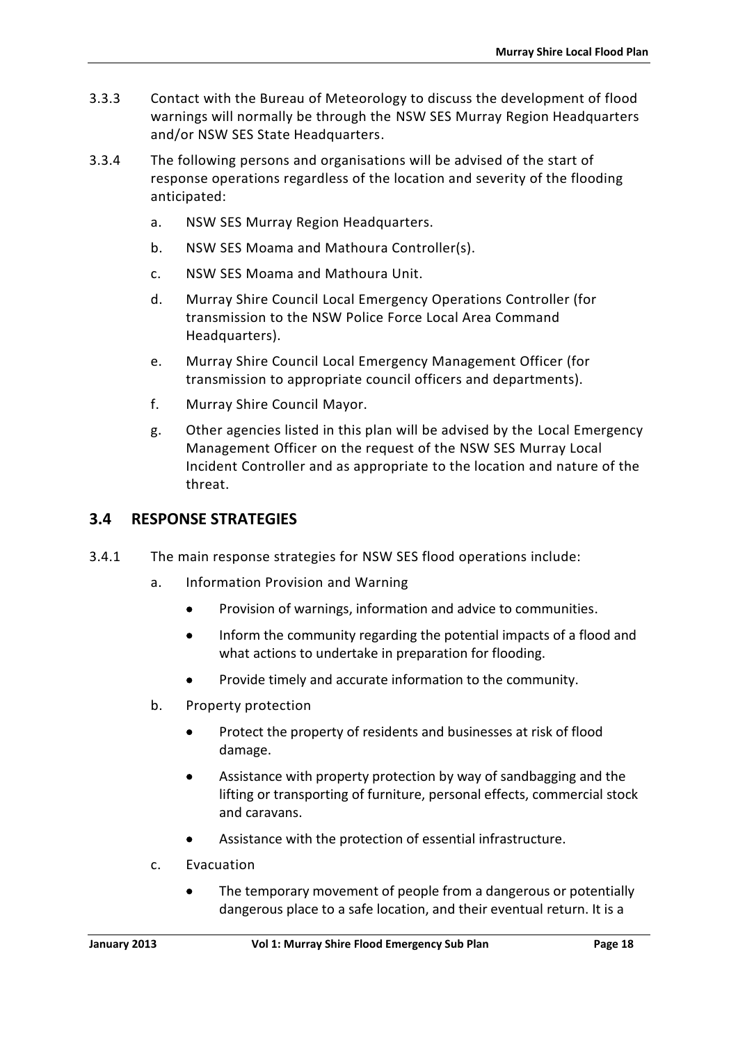3.3.3 Contact with the Bureau of Meteorology to discuss the development of flood warnings will normally be through the NSW SES Murray Region Headquarters and/or NSW SES State Headquarters.

3.3.4 The following persons and organisations will be advised of the start of response operations regardless of the location and severity of the flooding anticipated:

a. NSW SES Murray Region Headquarters.

b. NSW SES Moama and Mathoura Controller(s).

c. NSW SES Moama and Mathoura Unit.

d. Murray Shire Council Local Emergency Operations Controller (for transmission to the NSW Police Force Local Area Command Headquarters).

e. Murray Shire Council Local Emergency Management Officer (for transmission to appropriate council officers and departments).

f. Murray Shire Council Mayor.

g. Other agencies listed in this plan will be advised by the Local Emergency Management Officer on the request of the NSW SES Murray Local Incident Controller and as appropriate to the location and nature of the threat.

## 3.4 RESPONSE STRATEGIES

3.4.1 The main response strategies for NSW SES flood operations include:

a. Information Provision and Warning

- Provision of warnings, information and advice to communities.
- Inform the community regarding the potential impacts of a flood and what actions to undertake in preparation for flooding.
- Provide timely and accurate information to the community.

b. Property protection

- Protect the property of residents and businesses at risk of flood damage.
- Assistance with property protection by way of sandbagging and the lifting or transporting of furniture, personal effects, commercial stock and caravans.
- Assistance with the protection of essential infrastructure.

c. Evacuation

- The temporary movement of people from a dangerous or potentially dangerous place to a safe location, and their eventual return. It is a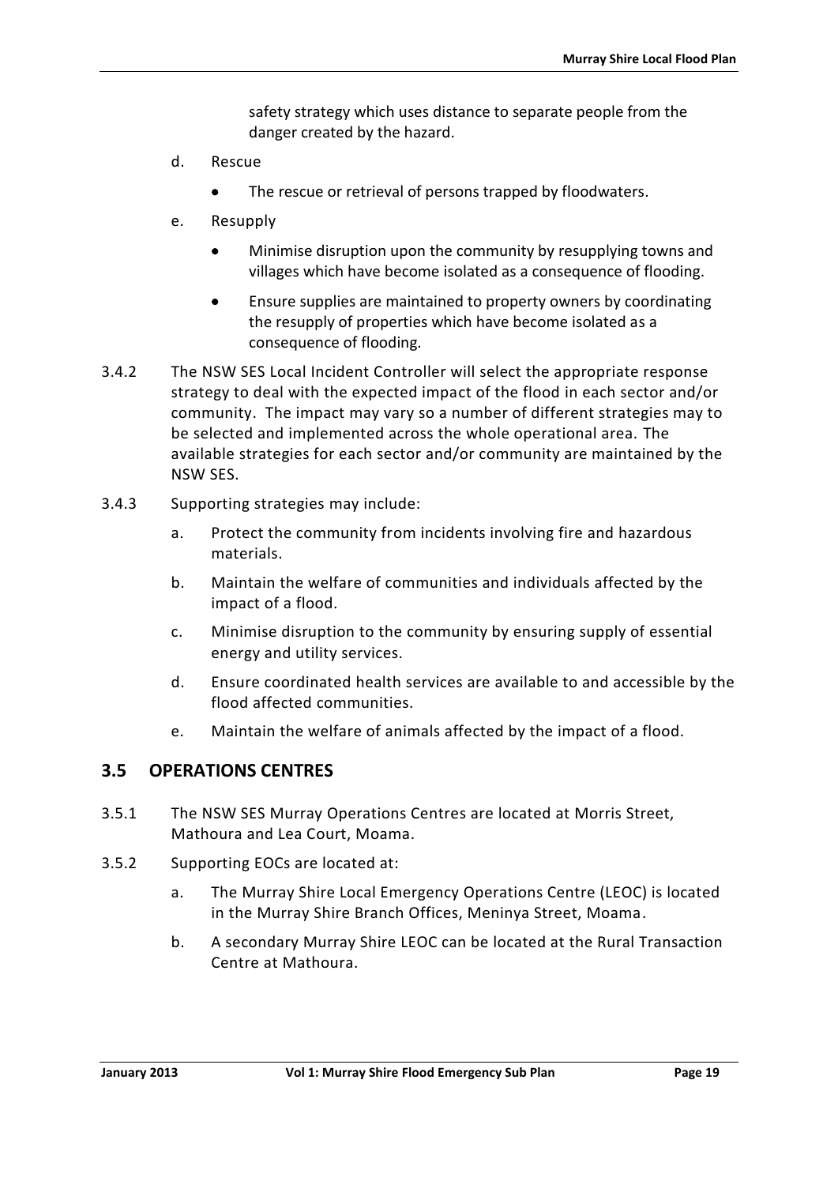safety strategy which uses distance to separate people from the danger created by the hazard.

d. Rescue

- The rescue or retrieval of persons trapped by floodwaters.

e. Resupply

- Minimise disruption upon the community by resupplying towns and villages which have become isolated as a consequence of flooding.
- Ensure supplies are maintained to property owners by coordinating the resupply of properties which have become isolated as a consequence of flooding.

3.4.2 The NSW SES Local Incident Controller will select the appropriate response strategy to deal with the expected impact of the flood in each sector and/or community. The impact may vary so a number of different strategies may to be selected and implemented across the whole operational area. The available strategies for each sector and/or community are maintained by the NSW SES.

3.4.3 Supporting strategies may include:

a. Protect the community from incidents involving fire and hazardous materials.

b. Maintain the welfare of communities and individuals affected by the impact of a flood.

c. Minimise disruption to the community by ensuring supply of essential energy and utility services.

d. Ensure coordinated health services are available to and accessible by the flood affected communities.

e. Maintain the welfare of animals affected by the impact of a flood.

## 3.5 OPERATIONS CENTRES

3.5.1 The NSW SES Murray Operations Centres are located at Morris Street, Mathoura and Lea Court, Moama.

3.5.2 Supporting EOCs are located at:

a. The Murray Shire Local Emergency Operations Centre (LEOC) is located in the Murray Shire Branch Offices, Meninya Street, Moama.

b. A secondary Murray Shire LEOC can be located at the Rural Transaction Centre at Mathoura.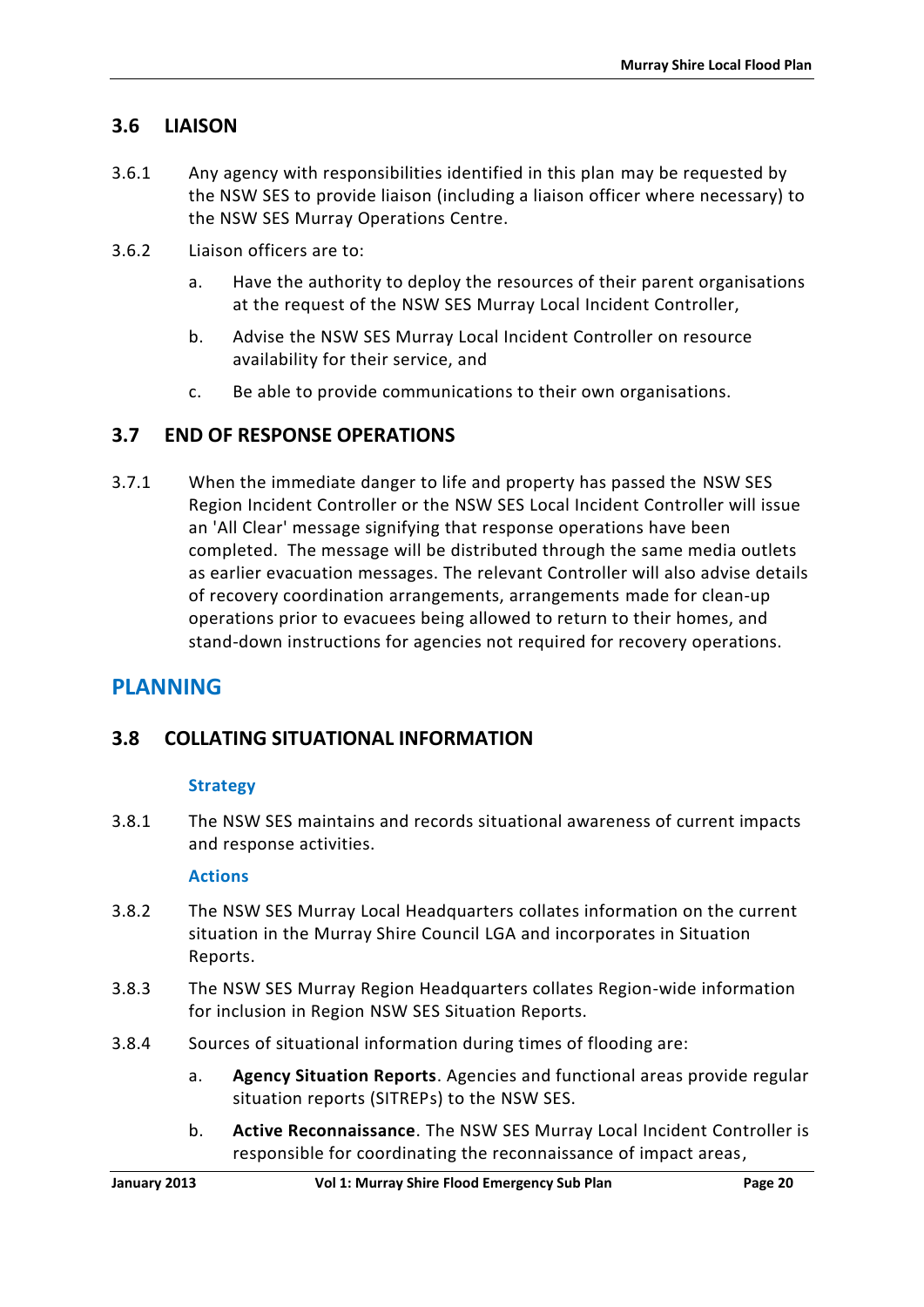## 3.6 LIAISON

3.6.1 Any agency with responsibilities identified in this plan may be requested by the NSW SES to provide liaison (including a liaison officer where necessary) to the NSW SES Murray Operations Centre.

3.6.2 Liaison officers are to:

a. Have the authority to deploy the resources of their parent organisations at the request of the NSW SES Murray Local Incident Controller,

b. Advise the NSW SES Murray Local Incident Controller on resource availability for their service, and

c. Be able to provide communications to their own organisations.

## 3.7 END OF RESPONSE OPERATIONS

3.7.1 When the immediate danger to life and property has passed the NSW SES Region Incident Controller or the NSW SES Local Incident Controller will issue an 'All Clear' message signifying that response operations have been completed. The message will be distributed through the same media outlets as earlier evacuation messages. The relevant Controller will also advise details of recovery coordination arrangements, arrangements made for clean-up operations prior to evacuees being allowed to return to their homes, and stand-down instructions for agencies not required for recovery operations.

# PLANNING

## 3.8 COLLATING SITUATIONAL INFORMATION

### Strategy

3.8.1 The NSW SES maintains and records situational awareness of current impacts and response activities.

### Actions

3.8.2 The NSW SES Murray Local Headquarters collates information on the current situation in the Murray Shire Council LGA and incorporates in Situation Reports.

3.8.3 The NSW SES Murray Region Headquarters collates Region-wide information for inclusion in Region NSW SES Situation Reports.

3.8.4 Sources of situational information during times of flooding are:

a. **Agency Situation Reports**. Agencies and functional areas provide regular situation reports (SITREPs) to the NSW SES.

b. **Active Reconnaissance**. The NSW SES Murray Local Incident Controller is responsible for coordinating the reconnaissance of impact areas,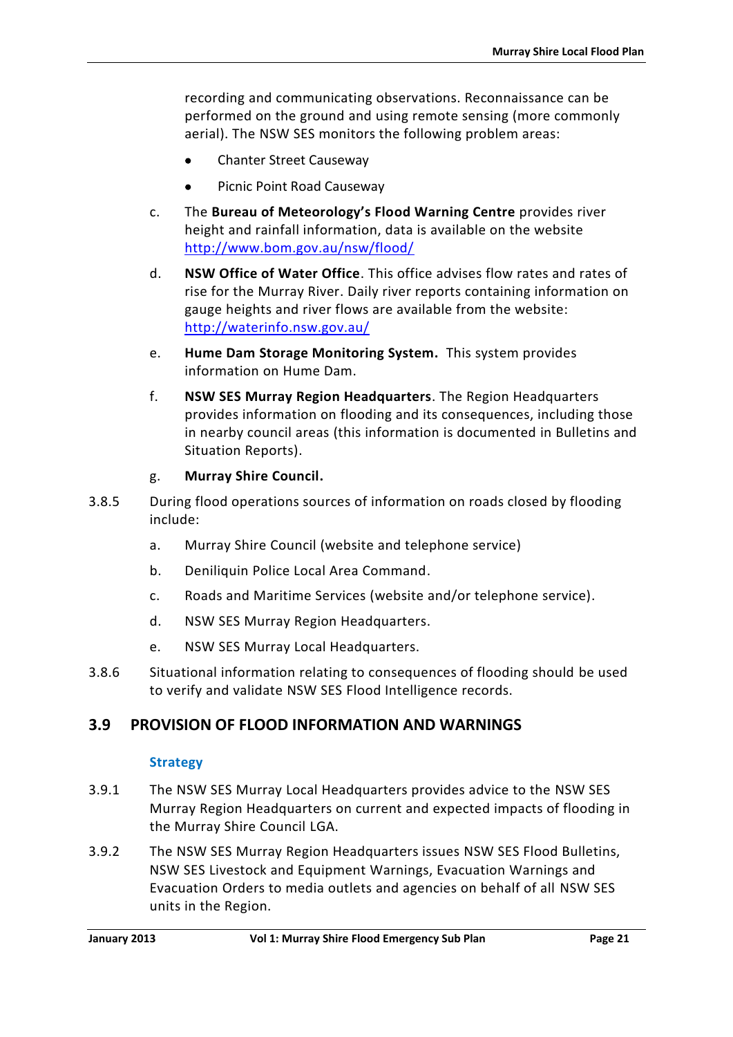recording and communicating observations. Reconnaissance can be performed on the ground and using remote sensing (more commonly aerial). The NSW SES monitors the following problem areas:

- Chanter Street Causeway
- Picnic Point Road Causeway

c. The **Bureau of Meteorology's Flood Warning Centre** provides river height and rainfall information, data is available on the website [http://www.bom.gov.au/nsw/flood/](http://www.bom.gov.au/nsw/flood/)

d. **NSW Office of Water Office**. This office advises flow rates and rates of rise for the Murray River. Daily river reports containing information on gauge heights and river flows are available from the website: [http://waterinfo.nsw.gov.au/](http://waterinfo.nsw.gov.au/)

e. **Hume Dam Storage Monitoring System.** This system provides information on Hume Dam.

f. **NSW SES Murray Region Headquarters**. The Region Headquarters provides information on flooding and its consequences, including those in nearby council areas (this information is documented in Bulletins and Situation Reports).

g. **Murray Shire Council.**

3.8.5 During flood operations sources of information on roads closed by flooding include:

a. Murray Shire Council (website and telephone service)

b. Deniliquin Police Local Area Command.

c. Roads and Maritime Services (website and/or telephone service).

d. NSW SES Murray Region Headquarters.

e. NSW SES Murray Local Headquarters.

3.8.6 Situational information relating to consequences of flooding should be used to verify and validate NSW SES Flood Intelligence records.

## 3.9 PROVISION OF FLOOD INFORMATION AND WARNINGS

### Strategy

3.9.1 The NSW SES Murray Local Headquarters provides advice to the NSW SES Murray Region Headquarters on current and expected impacts of flooding in the Murray Shire Council LGA.

3.9.2 The NSW SES Murray Region Headquarters issues NSW SES Flood Bulletins, NSW SES Livestock and Equipment Warnings, Evacuation Warnings and Evacuation Orders to media outlets and agencies on behalf of all NSW SES units in the Region.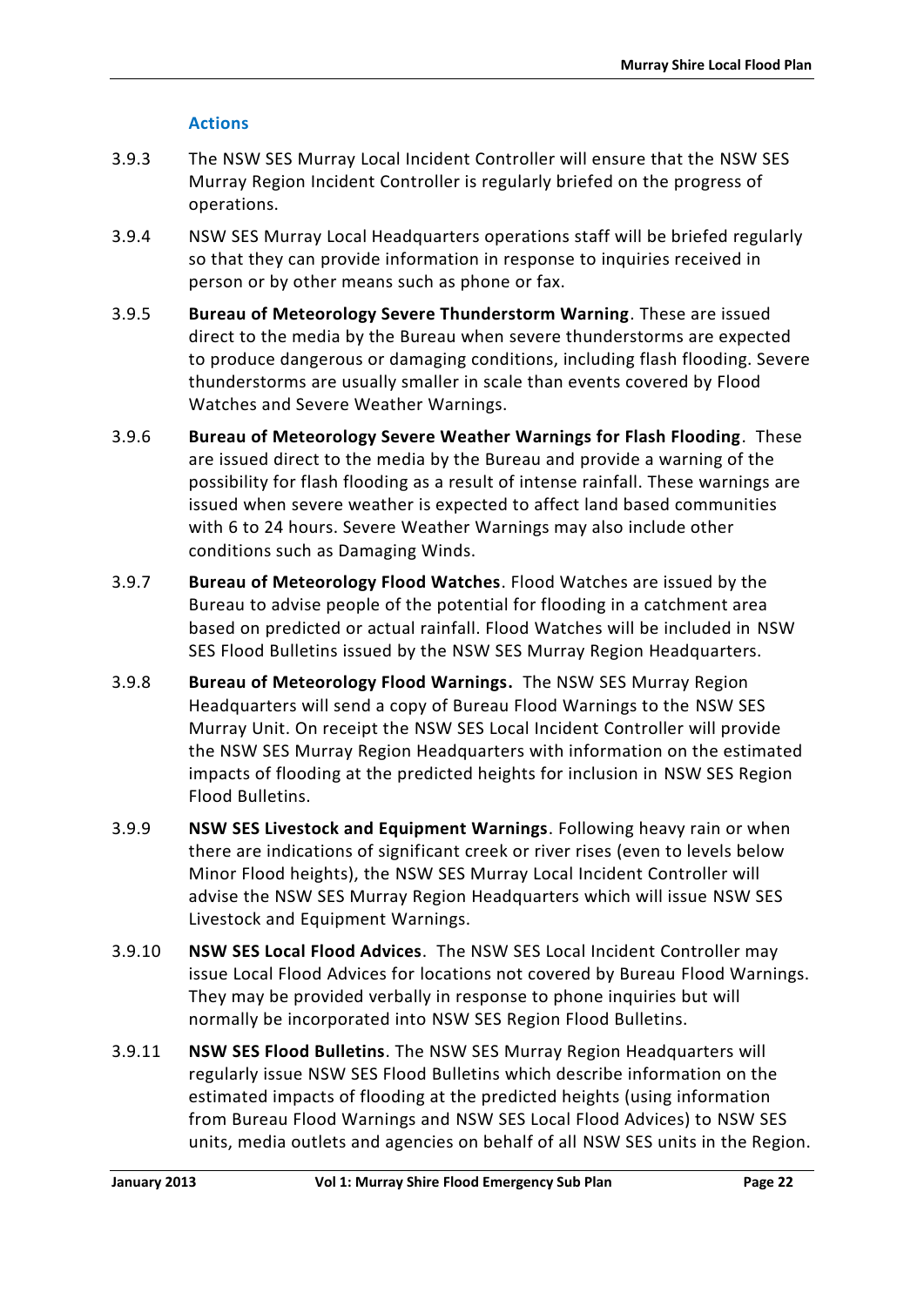### Actions

3.9.3 The NSW SES Murray Local Incident Controller will ensure that the NSW SES Murray Region Incident Controller is regularly briefed on the progress of operations.

3.9.4 NSW SES Murray Local Headquarters operations staff will be briefed regularly so that they can provide information in response to inquiries received in person or by other means such as phone or fax.

3.9.5 **Bureau of Meteorology Severe Thunderstorm Warning**. These are issued direct to the media by the Bureau when severe thunderstorms are expected to produce dangerous or damaging conditions, including flash flooding. Severe thunderstorms are usually smaller in scale than events covered by Flood Watches and Severe Weather Warnings.

3.9.6 **Bureau of Meteorology Severe Weather Warnings for Flash Flooding**. These are issued direct to the media by the Bureau and provide a warning of the possibility for flash flooding as a result of intense rainfall. These warnings are issued when severe weather is expected to affect land based communities with 6 to 24 hours. Severe Weather Warnings may also include other conditions such as Damaging Winds.

3.9.7 **Bureau of Meteorology Flood Watches**. Flood Watches are issued by the Bureau to advise people of the potential for flooding in a catchment area based on predicted or actual rainfall. Flood Watches will be included in NSW SES Flood Bulletins issued by the NSW SES Murray Region Headquarters.

3.9.8 **Bureau of Meteorology Flood Warnings.** The NSW SES Murray Region Headquarters will send a copy of Bureau Flood Warnings to the NSW SES Murray Unit. On receipt the NSW SES Local Incident Controller will provide the NSW SES Murray Region Headquarters with information on the estimated impacts of flooding at the predicted heights for inclusion in NSW SES Region Flood Bulletins.

3.9.9 **NSW SES Livestock and Equipment Warnings**. Following heavy rain or when there are indications of significant creek or river rises (even to levels below Minor Flood heights), the NSW SES Murray Local Incident Controller will advise the NSW SES Murray Region Headquarters which will issue NSW SES Livestock and Equipment Warnings.

3.9.10 **NSW SES Local Flood Advices**. The NSW SES Local Incident Controller may issue Local Flood Advices for locations not covered by Bureau Flood Warnings. They may be provided verbally in response to phone inquiries but will normally be incorporated into NSW SES Region Flood Bulletins.

3.9.11 **NSW SES Flood Bulletins**. The NSW SES Murray Region Headquarters will regularly issue NSW SES Flood Bulletins which describe information on the estimated impacts of flooding at the predicted heights (using information from Bureau Flood Warnings and NSW SES Local Flood Advices) to NSW SES units, media outlets and agencies on behalf of all NSW SES units in the Region.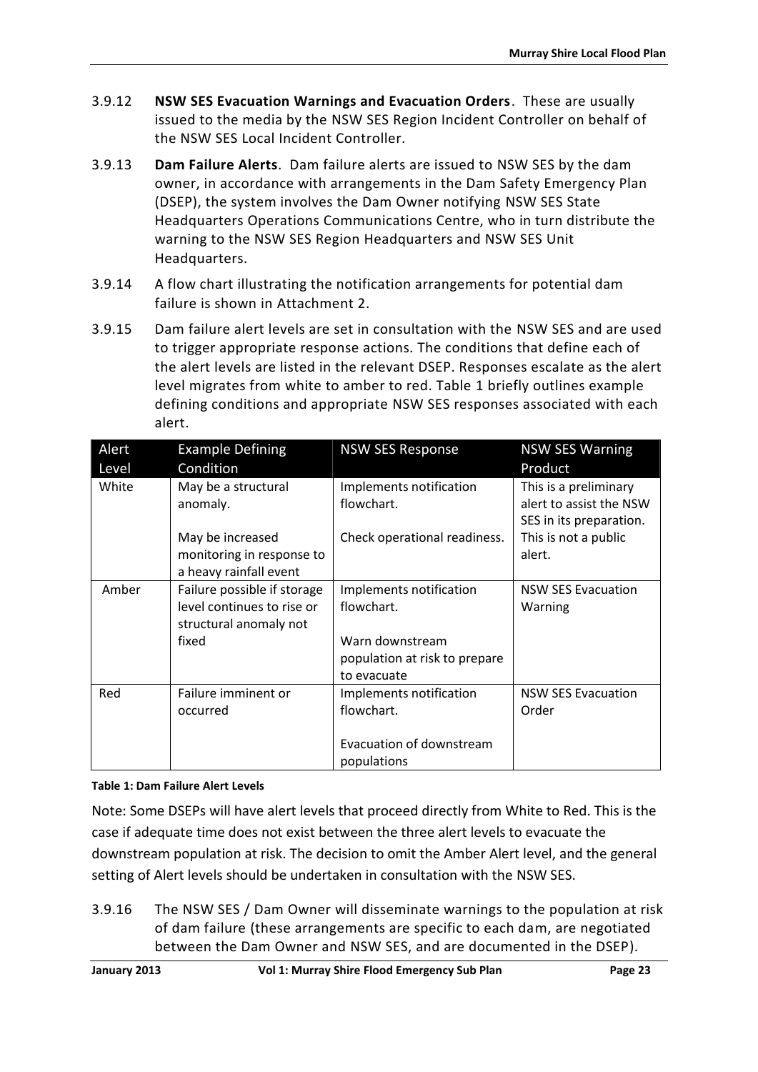3.9.12 **NSW SES Evacuation Warnings and Evacuation Orders**. These are usually issued to the media by the NSW SES Region Incident Controller on behalf of the NSW SES Local Incident Controller.

3.9.13 **Dam Failure Alerts**. Dam failure alerts are issued to NSW SES by the dam owner, in accordance with arrangements in the Dam Safety Emergency Plan (DSEP), the system involves the Dam Owner notifying NSW SES State Headquarters Operations Communications Centre, who in turn distribute the warning to the NSW SES Region Headquarters and NSW SES Unit Headquarters.

3.9.14 A flow chart illustrating the notification arrangements for potential dam failure is shown in Attachment 2.

3.9.15 Dam failure alert levels are set in consultation with the NSW SES and are used to trigger appropriate response actions. The conditions that define each of the alert levels are listed in the relevant DSEP. Responses escalate as the alert level migrates from white to amber to red. Table 1 briefly outlines example defining conditions and appropriate NSW SES responses associated with each alert.

| Alert Level | Example Defining Condition | NSW SES Response | NSW SES Warning Product |
|---|---|---|---|
| White | May be a structural anomaly.<br><br>May be increased monitoring in response to a heavy rainfall event | Implements notification flowchart.<br><br>Check operational readiness. | This is a preliminary alert to assist the NSW SES in its preparation. This is not a public alert. |
| Amber | Failure possible if storage level continues to rise or structural anomaly not fixed | Implements notification flowchart.<br><br>Warn downstream population at risk to prepare to evacuate | NSW SES Evacuation Warning |
| Red | Failure imminent or occurred | Implements notification flowchart.<br><br>Evacuation of downstream populations | NSW SES Evacuation Order |

**Table 1: Dam Failure Alert Levels**

Note: Some DSEPs will have alert levels that proceed directly from White to Red. This is the case if adequate time does not exist between the three alert levels to evacuate the downstream population at risk. The decision to omit the Amber Alert level, and the general setting of Alert levels should be undertaken in consultation with the NSW SES.

3.9.16 The NSW SES / Dam Owner will disseminate warnings to the population at risk of dam failure (these arrangements are specific to each dam, are negotiated between the Dam Owner and NSW SES, and are documented in the DSEP).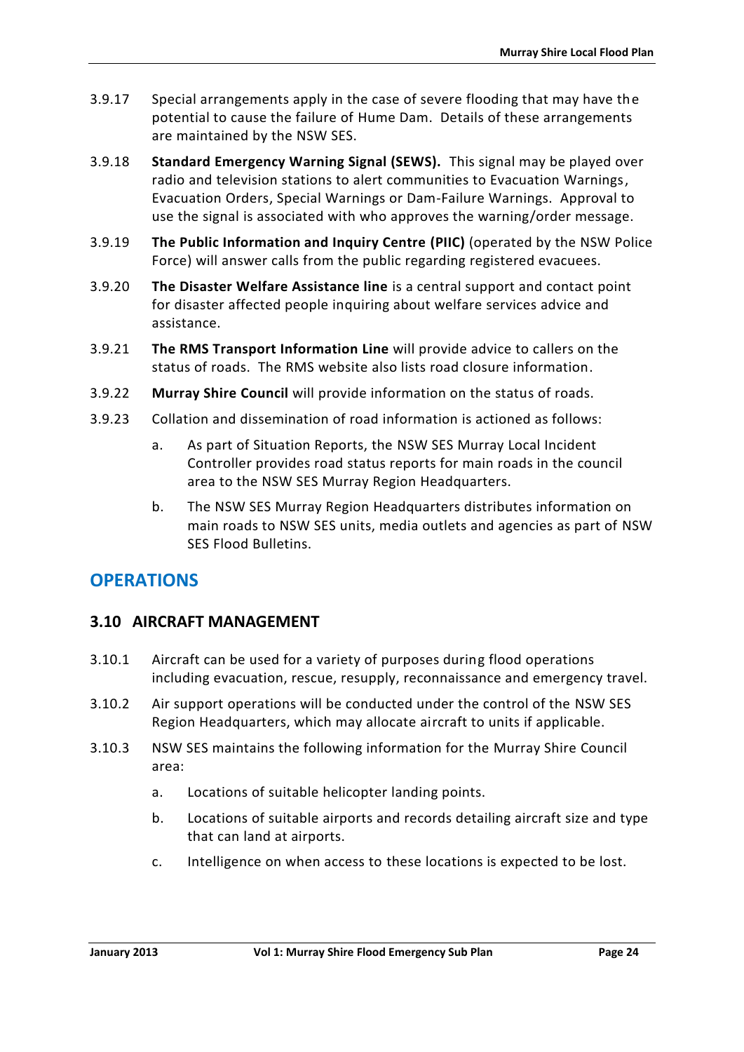3.9.17 Special arrangements apply in the case of severe flooding that may have the potential to cause the failure of Hume Dam. Details of these arrangements are maintained by the NSW SES.

3.9.18 **Standard Emergency Warning Signal (SEWS).** This signal may be played over radio and television stations to alert communities to Evacuation Warnings, Evacuation Orders, Special Warnings or Dam-Failure Warnings. Approval to use the signal is associated with who approves the warning/order message.

3.9.19 **The Public Information and Inquiry Centre (PIIC)** (operated by the NSW Police Force) will answer calls from the public regarding registered evacuees.

3.9.20 **The Disaster Welfare Assistance line** is a central support and contact point for disaster affected people inquiring about welfare services advice and assistance.

3.9.21 **The RMS Transport Information Line** will provide advice to callers on the status of roads. The RMS website also lists road closure information.

3.9.22 **Murray Shire Council** will provide information on the status of roads.

3.9.23 Collation and dissemination of road information is actioned as follows:

a. As part of Situation Reports, the NSW SES Murray Local Incident Controller provides road status reports for main roads in the council area to the NSW SES Murray Region Headquarters.

b. The NSW SES Murray Region Headquarters distributes information on main roads to NSW SES units, media outlets and agencies as part of NSW SES Flood Bulletins.

## OPERATIONS

### 3.10 AIRCRAFT MANAGEMENT

3.10.1 Aircraft can be used for a variety of purposes during flood operations including evacuation, rescue, resupply, reconnaissance and emergency travel.

3.10.2 Air support operations will be conducted under the control of the NSW SES Region Headquarters, which may allocate aircraft to units if applicable.

3.10.3 NSW SES maintains the following information for the Murray Shire Council area:

a. Locations of suitable helicopter landing points.

b. Locations of suitable airports and records detailing aircraft size and type that can land at airports.

c. Intelligence on when access to these locations is expected to be lost.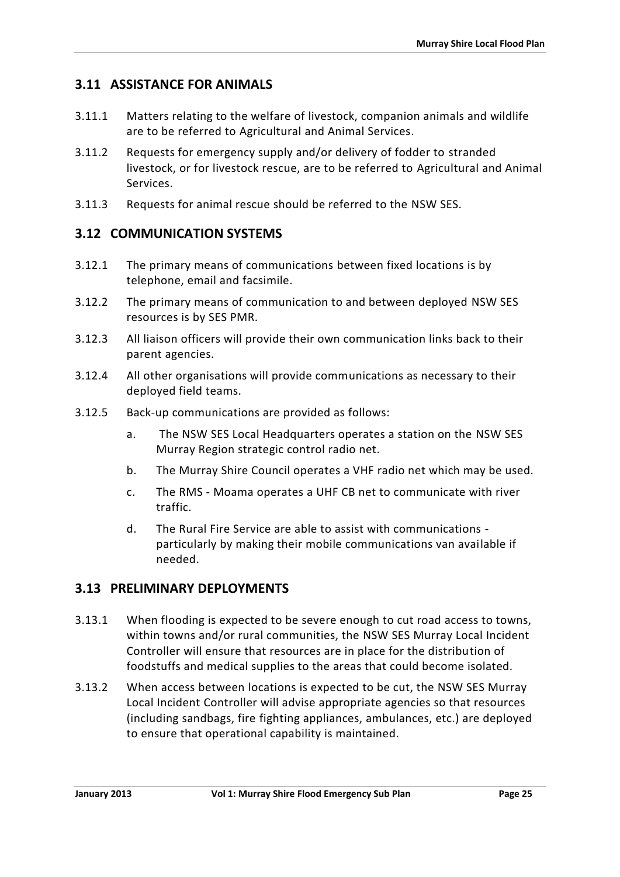## 3.11 ASSISTANCE FOR ANIMALS

3.11.1 Matters relating to the welfare of livestock, companion animals and wildlife are to be referred to Agricultural and Animal Services.

3.11.2 Requests for emergency supply and/or delivery of fodder to stranded livestock, or for livestock rescue, are to be referred to Agricultural and Animal Services.

3.11.3 Requests for animal rescue should be referred to the NSW SES.

## 3.12 COMMUNICATION SYSTEMS

3.12.1 The primary means of communications between fixed locations is by telephone, email and facsimile.

3.12.2 The primary means of communication to and between deployed NSW SES resources is by SES PMR.

3.12.3 All liaison officers will provide their own communication links back to their parent agencies.

3.12.4 All other organisations will provide communications as necessary to their deployed field teams.

3.12.5 Back-up communications are provided as follows:

a. The NSW SES Local Headquarters operates a station on the NSW SES Murray Region strategic control radio net.

b. The Murray Shire Council operates a VHF radio net which may be used.

c. The RMS - Moama operates a UHF CB net to communicate with river traffic.

d. The Rural Fire Service are able to assist with communications - particularly by making their mobile communications van available if needed.

## 3.13 PRELIMINARY DEPLOYMENTS

3.13.1 When flooding is expected to be severe enough to cut road access to towns, within towns and/or rural communities, the NSW SES Murray Local Incident Controller will ensure that resources are in place for the distribution of foodstuffs and medical supplies to the areas that could become isolated.

3.13.2 When access between locations is expected to be cut, the NSW SES Murray Local Incident Controller will advise appropriate agencies so that resources (including sandbags, fire fighting appliances, ambulances, etc.) are deployed to ensure that operational capability is maintained.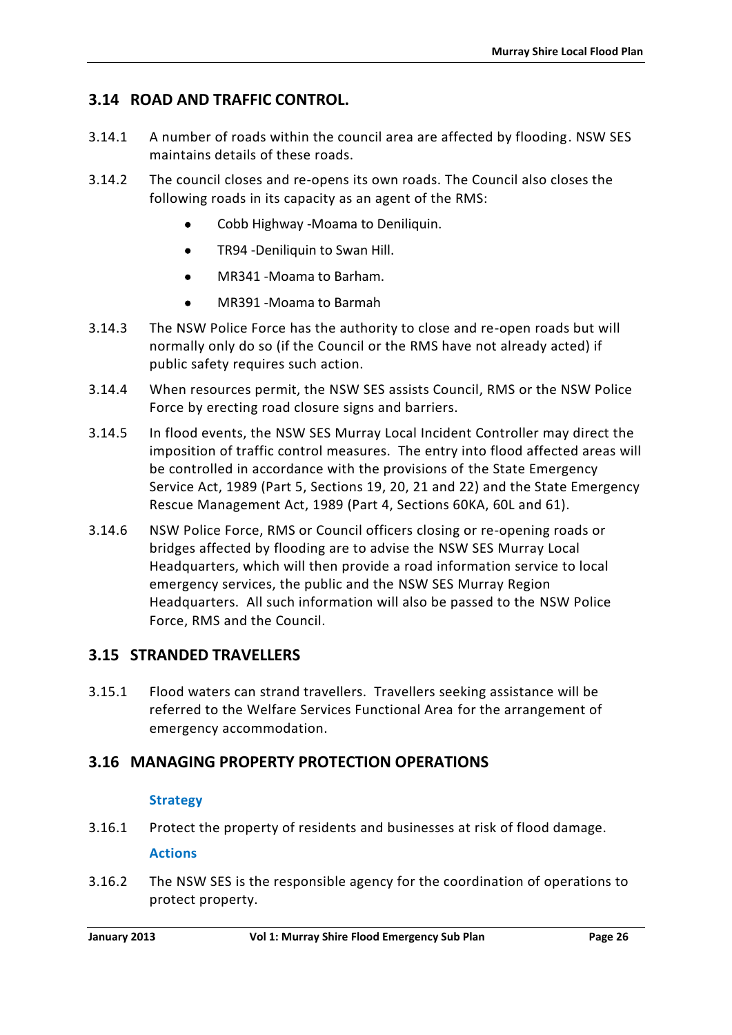## 3.14 ROAD AND TRAFFIC CONTROL.

3.14.1 A number of roads within the council area are affected by flooding. NSW SES maintains details of these roads.

3.14.2 The council closes and re-opens its own roads. The Council also closes the following roads in its capacity as an agent of the RMS:

- Cobb Highway -Moama to Deniliquin.
- TR94 -Deniliquin to Swan Hill.
- MR341 -Moama to Barham.
- MR391 -Moama to Barmah

3.14.3 The NSW Police Force has the authority to close and re-open roads but will normally only do so (if the Council or the RMS have not already acted) if public safety requires such action.

3.14.4 When resources permit, the NSW SES assists Council, RMS or the NSW Police Force by erecting road closure signs and barriers.

3.14.5 In flood events, the NSW SES Murray Local Incident Controller may direct the imposition of traffic control measures. The entry into flood affected areas will be controlled in accordance with the provisions of the State Emergency Service Act, 1989 (Part 5, Sections 19, 20, 21 and 22) and the State Emergency Rescue Management Act, 1989 (Part 4, Sections 60KA, 60L and 61).

3.14.6 NSW Police Force, RMS or Council officers closing or re-opening roads or bridges affected by flooding are to advise the NSW SES Murray Local Headquarters, which will then provide a road information service to local emergency services, the public and the NSW SES Murray Region Headquarters. All such information will also be passed to the NSW Police Force, RMS and the Council.

## 3.15 STRANDED TRAVELLERS

3.15.1 Flood waters can strand travellers. Travellers seeking assistance will be referred to the Welfare Services Functional Area for the arrangement of emergency accommodation.

## 3.16 MANAGING PROPERTY PROTECTION OPERATIONS

### Strategy

3.16.1 Protect the property of residents and businesses at risk of flood damage.

### Actions

3.16.2 The NSW SES is the responsible agency for the coordination of operations to protect property.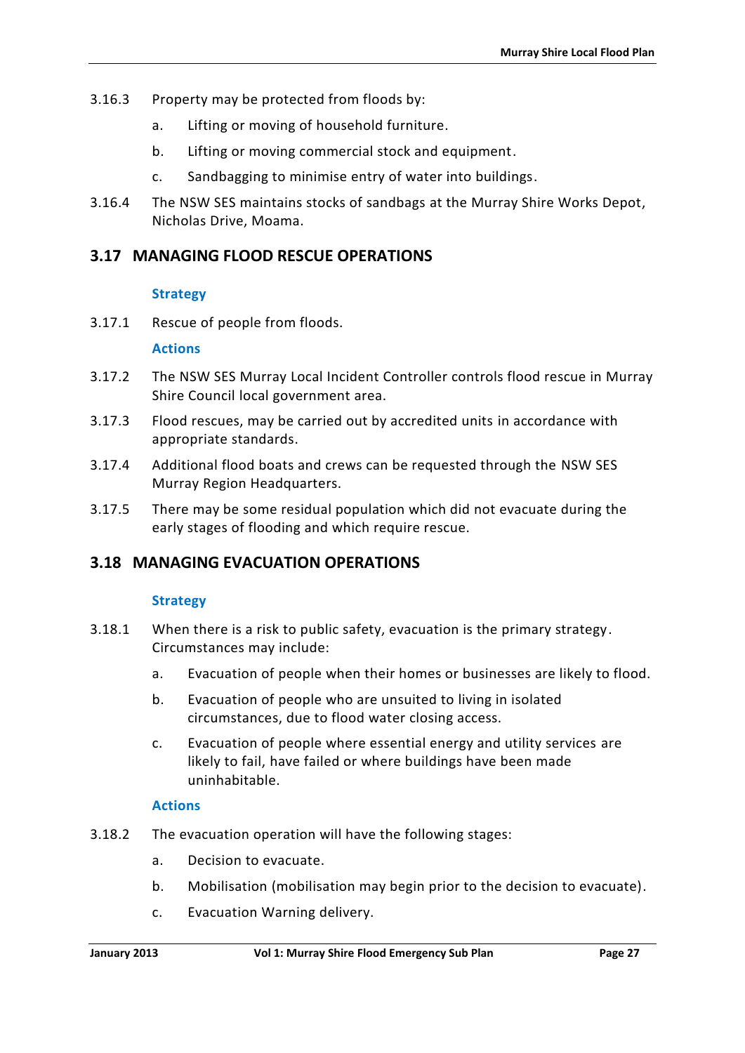3.16.3 Property may be protected from floods by:

a. Lifting or moving of household furniture.

b. Lifting or moving commercial stock and equipment.

c. Sandbagging to minimise entry of water into buildings.

3.16.4 The NSW SES maintains stocks of sandbags at the Murray Shire Works Depot, Nicholas Drive, Moama.

## 3.17 MANAGING FLOOD RESCUE OPERATIONS

### Strategy

3.17.1 Rescue of people from floods.

### Actions

3.17.2 The NSW SES Murray Local Incident Controller controls flood rescue in Murray Shire Council local government area.

3.17.3 Flood rescues, may be carried out by accredited units in accordance with appropriate standards.

3.17.4 Additional flood boats and crews can be requested through the NSW SES Murray Region Headquarters.

3.17.5 There may be some residual population which did not evacuate during the early stages of flooding and which require rescue.

## 3.18 MANAGING EVACUATION OPERATIONS

### Strategy

3.18.1 When there is a risk to public safety, evacuation is the primary strategy. Circumstances may include:

a. Evacuation of people when their homes or businesses are likely to flood.

b. Evacuation of people who are unsuited to living in isolated circumstances, due to flood water closing access.

c. Evacuation of people where essential energy and utility services are likely to fail, have failed or where buildings have been made uninhabitable.

### Actions

3.18.2 The evacuation operation will have the following stages:

a. Decision to evacuate.

b. Mobilisation (mobilisation may begin prior to the decision to evacuate).

c. Evacuation Warning delivery.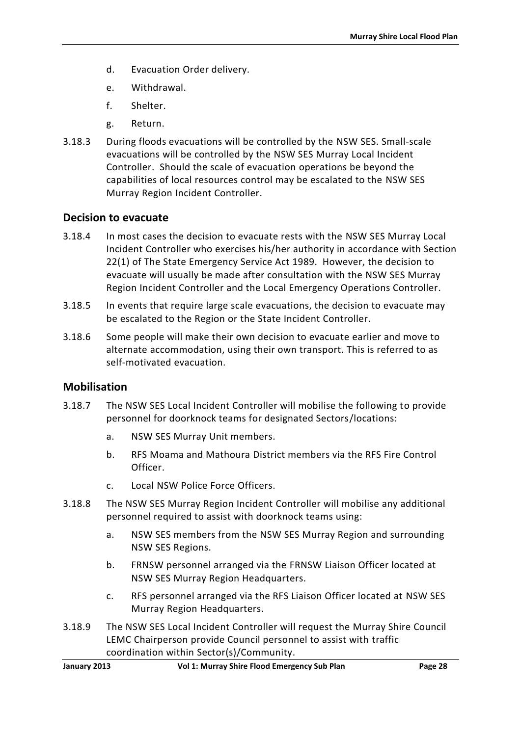d. Evacuation Order delivery.

e. Withdrawal.

f. Shelter.

g. Return.

3.18.3 During floods evacuations will be controlled by the NSW SES. Small-scale evacuations will be controlled by the NSW SES Murray Local Incident Controller. Should the scale of evacuation operations be beyond the capabilities of local resources control may be escalated to the NSW SES Murray Region Incident Controller.

## Decision to evacuate

3.18.4 In most cases the decision to evacuate rests with the NSW SES Murray Local Incident Controller who exercises his/her authority in accordance with Section 22(1) of The State Emergency Service Act 1989. However, the decision to evacuate will usually be made after consultation with the NSW SES Murray Region Incident Controller and the Local Emergency Operations Controller.

3.18.5 In events that require large scale evacuations, the decision to evacuate may be escalated to the Region or the State Incident Controller.

3.18.6 Some people will make their own decision to evacuate earlier and move to alternate accommodation, using their own transport. This is referred to as self-motivated evacuation.

## Mobilisation

3.18.7 The NSW SES Local Incident Controller will mobilise the following to provide personnel for doorknock teams for designated Sectors/locations:

a. NSW SES Murray Unit members.

b. RFS Moama and Mathoura District members via the RFS Fire Control Officer.

c. Local NSW Police Force Officers.

3.18.8 The NSW SES Murray Region Incident Controller will mobilise any additional personnel required to assist with doorknock teams using:

a. NSW SES members from the NSW SES Murray Region and surrounding NSW SES Regions.

b. FRNSW personnel arranged via the FRNSW Liaison Officer located at NSW SES Murray Region Headquarters.

c. RFS personnel arranged via the RFS Liaison Officer located at NSW SES Murray Region Headquarters.

3.18.9 The NSW SES Local Incident Controller will request the Murray Shire Council LEMC Chairperson provide Council personnel to assist with traffic coordination within Sector(s)/Community.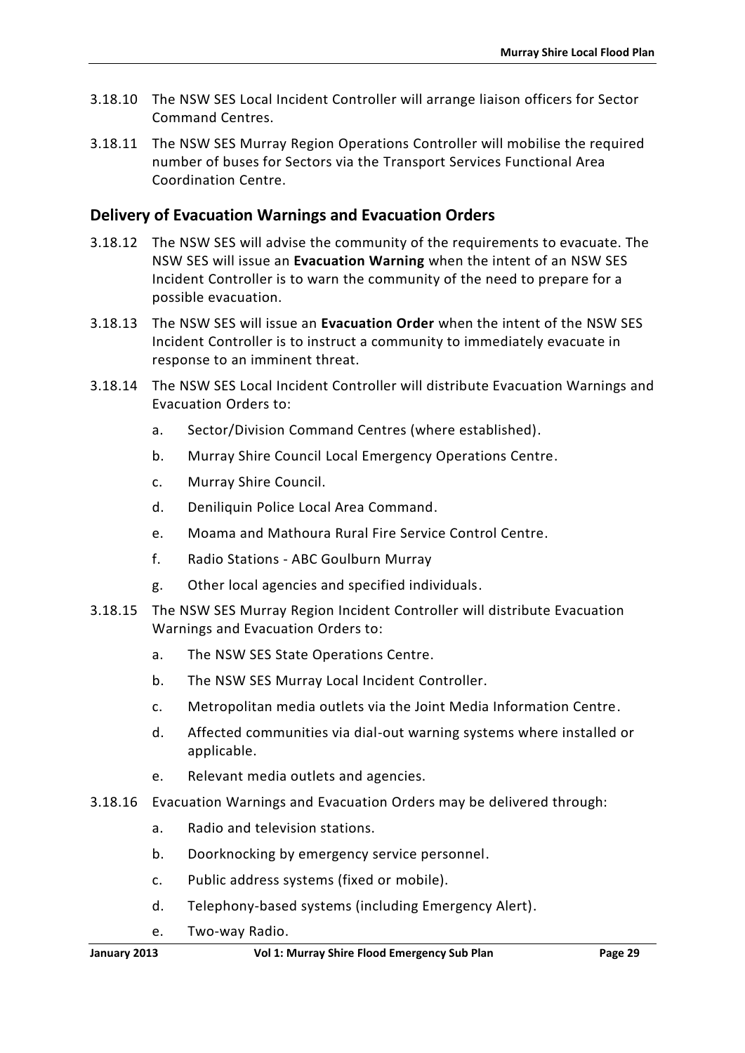3.18.10 The NSW SES Local Incident Controller will arrange liaison officers for Sector Command Centres.

3.18.11 The NSW SES Murray Region Operations Controller will mobilise the required number of buses for Sectors via the Transport Services Functional Area Coordination Centre.

## Delivery of Evacuation Warnings and Evacuation Orders

3.18.12 The NSW SES will advise the community of the requirements to evacuate. The NSW SES will issue an **Evacuation Warning** when the intent of an NSW SES Incident Controller is to warn the community of the need to prepare for a possible evacuation.

3.18.13 The NSW SES will issue an **Evacuation Order** when the intent of the NSW SES Incident Controller is to instruct a community to immediately evacuate in response to an imminent threat.

3.18.14 The NSW SES Local Incident Controller will distribute Evacuation Warnings and Evacuation Orders to:

a. Sector/Division Command Centres (where established).

b. Murray Shire Council Local Emergency Operations Centre.

c. Murray Shire Council.

d. Deniliquin Police Local Area Command.

e. Moama and Mathoura Rural Fire Service Control Centre.

f. Radio Stations - ABC Goulburn Murray

g. Other local agencies and specified individuals.

3.18.15 The NSW SES Murray Region Incident Controller will distribute Evacuation Warnings and Evacuation Orders to:

a. The NSW SES State Operations Centre.

b. The NSW SES Murray Local Incident Controller.

c. Metropolitan media outlets via the Joint Media Information Centre.

d. Affected communities via dial-out warning systems where installed or applicable.

e. Relevant media outlets and agencies.

3.18.16 Evacuation Warnings and Evacuation Orders may be delivered through:

a. Radio and television stations.

b. Doorknocking by emergency service personnel.

c. Public address systems (fixed or mobile).

d. Telephony-based systems (including Emergency Alert).

e. Two-way Radio.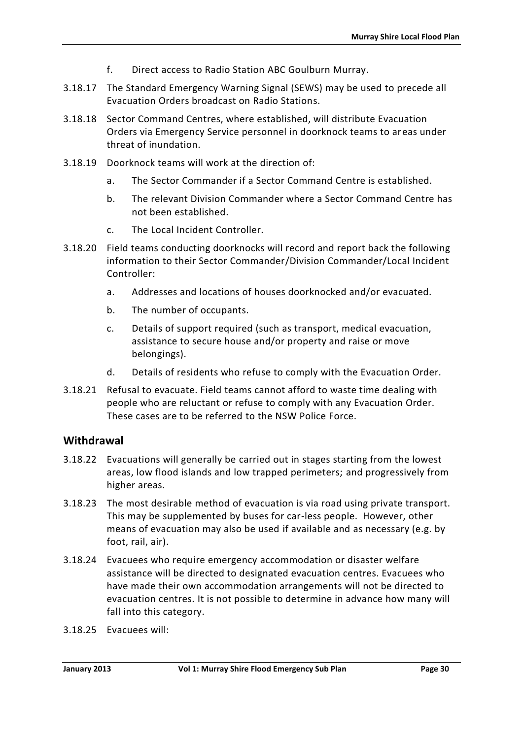f. Direct access to Radio Station ABC Goulburn Murray.

3.18.17 The Standard Emergency Warning Signal (SEWS) may be used to precede all Evacuation Orders broadcast on Radio Stations.

3.18.18 Sector Command Centres, where established, will distribute Evacuation Orders via Emergency Service personnel in doorknock teams to areas under threat of inundation.

3.18.19 Doorknock teams will work at the direction of:

a. The Sector Commander if a Sector Command Centre is established.

b. The relevant Division Commander where a Sector Command Centre has not been established.

c. The Local Incident Controller.

3.18.20 Field teams conducting doorknocks will record and report back the following information to their Sector Commander/Division Commander/Local Incident Controller:

a. Addresses and locations of houses doorknocked and/or evacuated.

b. The number of occupants.

c. Details of support required (such as transport, medical evacuation, assistance to secure house and/or property and raise or move belongings).

d. Details of residents who refuse to comply with the Evacuation Order.

3.18.21 Refusal to evacuate. Field teams cannot afford to waste time dealing with people who are reluctant or refuse to comply with any Evacuation Order. These cases are to be referred to the NSW Police Force.

## Withdrawal

3.18.22 Evacuations will generally be carried out in stages starting from the lowest areas, low flood islands and low trapped perimeters; and progressively from higher areas.

3.18.23 The most desirable method of evacuation is via road using private transport. This may be supplemented by buses for car-less people. However, other means of evacuation may also be used if available and as necessary (e.g. by foot, rail, air).

3.18.24 Evacuees who require emergency accommodation or disaster welfare assistance will be directed to designated evacuation centres. Evacuees who have made their own accommodation arrangements will not be directed to evacuation centres. It is not possible to determine in advance how many will fall into this category.

3.18.25 Evacuees will: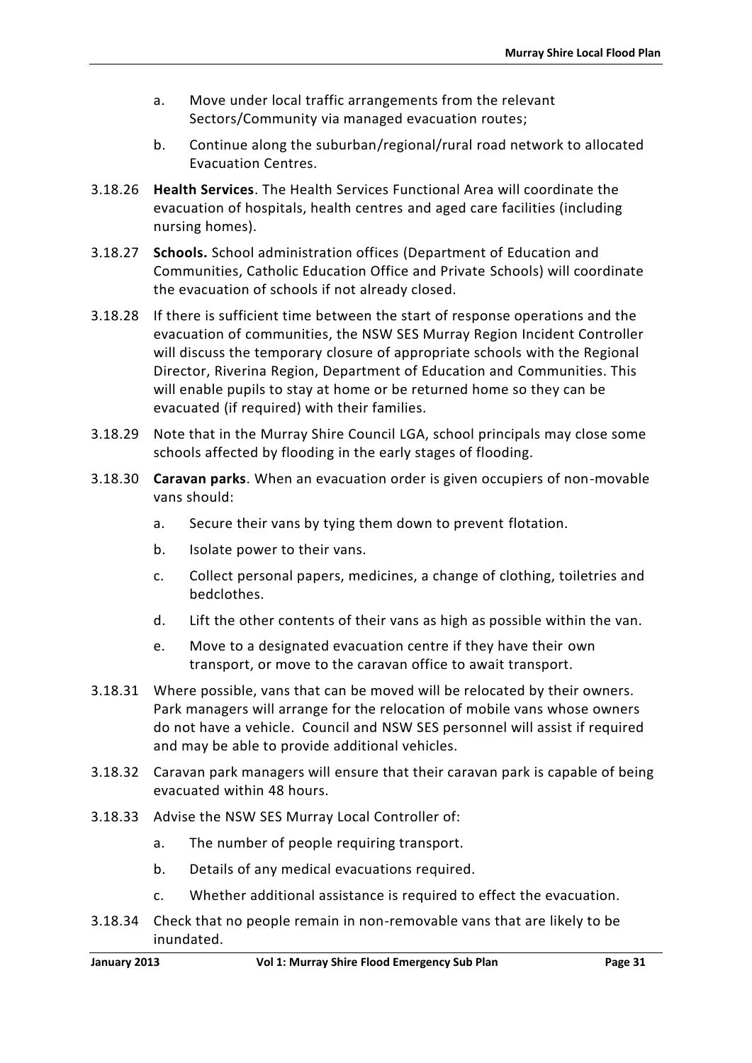a. Move under local traffic arrangements from the relevant Sectors/Community via managed evacuation routes;

b. Continue along the suburban/regional/rural road network to allocated Evacuation Centres.

3.18.26 **Health Services**. The Health Services Functional Area will coordinate the evacuation of hospitals, health centres and aged care facilities (including nursing homes).

3.18.27 **Schools.** School administration offices (Department of Education and Communities, Catholic Education Office and Private Schools) will coordinate the evacuation of schools if not already closed.

3.18.28 If there is sufficient time between the start of response operations and the evacuation of communities, the NSW SES Murray Region Incident Controller will discuss the temporary closure of appropriate schools with the Regional Director, Riverina Region, Department of Education and Communities. This will enable pupils to stay at home or be returned home so they can be evacuated (if required) with their families.

3.18.29 Note that in the Murray Shire Council LGA, school principals may close some schools affected by flooding in the early stages of flooding.

3.18.30 **Caravan parks**. When an evacuation order is given occupiers of non-movable vans should:

a. Secure their vans by tying them down to prevent flotation.

b. Isolate power to their vans.

c. Collect personal papers, medicines, a change of clothing, toiletries and bedclothes.

d. Lift the other contents of their vans as high as possible within the van.

e. Move to a designated evacuation centre if they have their own transport, or move to the caravan office to await transport.

3.18.31 Where possible, vans that can be moved will be relocated by their owners. Park managers will arrange for the relocation of mobile vans whose owners do not have a vehicle. Council and NSW SES personnel will assist if required and may be able to provide additional vehicles.

3.18.32 Caravan park managers will ensure that their caravan park is capable of being evacuated within 48 hours.

3.18.33 Advise the NSW SES Murray Local Controller of:

a. The number of people requiring transport.

b. Details of any medical evacuations required.

c. Whether additional assistance is required to effect the evacuation.

3.18.34 Check that no people remain in non-removable vans that are likely to be inundated.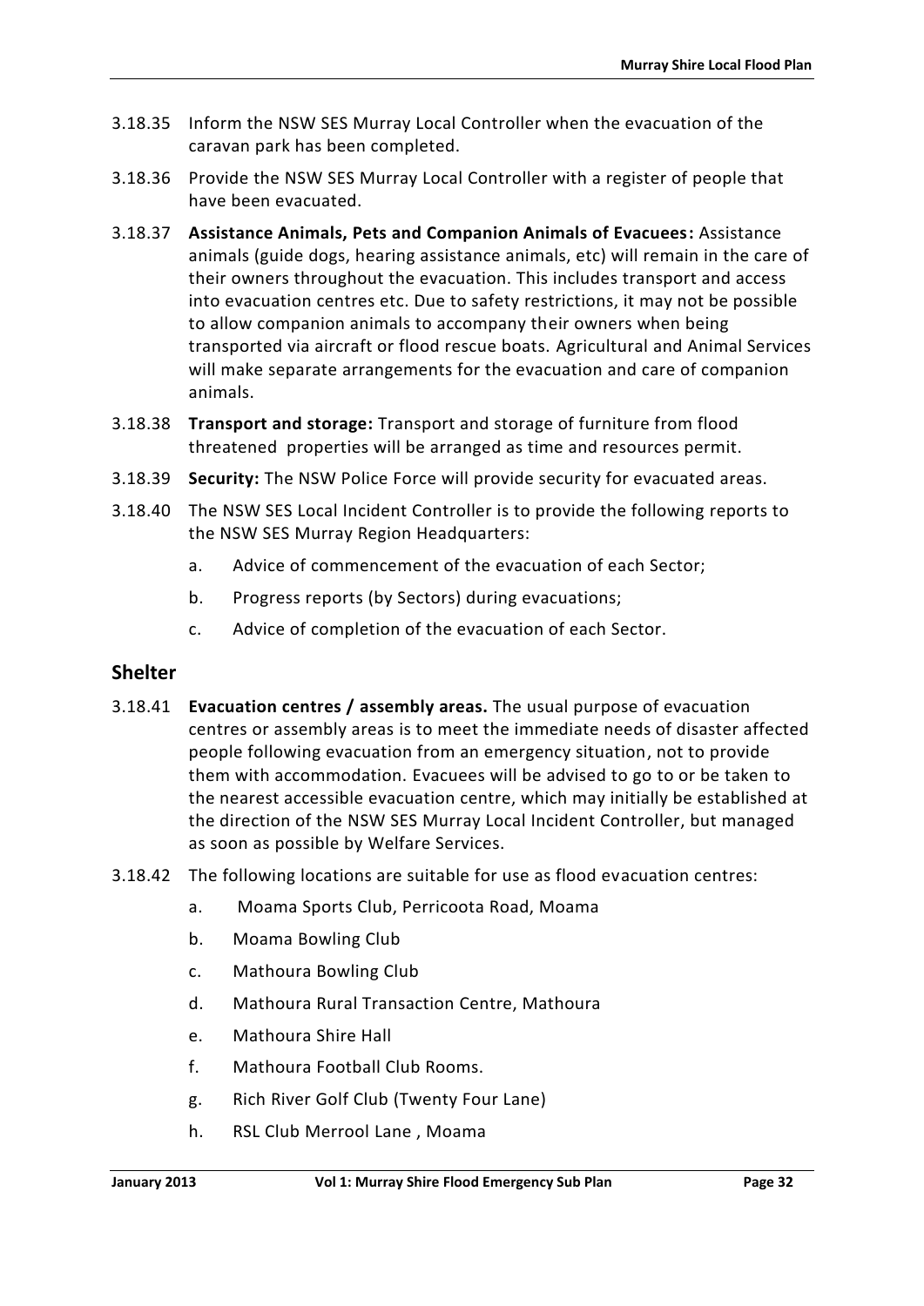3.18.35 Inform the NSW SES Murray Local Controller when the evacuation of the caravan park has been completed.

3.18.36 Provide the NSW SES Murray Local Controller with a register of people that have been evacuated.

3.18.37 **Assistance Animals, Pets and Companion Animals of Evacuees:** Assistance animals (guide dogs, hearing assistance animals, etc) will remain in the care of their owners throughout the evacuation. This includes transport and access into evacuation centres etc. Due to safety restrictions, it may not be possible to allow companion animals to accompany their owners when being transported via aircraft or flood rescue boats. Agricultural and Animal Services will make separate arrangements for the evacuation and care of companion animals.

3.18.38 **Transport and storage:** Transport and storage of furniture from flood threatened properties will be arranged as time and resources permit.

3.18.39 **Security:** The NSW Police Force will provide security for evacuated areas.

3.18.40 The NSW SES Local Incident Controller is to provide the following reports to the NSW SES Murray Region Headquarters:

a. Advice of commencement of the evacuation of each Sector;

b. Progress reports (by Sectors) during evacuations;

c. Advice of completion of the evacuation of each Sector.

## Shelter

3.18.41 **Evacuation centres / assembly areas.** The usual purpose of evacuation centres or assembly areas is to meet the immediate needs of disaster affected people following evacuation from an emergency situation, not to provide them with accommodation. Evacuees will be advised to go to or be taken to the nearest accessible evacuation centre, which may initially be established at the direction of the NSW SES Murray Local Incident Controller, but managed as soon as possible by Welfare Services.

3.18.42 The following locations are suitable for use as flood evacuation centres:

a. Moama Sports Club, Perricoota Road, Moama

b. Moama Bowling Club

c. Mathoura Bowling Club

d. Mathoura Rural Transaction Centre, Mathoura

e. Mathoura Shire Hall

f. Mathoura Football Club Rooms.

g. Rich River Golf Club (Twenty Four Lane)

h. RSL Club Merrool Lane , Moama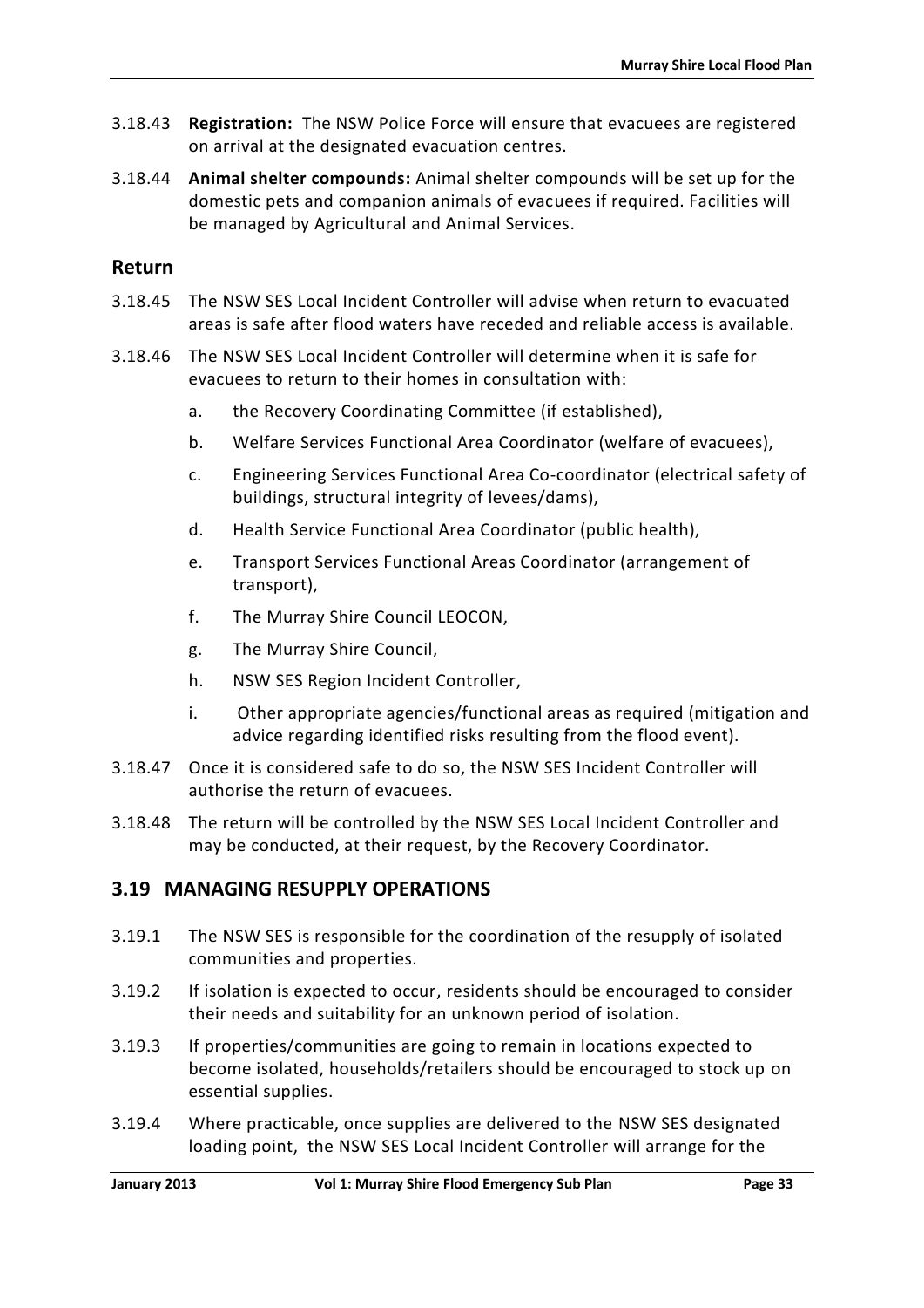3.18.43 **Registration:** The NSW Police Force will ensure that evacuees are registered on arrival at the designated evacuation centres.

3.18.44 **Animal shelter compounds:** Animal shelter compounds will be set up for the domestic pets and companion animals of evacuees if required. Facilities will be managed by Agricultural and Animal Services.

## Return

3.18.45 The NSW SES Local Incident Controller will advise when return to evacuated areas is safe after flood waters have receded and reliable access is available.

3.18.46 The NSW SES Local Incident Controller will determine when it is safe for evacuees to return to their homes in consultation with:

a. the Recovery Coordinating Committee (if established),

b. Welfare Services Functional Area Coordinator (welfare of evacuees),

c. Engineering Services Functional Area Co-coordinator (electrical safety of buildings, structural integrity of levees/dams),

d. Health Service Functional Area Coordinator (public health),

e. Transport Services Functional Areas Coordinator (arrangement of transport),

f. The Murray Shire Council LEOCON,

g. The Murray Shire Council,

h. NSW SES Region Incident Controller,

i. Other appropriate agencies/functional areas as required (mitigation and advice regarding identified risks resulting from the flood event).

3.18.47 Once it is considered safe to do so, the NSW SES Incident Controller will authorise the return of evacuees.

3.18.48 The return will be controlled by the NSW SES Local Incident Controller and may be conducted, at their request, by the Recovery Coordinator.

## 3.19 MANAGING RESUPPLY OPERATIONS

3.19.1 The NSW SES is responsible for the coordination of the resupply of isolated communities and properties.

3.19.2 If isolation is expected to occur, residents should be encouraged to consider their needs and suitability for an unknown period of isolation.

3.19.3 If properties/communities are going to remain in locations expected to become isolated, households/retailers should be encouraged to stock up on essential supplies.

3.19.4 Where practicable, once supplies are delivered to the NSW SES designated loading point, the NSW SES Local Incident Controller will arrange for the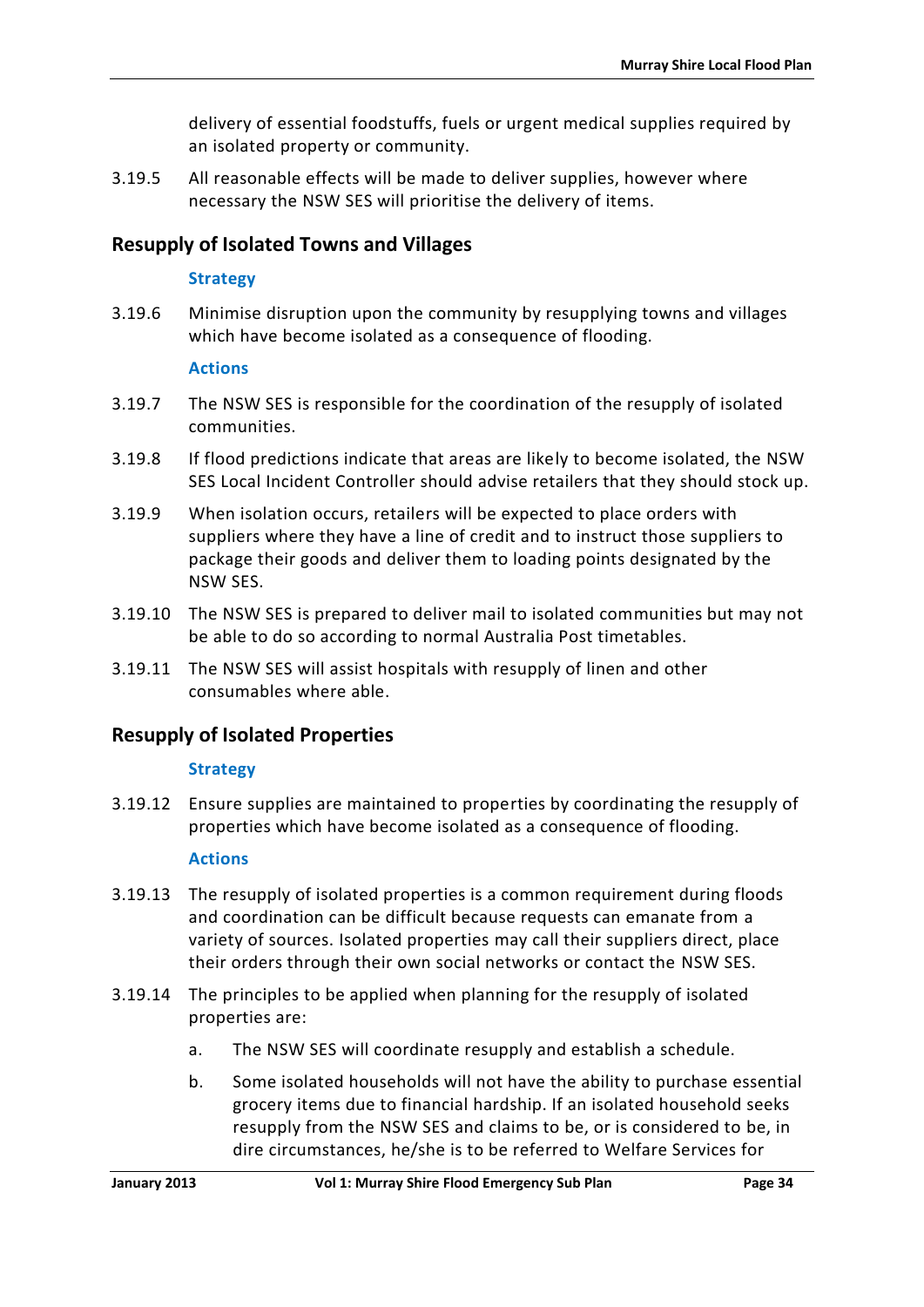delivery of essential foodstuffs, fuels or urgent medical supplies required by an isolated property or community.

3.19.5 All reasonable effects will be made to deliver supplies, however where necessary the NSW SES will prioritise the delivery of items.

## Resupply of Isolated Towns and Villages

### Strategy

3.19.6 Minimise disruption upon the community by resupplying towns and villages which have become isolated as a consequence of flooding.

### Actions

3.19.7 The NSW SES is responsible for the coordination of the resupply of isolated communities.

3.19.8 If flood predictions indicate that areas are likely to become isolated, the NSW SES Local Incident Controller should advise retailers that they should stock up.

3.19.9 When isolation occurs, retailers will be expected to place orders with suppliers where they have a line of credit and to instruct those suppliers to package their goods and deliver them to loading points designated by the NSW SES.

3.19.10 The NSW SES is prepared to deliver mail to isolated communities but may not be able to do so according to normal Australia Post timetables.

3.19.11 The NSW SES will assist hospitals with resupply of linen and other consumables where able.

## Resupply of Isolated Properties

### Strategy

3.19.12 Ensure supplies are maintained to properties by coordinating the resupply of properties which have become isolated as a consequence of flooding.

### Actions

3.19.13 The resupply of isolated properties is a common requirement during floods and coordination can be difficult because requests can emanate from a variety of sources. Isolated properties may call their suppliers direct, place their orders through their own social networks or contact the NSW SES.

3.19.14 The principles to be applied when planning for the resupply of isolated properties are:

a. The NSW SES will coordinate resupply and establish a schedule.

b. Some isolated households will not have the ability to purchase essential grocery items due to financial hardship. If an isolated household seeks resupply from the NSW SES and claims to be, or is considered to be, in dire circumstances, he/she is to be referred to Welfare Services for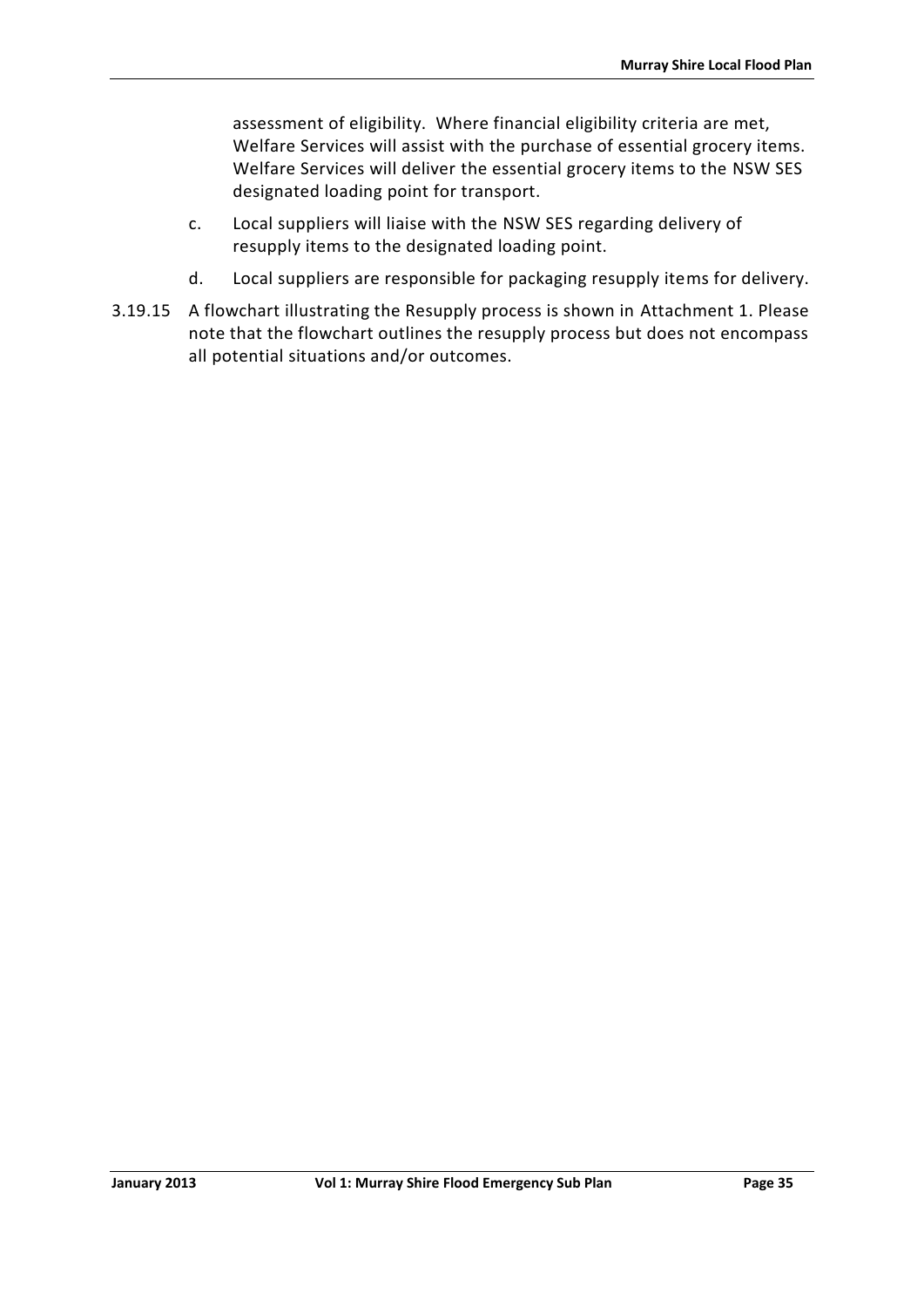assessment of eligibility. Where financial eligibility criteria are met, Welfare Services will assist with the purchase of essential grocery items. Welfare Services will deliver the essential grocery items to the NSW SES designated loading point for transport.

c. Local suppliers will liaise with the NSW SES regarding delivery of resupply items to the designated loading point.

d. Local suppliers are responsible for packaging resupply items for delivery.

3.19.15 A flowchart illustrating the Resupply process is shown in Attachment 1. Please note that the flowchart outlines the resupply process but does not encompass all potential situations and/or outcomes.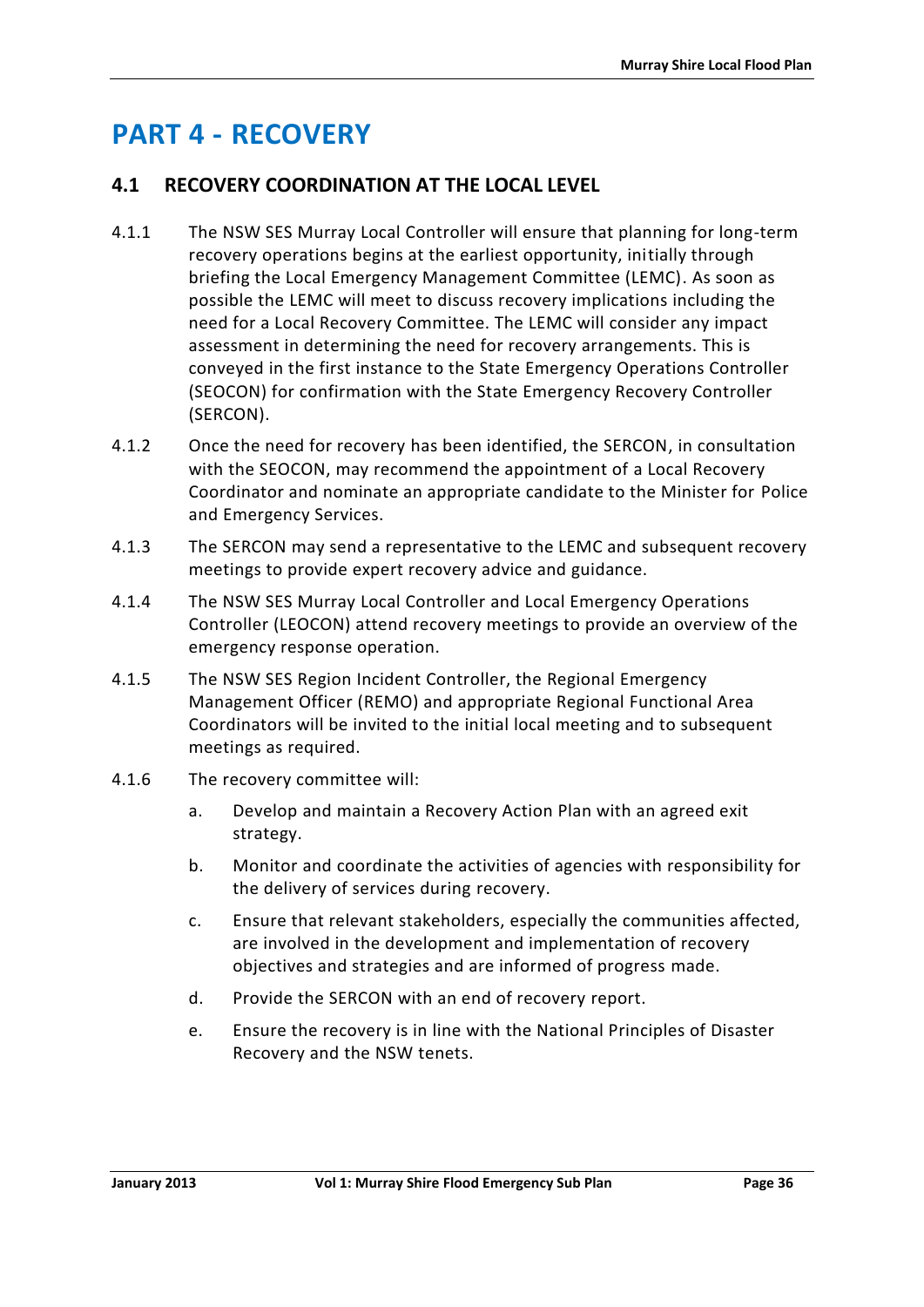# PART 4 - RECOVERY

## 4.1 RECOVERY COORDINATION AT THE LOCAL LEVEL

4.1.1 The NSW SES Murray Local Controller will ensure that planning for long-term recovery operations begins at the earliest opportunity, initially through briefing the Local Emergency Management Committee (LEMC). As soon as possible the LEMC will meet to discuss recovery implications including the need for a Local Recovery Committee. The LEMC will consider any impact assessment in determining the need for recovery arrangements. This is conveyed in the first instance to the State Emergency Operations Controller (SEOCON) for confirmation with the State Emergency Recovery Controller (SERCON).

4.1.2 Once the need for recovery has been identified, the SERCON, in consultation with the SEOCON, may recommend the appointment of a Local Recovery Coordinator and nominate an appropriate candidate to the Minister for Police and Emergency Services.

4.1.3 The SERCON may send a representative to the LEMC and subsequent recovery meetings to provide expert recovery advice and guidance.

4.1.4 The NSW SES Murray Local Controller and Local Emergency Operations Controller (LEOCON) attend recovery meetings to provide an overview of the emergency response operation.

4.1.5 The NSW SES Region Incident Controller, the Regional Emergency Management Officer (REMO) and appropriate Regional Functional Area Coordinators will be invited to the initial local meeting and to subsequent meetings as required.

4.1.6 The recovery committee will:

a. Develop and maintain a Recovery Action Plan with an agreed exit strategy.

b. Monitor and coordinate the activities of agencies with responsibility for the delivery of services during recovery.

c. Ensure that relevant stakeholders, especially the communities affected, are involved in the development and implementation of recovery objectives and strategies and are informed of progress made.

d. Provide the SERCON with an end of recovery report.

e. Ensure the recovery is in line with the National Principles of Disaster Recovery and the NSW tenets.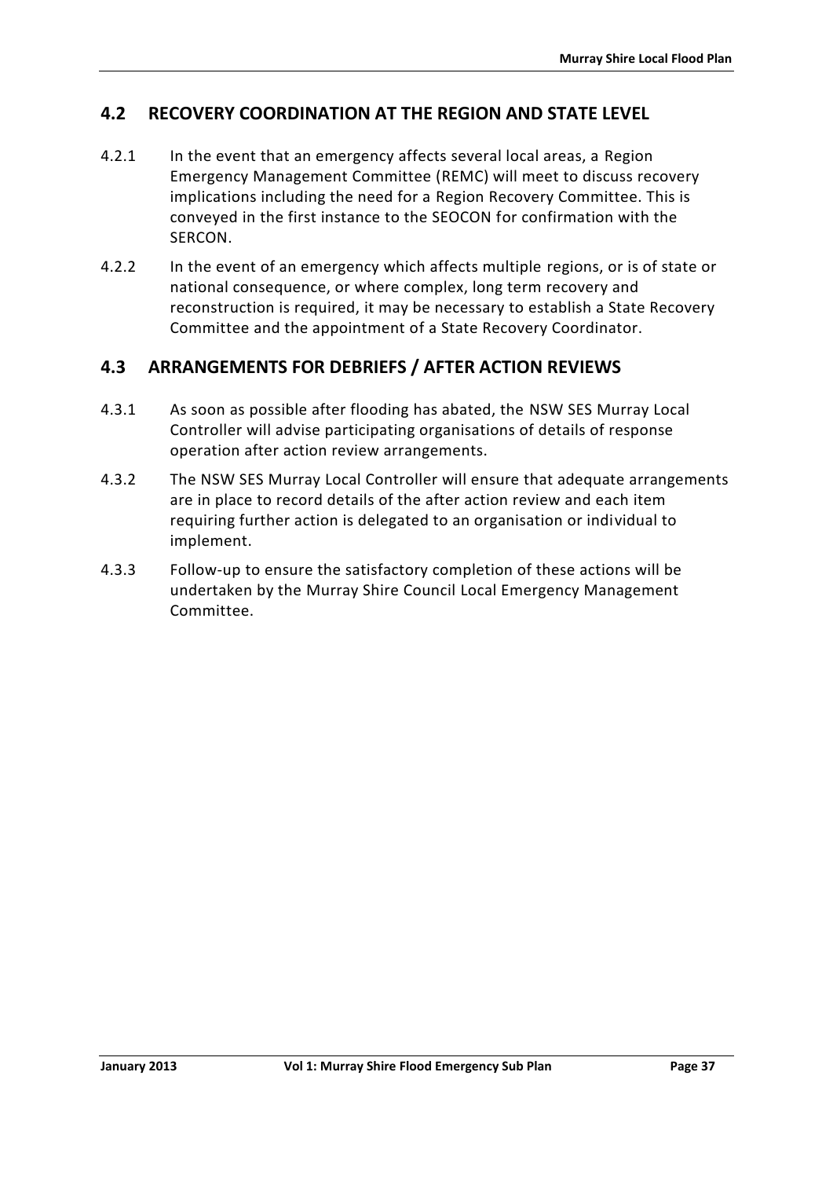## 4.2 RECOVERY COORDINATION AT THE REGION AND STATE LEVEL

4.2.1 In the event that an emergency affects several local areas, a Region Emergency Management Committee (REMC) will meet to discuss recovery implications including the need for a Region Recovery Committee. This is conveyed in the first instance to the SEOCON for confirmation with the SERCON.

4.2.2 In the event of an emergency which affects multiple regions, or is of state or national consequence, or where complex, long term recovery and reconstruction is required, it may be necessary to establish a State Recovery Committee and the appointment of a State Recovery Coordinator.

## 4.3 ARRANGEMENTS FOR DEBRIEFS / AFTER ACTION REVIEWS

4.3.1 As soon as possible after flooding has abated, the NSW SES Murray Local Controller will advise participating organisations of details of response operation after action review arrangements.

4.3.2 The NSW SES Murray Local Controller will ensure that adequate arrangements are in place to record details of the after action review and each item requiring further action is delegated to an organisation or individual to implement.

4.3.3 Follow-up to ensure the satisfactory completion of these actions will be undertaken by the Murray Shire Council Local Emergency Management Committee.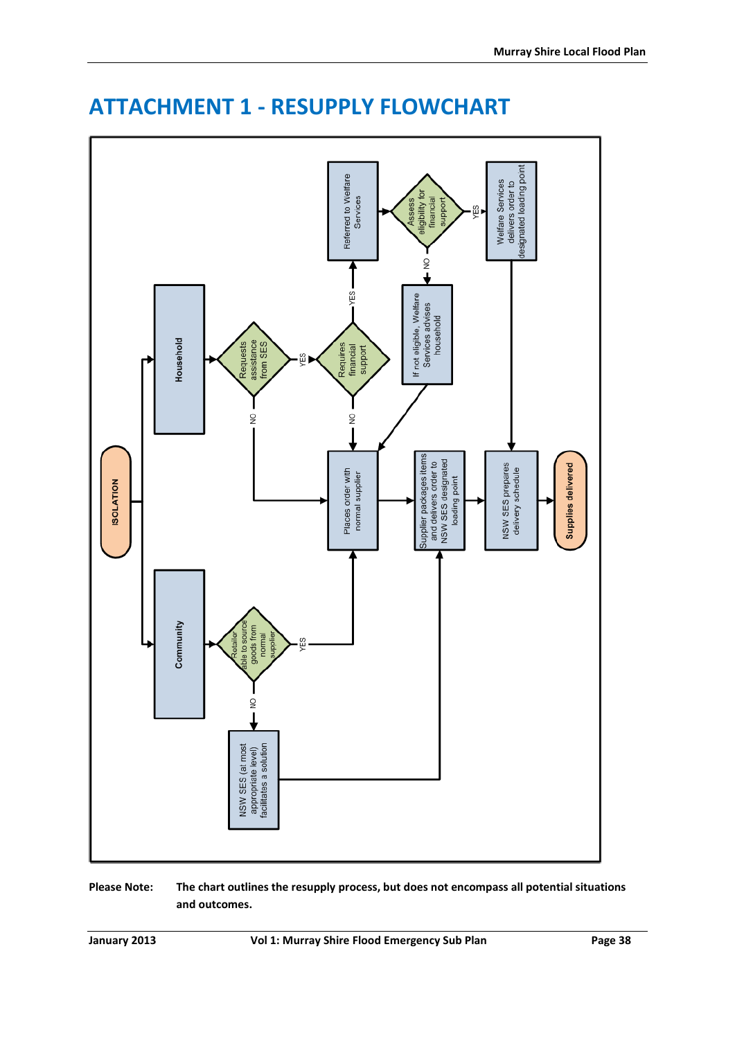# ATTACHMENT 1 - RESUPPLY FLOWCHART

ISOLATION

Household

Requests assistance from SES

YES

Requires financial support

YES

Referred to Welfare Services

Assess eligibility for financial support

YES

Welfare Services delivers order to designated loading point

NO

If not eligible, Welfare Services advises household

NO

NO

Places order with normal supplier

Supplier packages items and delivers order to NSW SES designated loading point

NSW SES prepares delivery schedule

Supplies delivered

Community

Retailer able to source goods from normal supplier

YES

NO

NSW SES (at most appropriate level) facilitates a solution

**Please Note:** **The chart outlines the resupply process, but does not encompass all potential situations and outcomes.**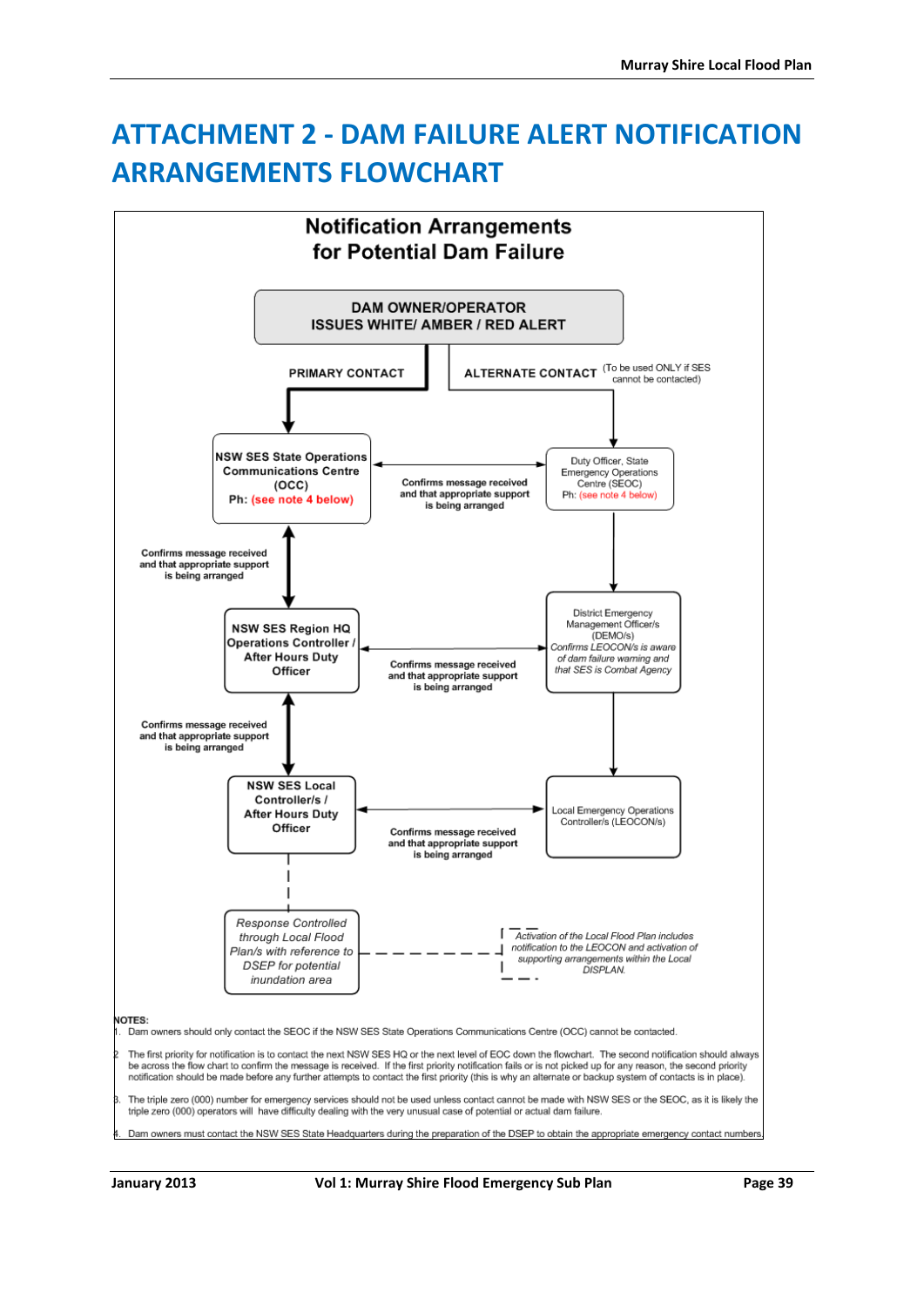# ATTACHMENT 2 - DAM FAILURE ALERT NOTIFICATION ARRANGEMENTS FLOWCHART

## Notification Arrangements for Potential Dam Failure

**DAM OWNER/OPERATOR ISSUES WHITE/ AMBER / RED ALERT**

**PRIMARY CONTACT**

**ALTERNATE CONTACT** (To be used ONLY if SES cannot be contacted)

**NSW SES State Operations Communications Centre (OCC)**
**Ph: (see note 4 below)**

Duty Officer, State Emergency Operations Centre (SEOC)
Ph: (see note 4 below)

**Confirms message received and that appropriate support is being arranged**

**NSW SES Region HQ Operations Controller / After Hours Duty Officer**

District Emergency Management Officer/s (DEMO/s)
*Confirms LEOCON/s is aware of dam failure warning and that SES is Combat Agency*

**Confirms message received and that appropriate support is being arranged**

**NSW SES Local Controller/s / After Hours Duty Officer**

Local Emergency Operations Controller/s (LEOCON/s)

**Confirms message received and that appropriate support is being arranged**

*Response Controlled through Local Flood Plan/s with reference to DSEP for potential inundation area*

*Activation of the Local Flood Plan includes notification to the LEOCON and activation of supporting arrangements within the Local DISPLAN.*

**NOTES:**

1. Dam owners should only contact the SEOC if the NSW SES State Operations Communications Centre (OCC) cannot be contacted.
2. The first priority for notification is to contact the next NSW SES HQ or the next level of EOC down the flowchart. The second notification should always be across the flow chart to confirm the message is received. If the first priority notification fails or is not picked up for any reason, the second priority notification should be made before any further attempts to contact the first priority (this is why an alternate or backup system of contacts is in place).
3. The triple zero (000) number for emergency services should not be used unless contact cannot be made with NSW SES or the SEOC, as it is likely the triple zero (000) operators will have difficulty dealing with the very unusual case of potential or actual dam failure.
4. Dam owners must contact the NSW SES State Headquarters during the preparation of the DSEP to obtain the appropriate emergency contact numbers.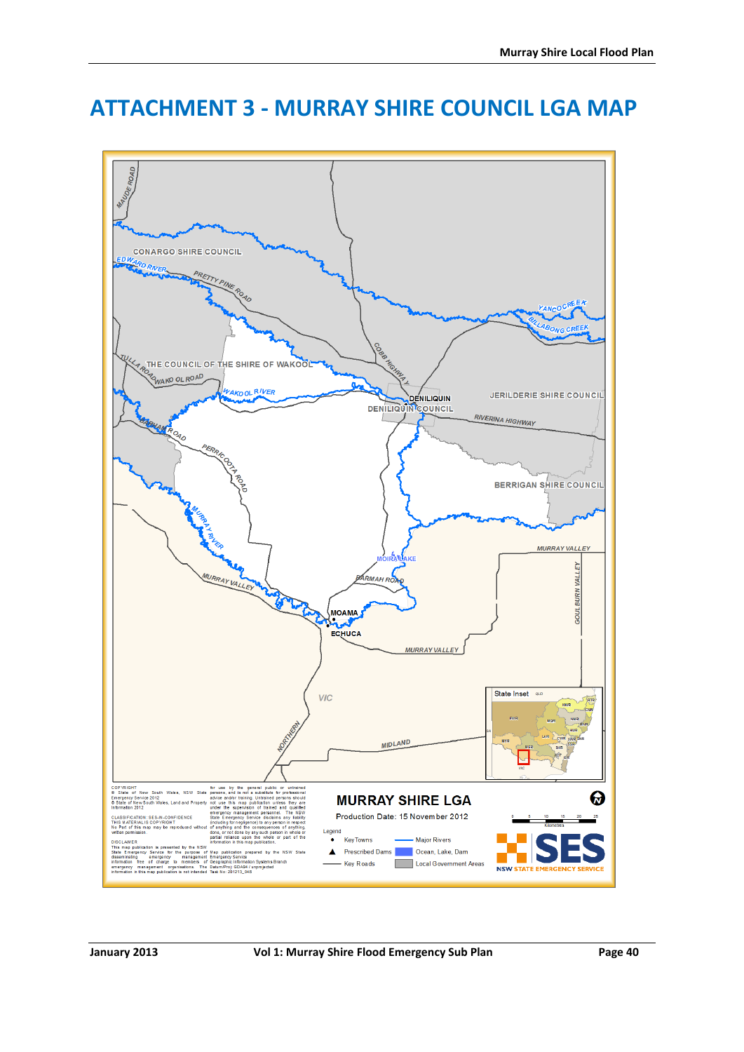# ATTACHMENT 3 - MURRAY SHIRE COUNCIL LGA MAP

MAUDE ROAD

CONARGO SHIRE COUNCIL

EDWARD RIVER

PRETTY PINE ROAD

YANCO CREEK

BILLABONG CREEK

COBB HIGHWAY

TULLA ROAD

THE COUNCIL OF THE SHIRE OF WAKOOL

WAKOOL ROAD

WAKOOL RIVER

DENILIQUIN

DENILIQUIN COUNCIL

JERILDERIE SHIRE COUNCIL

RIVERINA HIGHWAY

BARHAM ROAD

PERRICOOTA ROAD

BERRIGAN SHIRE COUNCIL

MURRAY RIVER

MURRAY VALLEY

MOIRA LAKE

GOULBURN VALLEY

MURRAY VALLEY

BARMAH ROAD

MOAMA

ECHUCA

MURRAY VALLEY

VIC

NORTHERN

MIDLAND

State Inset

COPYRIGHT
© State of New South Wales, NSW State Emergency Service 2012
© State of New South Wales, Land and Property Information 2012

CLASSIFICATION: SES-IN-CONFIDENCE
THIS MATERIAL IS COPYRIGHT
No Part of this map may be reproduced without written permission.

DISCLAIMER
This map publication is presented by the NSW State Emergency Service for the purpose of disseminating emergency management information free of charge to members of emergency management organisations. The information in this map publication is not intended for use by the general public or untrained persons, and is not a substitute for professional advice and/or training. Untrained persons should not use this map publication unless they are under the supervision of trained and qualified emergency management personnel. The NSW State Emergency Service disclaims any liability (including for negligence) to any person in respect of anything, and the consequences of anything, done, or not done by any such person in whole or partial reliance upon the whole or part of the information in this map publication.

Map publication prepared by the NSW State Emergency Service
Geographic Information Systems Branch
Datum/Proj: GDA94 / unprojected
Task No: 201213_048

**MURRAY SHIRE LGA**

Production Date: 15 November 2012

Legend
- Key Towns
- Prescribed Dams
- Key Roads
- Major Rivers
- Ocean, Lake, Dam
- Local Government Areas

0 5 10 15 20 25
Kilometres

SES
NSW STATE EMERGENCY SERVICE